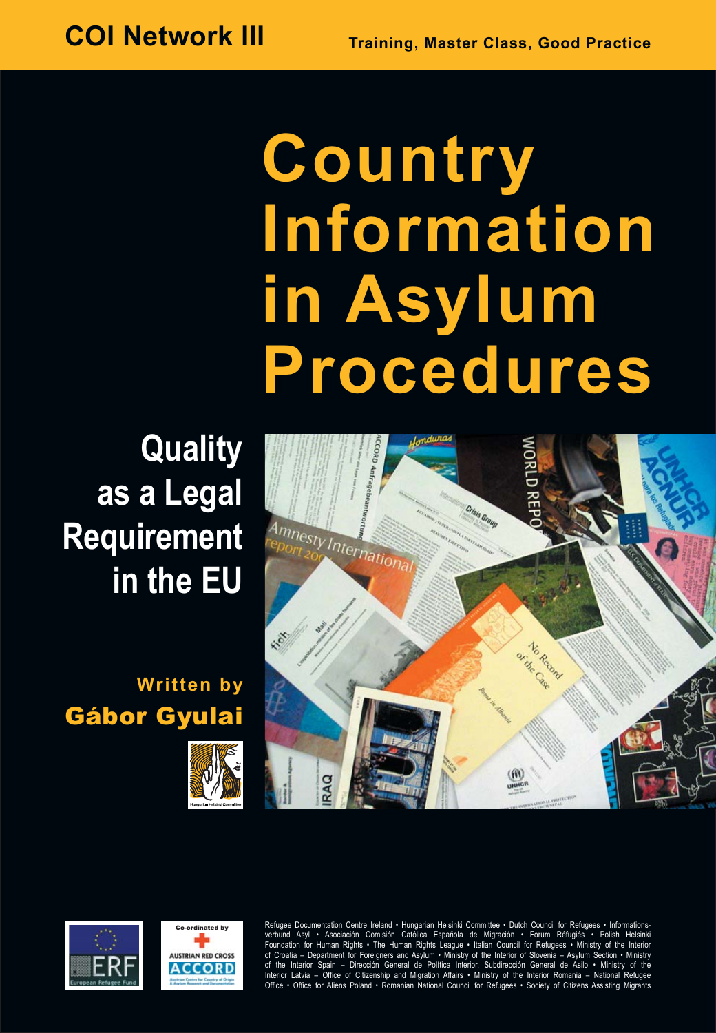**COI Network III** — Training, Master Class, Good Practice

# Country Information in Asylum Procedures

## Quality as a Legal Requirement in the EU

Written by
**Gábor Gyulai**

Hungarian Helsinki Committee

ERF European Refugee Fund

Co-ordinated by AUSTRIAN RED CROSS ACCORD Austrian Centre for Country of Origin & Asylum Research and Documentation

Refugee Documentation Centre Ireland • Hungarian Helsinki Committee • Dutch Council for Refugees • Informationsverbund Asyl • Asociación Comisión Católica Española de Migración • Forum Réfugiés • Polish Helsinki Foundation for Human Rights • The Human Rights League • Italian Council for Refugees • Ministry of the Interior of Croatia – Department for Foreigners and Asylum • Ministry of the Interior of Slovenia – Asylum Section • Ministry of the Interior Spain – Dirección General de Política Interior, Subdirección General de Asilo • Ministry of the Interior Latvia – Office of Citizenship and Migration Affairs • Ministry of the Interior Romania – National Refugee Office • Office for Aliens Poland • Romanian National Council for Refugees • Society of Citizens Assisting Migrants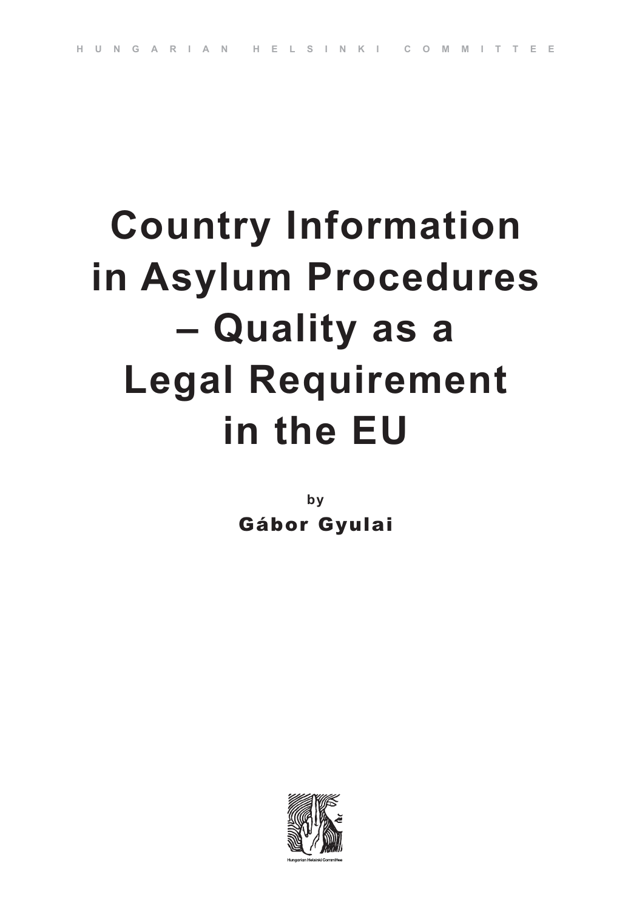HUNGARIAN HELSINKI COMMITTEE

# Country Information in Asylum Procedures – Quality as a Legal Requirement in the EU

by

**Gábor Gyulai**

Hungarian Helsinki Committee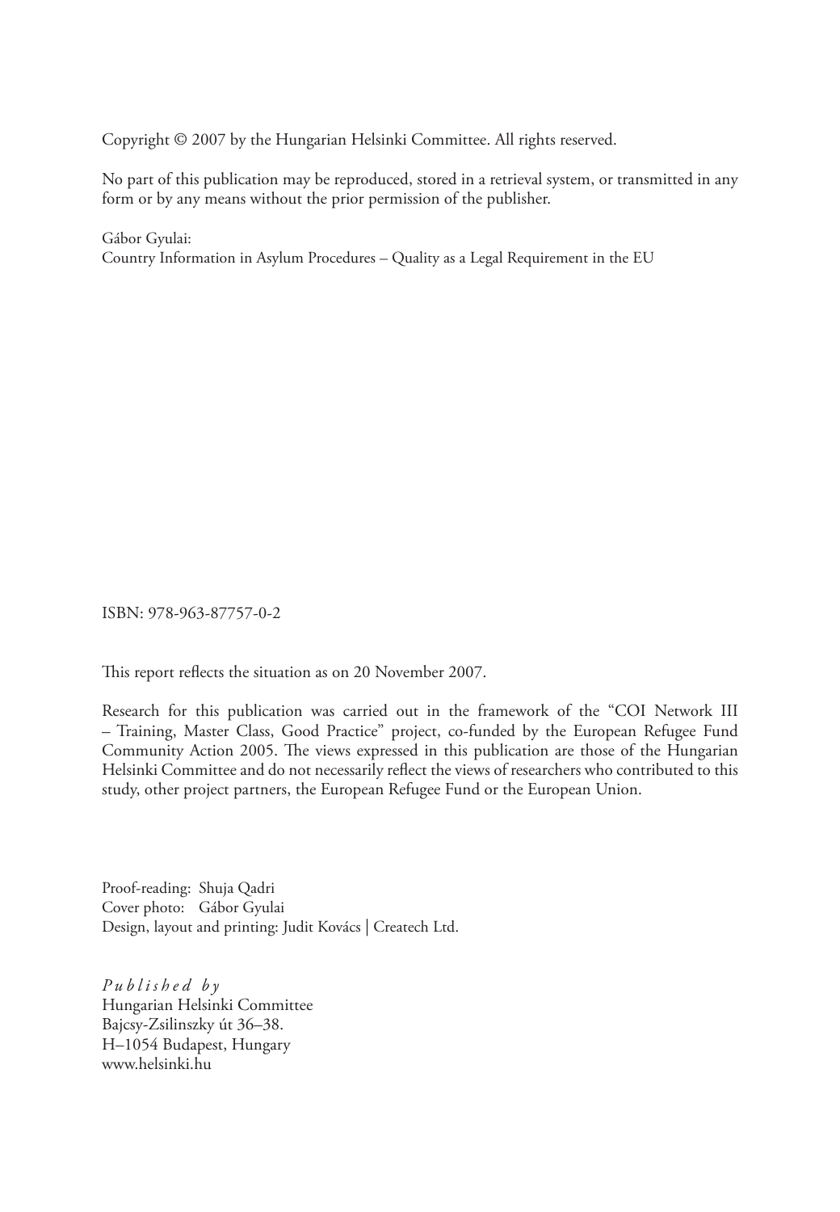Copyright © 2007 by the Hungarian Helsinki Committee. All rights reserved.

No part of this publication may be reproduced, stored in a retrieval system, or transmitted in any form or by any means without the prior permission of the publisher.

Gábor Gyulai:
Country Information in Asylum Procedures – Quality as a Legal Requirement in the EU

ISBN: 978-963-87757-0-2

This report reflects the situation as on 20 November 2007.

Research for this publication was carried out in the framework of the "COI Network III – Training, Master Class, Good Practice" project, co-funded by the European Refugee Fund Community Action 2005. The views expressed in this publication are those of the Hungarian Helsinki Committee and do not necessarily reflect the views of researchers who contributed to this study, other project partners, the European Refugee Fund or the European Union.

Proof-reading: Shuja Qadri
Cover photo: Gábor Gyulai
Design, layout and printing: Judit Kovács | Createch Ltd.

*Published by*
Hungarian Helsinki Committee
Bajcsy-Zsilinszky út 36–38.
H–1054 Budapest, Hungary
www.helsinki.hu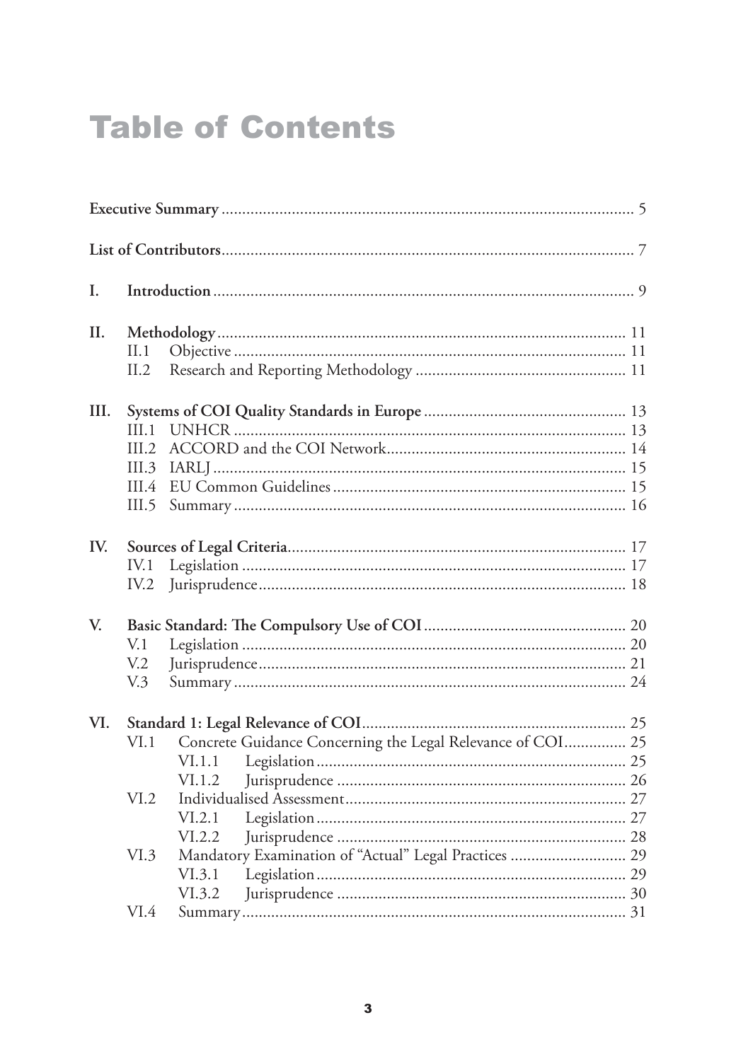# Table of Contents

**Executive Summary** .......... 5

**List of Contributors** .......... 7

**I. Introduction** .......... 9

**II. Methodology** .......... 11

- II.1 Objective .......... 11
- II.2 Research and Reporting Methodology .......... 11

**III. Systems of COI Quality Standards in Europe** .......... 13

- III.1 UNHCR .......... 13
- III.2 ACCORD and the COI Network .......... 14
- III.3 IARLJ .......... 15
- III.4 EU Common Guidelines .......... 15
- III.5 Summary .......... 16

**IV. Sources of Legal Criteria** .......... 17

- IV.1 Legislation .......... 17
- IV.2 Jurisprudence .......... 18

**V. Basic Standard: The Compulsory Use of COI** .......... 20

- V.1 Legislation .......... 20
- V.2 Jurisprudence .......... 21
- V.3 Summary .......... 24

**VI. Standard 1: Legal Relevance of COI** .......... 25

- VI.1 Concrete Guidance Concerning the Legal Relevance of COI .......... 25
  - VI.1.1 Legislation .......... 25
  - VI.1.2 Jurisprudence .......... 26
- VI.2 Individualised Assessment .......... 27
  - VI.2.1 Legislation .......... 27
  - VI.2.2 Jurisprudence .......... 28
- VI.3 Mandatory Examination of "Actual" Legal Practices .......... 29
  - VI.3.1 Legislation .......... 29
  - VI.3.2 Jurisprudence .......... 30
- VI.4 Summary .......... 31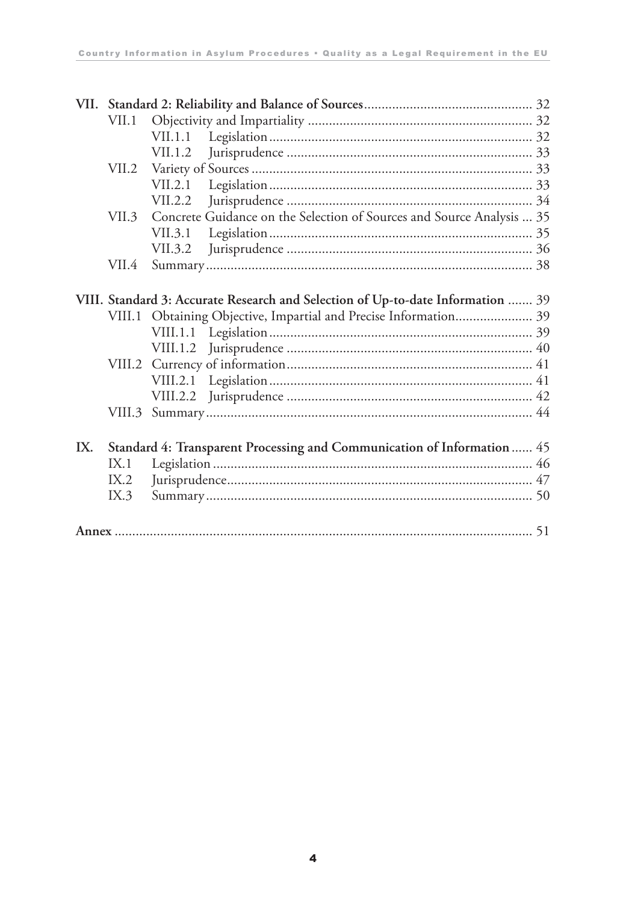**VII. Standard 2: Reliability and Balance of Sources** ........ 32

- VII.1 Objectivity and Impartiality ........ 32
  - VII.1.1 Legislation ........ 32
  - VII.1.2 Jurisprudence ........ 33
- VII.2 Variety of Sources ........ 33
  - VII.2.1 Legislation ........ 33
  - VII.2.2 Jurisprudence ........ 34
- VII.3 Concrete Guidance on the Selection of Sources and Source Analysis ........ 35
  - VII.3.1 Legislation ........ 35
  - VII.3.2 Jurisprudence ........ 36
- VII.4 Summary ........ 38

**VIII. Standard 3: Accurate Research and Selection of Up-to-date Information** ........ 39

- VIII.1 Obtaining Objective, Impartial and Precise Information ........ 39
  - VIII.1.1 Legislation ........ 39
  - VIII.1.2 Jurisprudence ........ 40
- VIII.2 Currency of information ........ 41
  - VIII.2.1 Legislation ........ 41
  - VIII.2.2 Jurisprudence ........ 42
- VIII.3 Summary ........ 44

**IX. Standard 4: Transparent Processing and Communication of Information** ........ 45

- IX.1 Legislation ........ 46
- IX.2 Jurisprudence ........ 47
- IX.3 Summary ........ 50

**Annex** ........ 51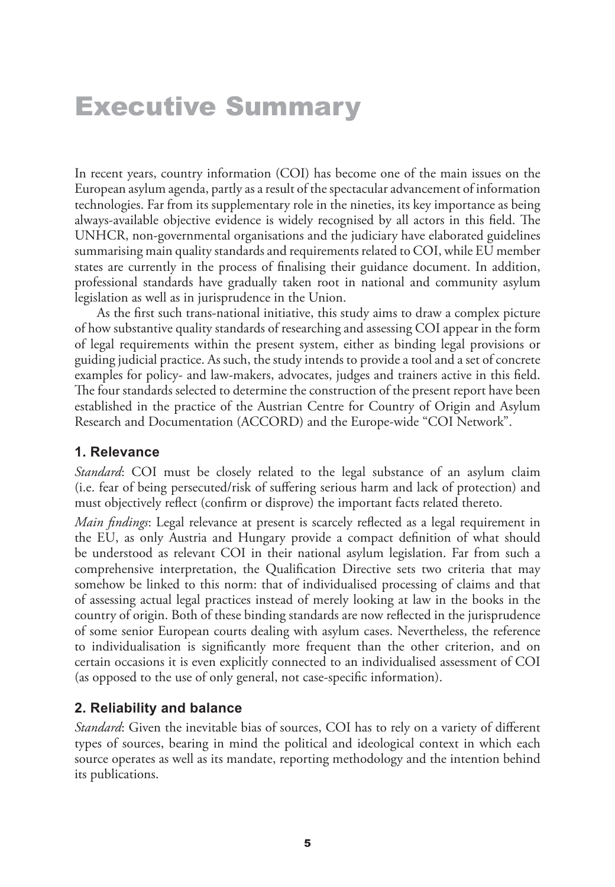# Executive Summary

In recent years, country information (COI) has become one of the main issues on the European asylum agenda, partly as a result of the spectacular advancement of information technologies. Far from its supplementary role in the nineties, its key importance as being always-available objective evidence is widely recognised by all actors in this field. The UNHCR, non-governmental organisations and the judiciary have elaborated guidelines summarising main quality standards and requirements related to COI, while EU member states are currently in the process of finalising their guidance document. In addition, professional standards have gradually taken root in national and community asylum legislation as well as in jurisprudence in the Union.

As the first such trans-national initiative, this study aims to draw a complex picture of how substantive quality standards of researching and assessing COI appear in the form of legal requirements within the present system, either as binding legal provisions or guiding judicial practice. As such, the study intends to provide a tool and a set of concrete examples for policy- and law-makers, advocates, judges and trainers active in this field. The four standards selected to determine the construction of the present report have been established in the practice of the Austrian Centre for Country of Origin and Asylum Research and Documentation (ACCORD) and the Europe-wide "COI Network".

### 1. Relevance

*Standard*: COI must be closely related to the legal substance of an asylum claim (i.e. fear of being persecuted/risk of suffering serious harm and lack of protection) and must objectively reflect (confirm or disprove) the important facts related thereto.

*Main findings*: Legal relevance at present is scarcely reflected as a legal requirement in the EU, as only Austria and Hungary provide a compact definition of what should be understood as relevant COI in their national asylum legislation. Far from such a comprehensive interpretation, the Qualification Directive sets two criteria that may somehow be linked to this norm: that of individualised processing of claims and that of assessing actual legal practices instead of merely looking at law in the books in the country of origin. Both of these binding standards are now reflected in the jurisprudence of some senior European courts dealing with asylum cases. Nevertheless, the reference to individualisation is significantly more frequent than the other criterion, and on certain occasions it is even explicitly connected to an individualised assessment of COI (as opposed to the use of only general, not case-specific information).

### 2. Reliability and balance

*Standard*: Given the inevitable bias of sources, COI has to rely on a variety of different types of sources, bearing in mind the political and ideological context in which each source operates as well as its mandate, reporting methodology and the intention behind its publications.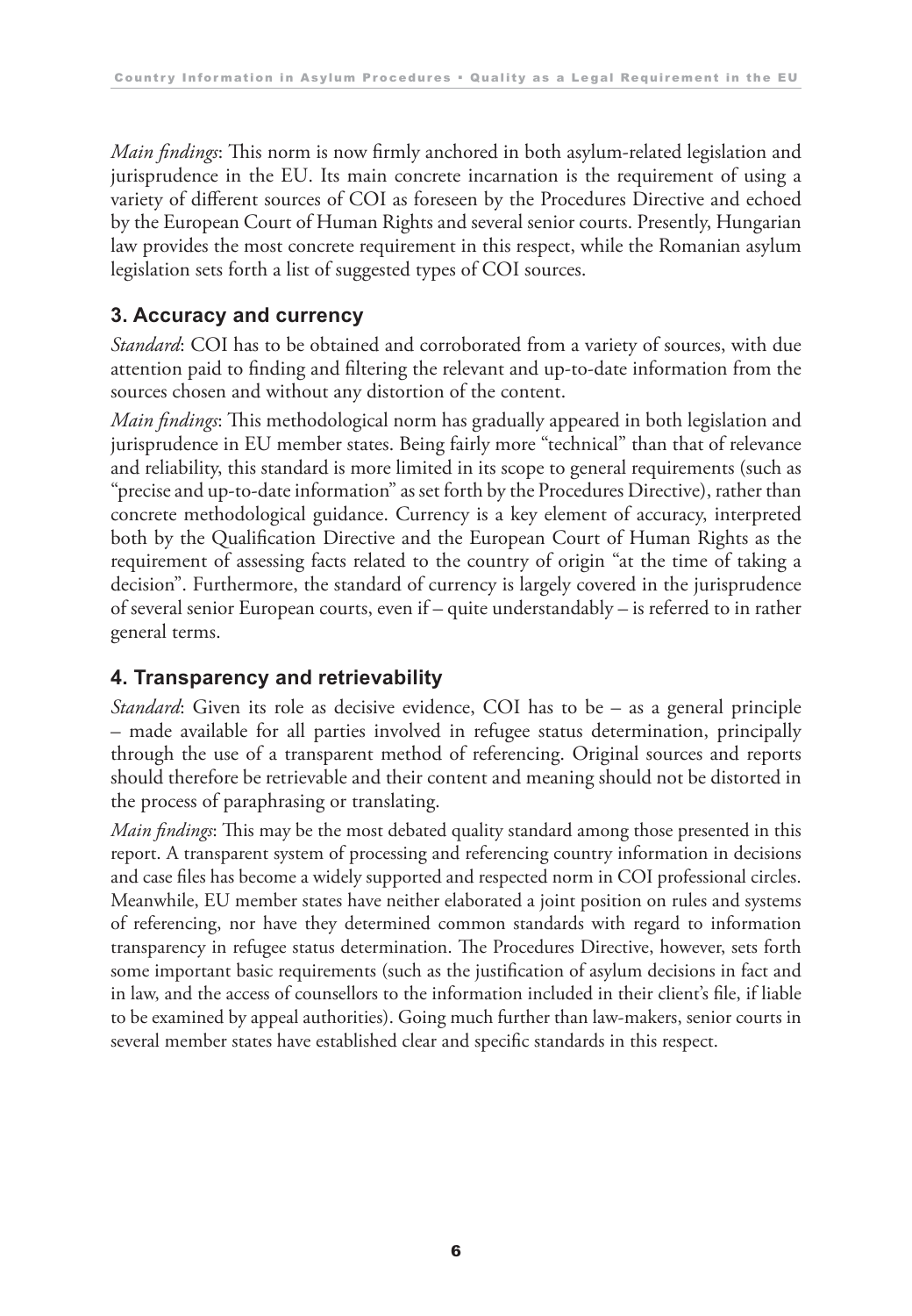*Main findings*: This norm is now firmly anchored in both asylum-related legislation and jurisprudence in the EU. Its main concrete incarnation is the requirement of using a variety of different sources of COI as foreseen by the Procedures Directive and echoed by the European Court of Human Rights and several senior courts. Presently, Hungarian law provides the most concrete requirement in this respect, while the Romanian asylum legislation sets forth a list of suggested types of COI sources.

### 3. Accuracy and currency

*Standard*: COI has to be obtained and corroborated from a variety of sources, with due attention paid to finding and filtering the relevant and up-to-date information from the sources chosen and without any distortion of the content.

*Main findings*: This methodological norm has gradually appeared in both legislation and jurisprudence in EU member states. Being fairly more "technical" than that of relevance and reliability, this standard is more limited in its scope to general requirements (such as "precise and up-to-date information" as set forth by the Procedures Directive), rather than concrete methodological guidance. Currency is a key element of accuracy, interpreted both by the Qualification Directive and the European Court of Human Rights as the requirement of assessing facts related to the country of origin "at the time of taking a decision". Furthermore, the standard of currency is largely covered in the jurisprudence of several senior European courts, even if – quite understandably – is referred to in rather general terms.

### 4. Transparency and retrievability

*Standard*: Given its role as decisive evidence, COI has to be – as a general principle – made available for all parties involved in refugee status determination, principally through the use of a transparent method of referencing. Original sources and reports should therefore be retrievable and their content and meaning should not be distorted in the process of paraphrasing or translating.

*Main findings*: This may be the most debated quality standard among those presented in this report. A transparent system of processing and referencing country information in decisions and case files has become a widely supported and respected norm in COI professional circles. Meanwhile, EU member states have neither elaborated a joint position on rules and systems of referencing, nor have they determined common standards with regard to information transparency in refugee status determination. The Procedures Directive, however, sets forth some important basic requirements (such as the justification of asylum decisions in fact and in law, and the access of counsellors to the information included in their client's file, if liable to be examined by appeal authorities). Going much further than law-makers, senior courts in several member states have established clear and specific standards in this respect.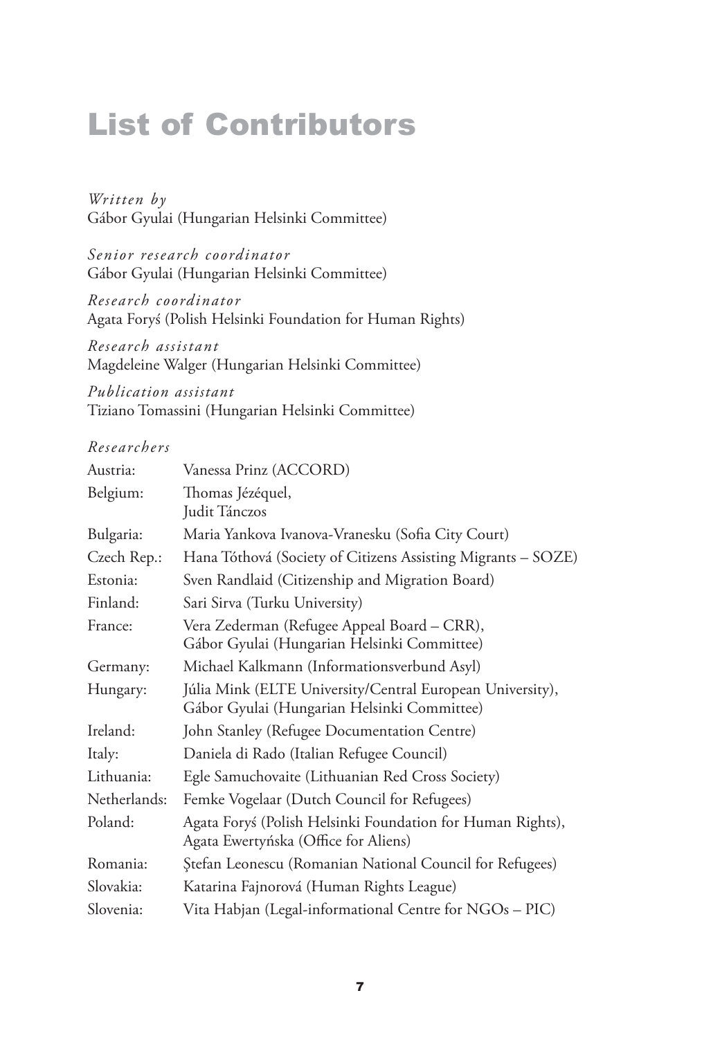# List of Contributors

*Written by*
Gábor Gyulai (Hungarian Helsinki Committee)

*Senior research coordinator*
Gábor Gyulai (Hungarian Helsinki Committee)

*Research coordinator*
Agata Foryś (Polish Helsinki Foundation for Human Rights)

*Research assistant*
Magdeleine Walger (Hungarian Helsinki Committee)

*Publication assistant*
Tiziano Tomassini (Hungarian Helsinki Committee)

*Researchers*

| | |
|---|---|
| Austria: | Vanessa Prinz (ACCORD) |
| Belgium: | Thomas Jézéquel, Judit Tánczos |
| Bulgaria: | Maria Yankova Ivanova-Vranesku (Sofia City Court) |
| Czech Rep.: | Hana Tóthová (Society of Citizens Assisting Migrants – SOZE) |
| Estonia: | Sven Randlaid (Citizenship and Migration Board) |
| Finland: | Sari Sirva (Turku University) |
| France: | Vera Zederman (Refugee Appeal Board – CRR), Gábor Gyulai (Hungarian Helsinki Committee) |
| Germany: | Michael Kalkmann (Informationsverbund Asyl) |
| Hungary: | Júlia Mink (ELTE University/Central European University), Gábor Gyulai (Hungarian Helsinki Committee) |
| Ireland: | John Stanley (Refugee Documentation Centre) |
| Italy: | Daniela di Rado (Italian Refugee Council) |
| Lithuania: | Egle Samuchovaite (Lithuanian Red Cross Society) |
| Netherlands: | Femke Vogelaar (Dutch Council for Refugees) |
| Poland: | Agata Foryś (Polish Helsinki Foundation for Human Rights), Agata Ewertyńska (Office for Aliens) |
| Romania: | Ştefan Leonescu (Romanian National Council for Refugees) |
| Slovakia: | Katarina Fajnorová (Human Rights League) |
| Slovenia: | Vita Habjan (Legal-informational Centre for NGOs – PIC) |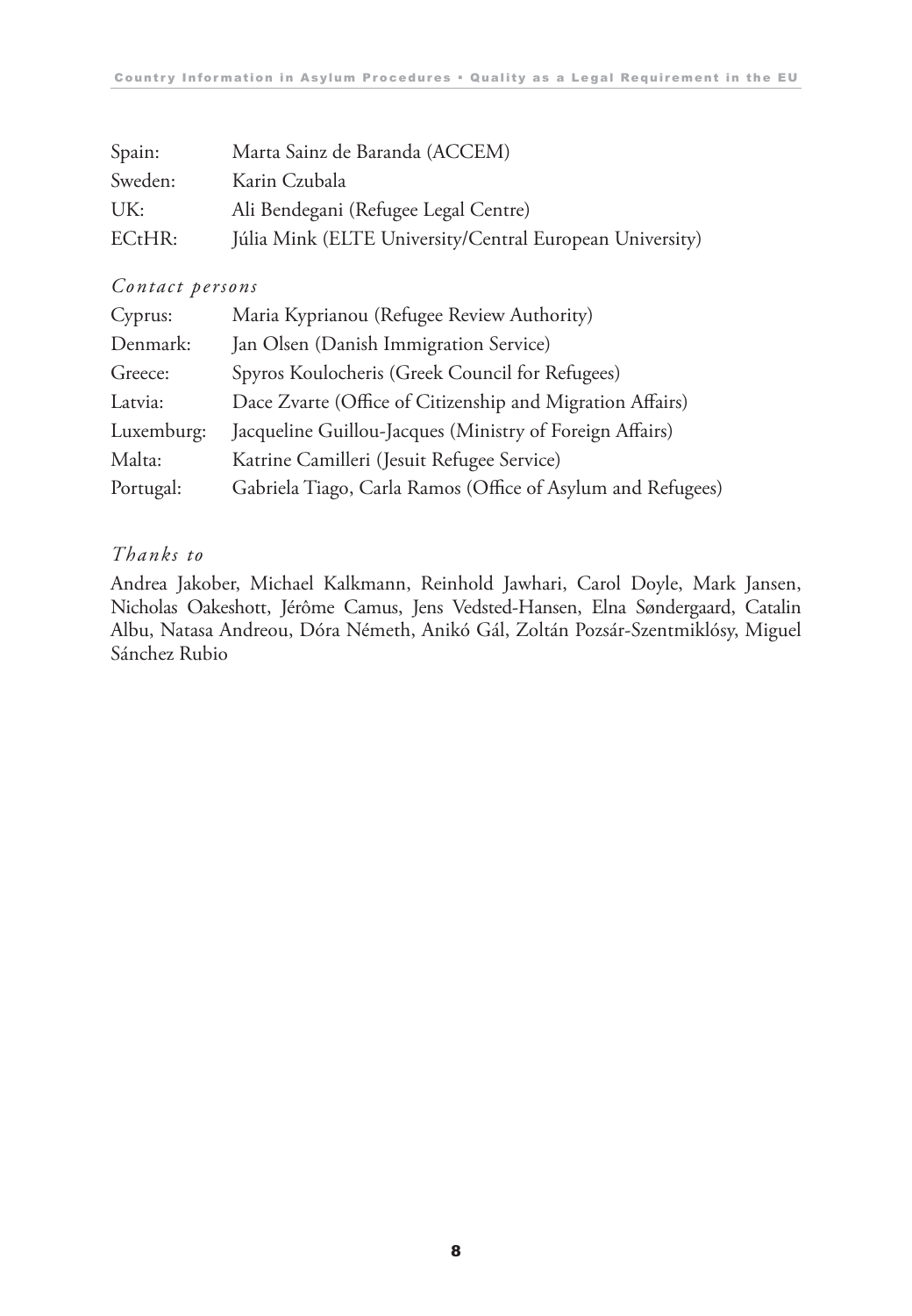Spain: Marta Sainz de Baranda (ACCEM)
Sweden: Karin Czubala
UK: Ali Bendegani (Refugee Legal Centre)
ECtHR: Júlia Mink (ELTE University/Central European University)

*Contact persons*

Cyprus: Maria Kyprianou (Refugee Review Authority)
Denmark: Jan Olsen (Danish Immigration Service)
Greece: Spyros Koulocheris (Greek Council for Refugees)
Latvia: Dace Zvarte (Office of Citizenship and Migration Affairs)
Luxemburg: Jacqueline Guillou-Jacques (Ministry of Foreign Affairs)
Malta: Katrine Camilleri (Jesuit Refugee Service)
Portugal: Gabriela Tiago, Carla Ramos (Office of Asylum and Refugees)

*Thanks to*

Andrea Jakober, Michael Kalkmann, Reinhold Jawhari, Carol Doyle, Mark Jansen, Nicholas Oakeshott, Jérôme Camus, Jens Vedsted-Hansen, Elna Søndergaard, Catalin Albu, Natasa Andreou, Dóra Németh, Anikó Gál, Zoltán Pozsár-Szentmiklósy, Miguel Sánchez Rubio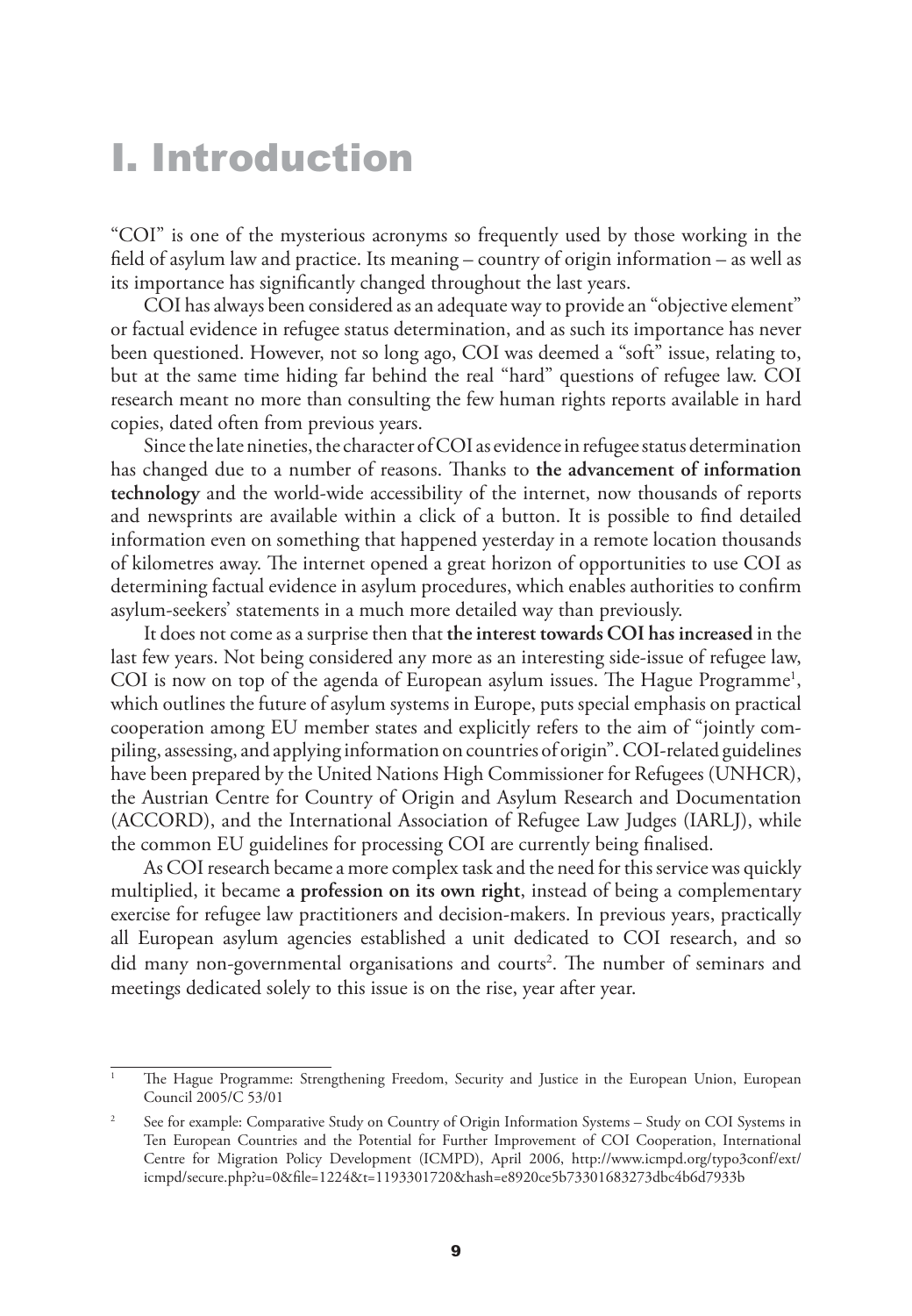# I. Introduction

"COI" is one of the mysterious acronyms so frequently used by those working in the field of asylum law and practice. Its meaning – country of origin information – as well as its importance has significantly changed throughout the last years.

COI has always been considered as an adequate way to provide an "objective element" or factual evidence in refugee status determination, and as such its importance has never been questioned. However, not so long ago, COI was deemed a "soft" issue, relating to, but at the same time hiding far behind the real "hard" questions of refugee law. COI research meant no more than consulting the few human rights reports available in hard copies, dated often from previous years.

Since the late nineties, the character of COI as evidence in refugee status determination has changed due to a number of reasons. Thanks to **the advancement of information technology** and the world-wide accessibility of the internet, now thousands of reports and newsprints are available within a click of a button. It is possible to find detailed information even on something that happened yesterday in a remote location thousands of kilometres away. The internet opened a great horizon of opportunities to use COI as determining factual evidence in asylum procedures, which enables authorities to confirm asylum-seekers' statements in a much more detailed way than previously.

It does not come as a surprise then that **the interest towards COI has increased** in the last few years. Not being considered any more as an interesting side-issue of refugee law, COI is now on top of the agenda of European asylum issues. The Hague Programme[1], which outlines the future of asylum systems in Europe, puts special emphasis on practical cooperation among EU member states and explicitly refers to the aim of "jointly compiling, assessing, and applying information on countries of origin". COI-related guidelines have been prepared by the United Nations High Commissioner for Refugees (UNHCR), the Austrian Centre for Country of Origin and Asylum Research and Documentation (ACCORD), and the International Association of Refugee Law Judges (IARLJ), while the common EU guidelines for processing COI are currently being finalised.

As COI research became a more complex task and the need for this service was quickly multiplied, it became **a profession on its own right**, instead of being a complementary exercise for refugee law practitioners and decision-makers. In previous years, practically all European asylum agencies established a unit dedicated to COI research, and so did many non-governmental organisations and courts[2]. The number of seminars and meetings dedicated solely to this issue is on the rise, year after year.

---

[1] The Hague Programme: Strengthening Freedom, Security and Justice in the European Union, European Council 2005/C 53/01

[2] See for example: Comparative Study on Country of Origin Information Systems – Study on COI Systems in Ten European Countries and the Potential for Further Improvement of COI Cooperation, International Centre for Migration Policy Development (ICMPD), April 2006, http://www.icmpd.org/typo3conf/ext/icmpd/secure.php?u=0&file=1224&t=1193301720&hash=e8920ce5b73301683273dbc4b6d7933b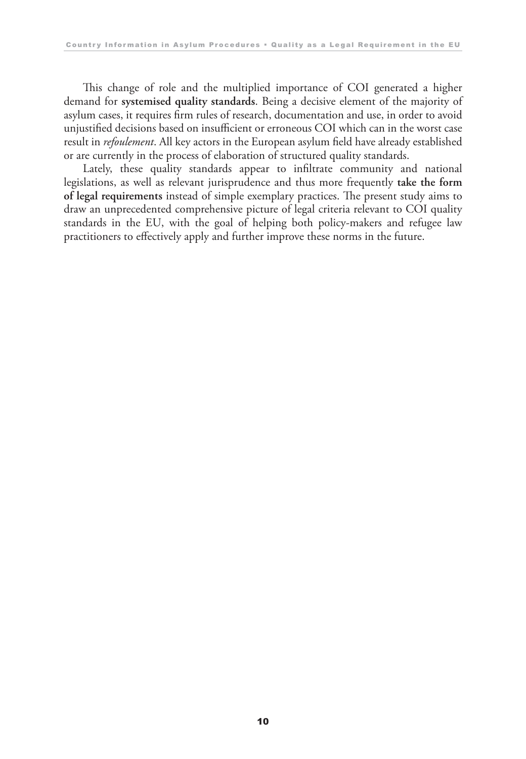This change of role and the multiplied importance of COI generated a higher demand for **systemised quality standards**. Being a decisive element of the majority of asylum cases, it requires firm rules of research, documentation and use, in order to avoid unjustified decisions based on insufficient or erroneous COI which can in the worst case result in *refoulement*. All key actors in the European asylum field have already established or are currently in the process of elaboration of structured quality standards.

Lately, these quality standards appear to infiltrate community and national legislations, as well as relevant jurisprudence and thus more frequently **take the form of legal requirements** instead of simple exemplary practices. The present study aims to draw an unprecedented comprehensive picture of legal criteria relevant to COI quality standards in the EU, with the goal of helping both policy-makers and refugee law practitioners to effectively apply and further improve these norms in the future.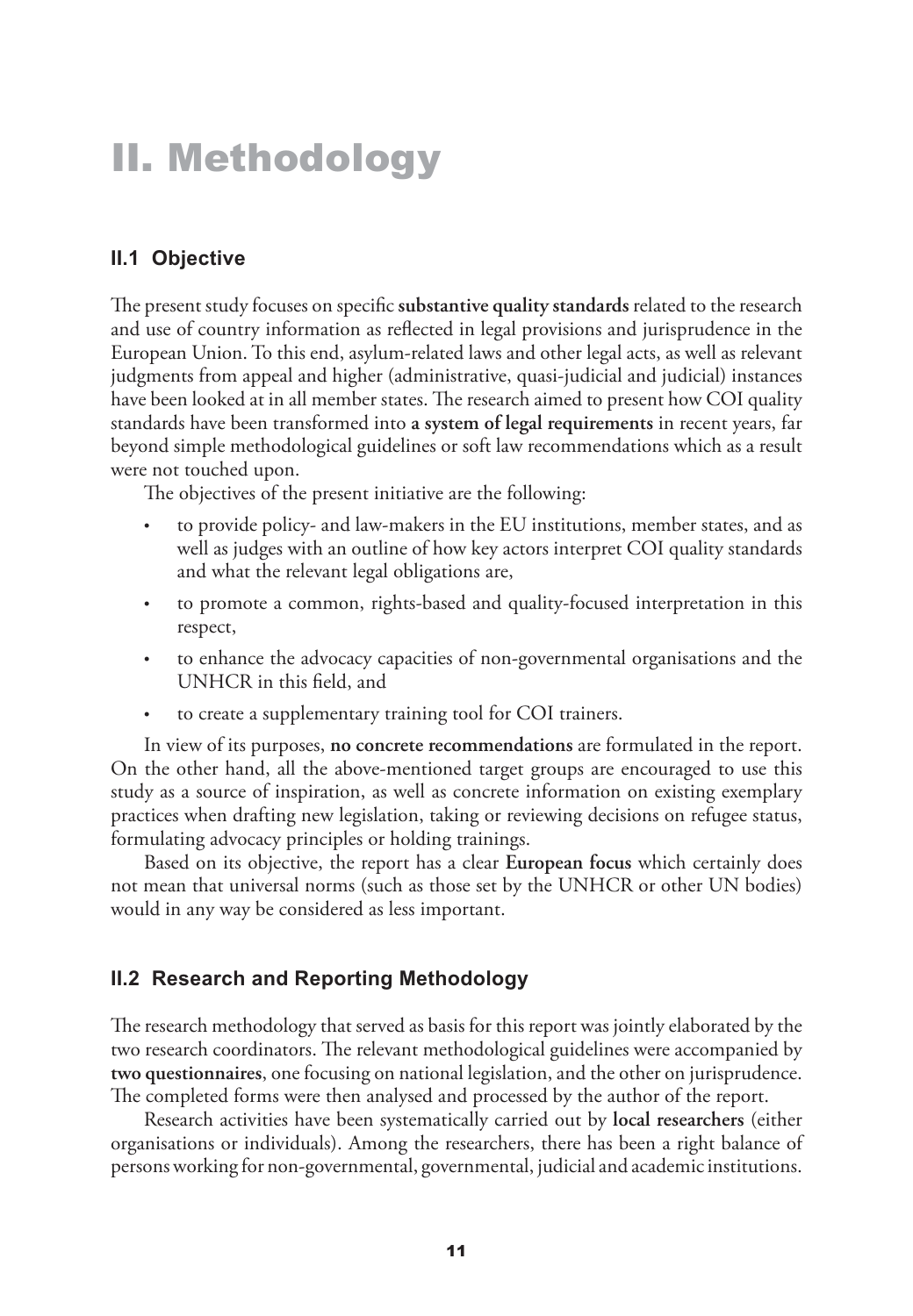# II. Methodology

## II.1 Objective

The present study focuses on specific **substantive quality standards** related to the research and use of country information as reflected in legal provisions and jurisprudence in the European Union. To this end, asylum-related laws and other legal acts, as well as relevant judgments from appeal and higher (administrative, quasi-judicial and judicial) instances have been looked at in all member states. The research aimed to present how COI quality standards have been transformed into **a system of legal requirements** in recent years, far beyond simple methodological guidelines or soft law recommendations which as a result were not touched upon.

The objectives of the present initiative are the following:

- to provide policy- and law-makers in the EU institutions, member states, and as well as judges with an outline of how key actors interpret COI quality standards and what the relevant legal obligations are,
- to promote a common, rights-based and quality-focused interpretation in this respect,
- to enhance the advocacy capacities of non-governmental organisations and the UNHCR in this field, and
- to create a supplementary training tool for COI trainers.

In view of its purposes, **no concrete recommendations** are formulated in the report. On the other hand, all the above-mentioned target groups are encouraged to use this study as a source of inspiration, as well as concrete information on existing exemplary practices when drafting new legislation, taking or reviewing decisions on refugee status, formulating advocacy principles or holding trainings.

Based on its objective, the report has a clear **European focus** which certainly does not mean that universal norms (such as those set by the UNHCR or other UN bodies) would in any way be considered as less important.

## II.2 Research and Reporting Methodology

The research methodology that served as basis for this report was jointly elaborated by the two research coordinators. The relevant methodological guidelines were accompanied by **two questionnaires**, one focusing on national legislation, and the other on jurisprudence. The completed forms were then analysed and processed by the author of the report.

Research activities have been systematically carried out by **local researchers** (either organisations or individuals). Among the researchers, there has been a right balance of persons working for non-governmental, governmental, judicial and academic institutions.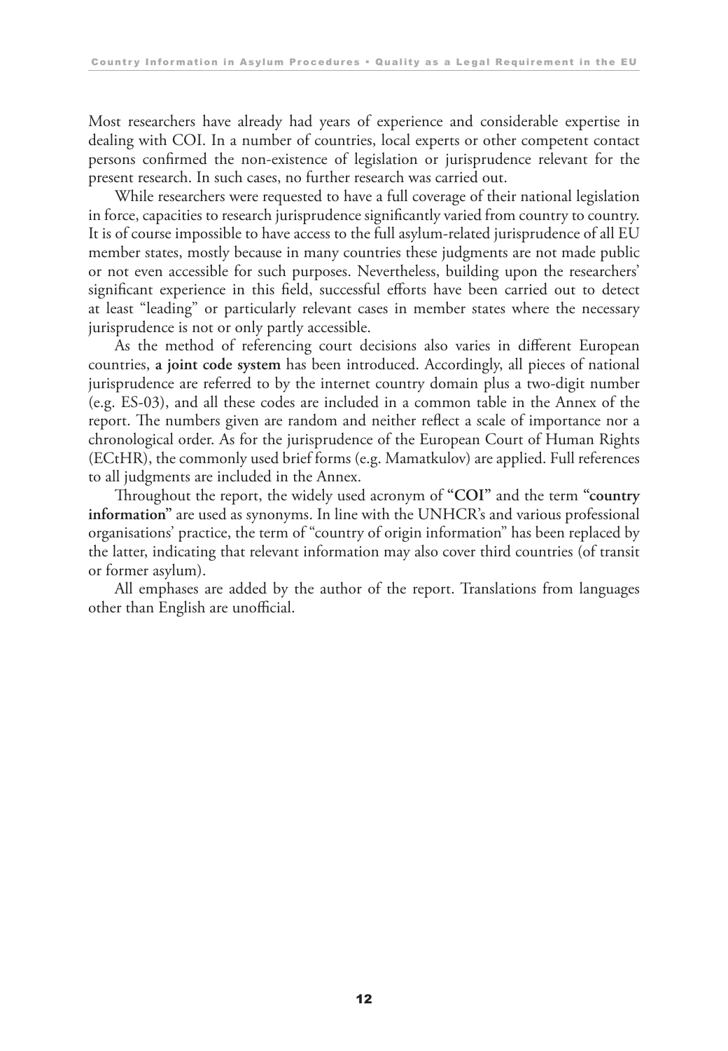Most researchers have already had years of experience and considerable expertise in dealing with COI. In a number of countries, local experts or other competent contact persons confirmed the non-existence of legislation or jurisprudence relevant for the present research. In such cases, no further research was carried out.

While researchers were requested to have a full coverage of their national legislation in force, capacities to research jurisprudence significantly varied from country to country. It is of course impossible to have access to the full asylum-related jurisprudence of all EU member states, mostly because in many countries these judgments are not made public or not even accessible for such purposes. Nevertheless, building upon the researchers' significant experience in this field, successful efforts have been carried out to detect at least "leading" or particularly relevant cases in member states where the necessary jurisprudence is not or only partly accessible.

As the method of referencing court decisions also varies in different European countries, **a joint code system** has been introduced. Accordingly, all pieces of national jurisprudence are referred to by the internet country domain plus a two-digit number (e.g. ES-03), and all these codes are included in a common table in the Annex of the report. The numbers given are random and neither reflect a scale of importance nor a chronological order. As for the jurisprudence of the European Court of Human Rights (ECtHR), the commonly used brief forms (e.g. Mamatkulov) are applied. Full references to all judgments are included in the Annex.

Throughout the report, the widely used acronym of "**COI**" and the term "**country information**" are used as synonyms. In line with the UNHCR's and various professional organisations' practice, the term of "country of origin information" has been replaced by the latter, indicating that relevant information may also cover third countries (of transit or former asylum).

All emphases are added by the author of the report. Translations from languages other than English are unofficial.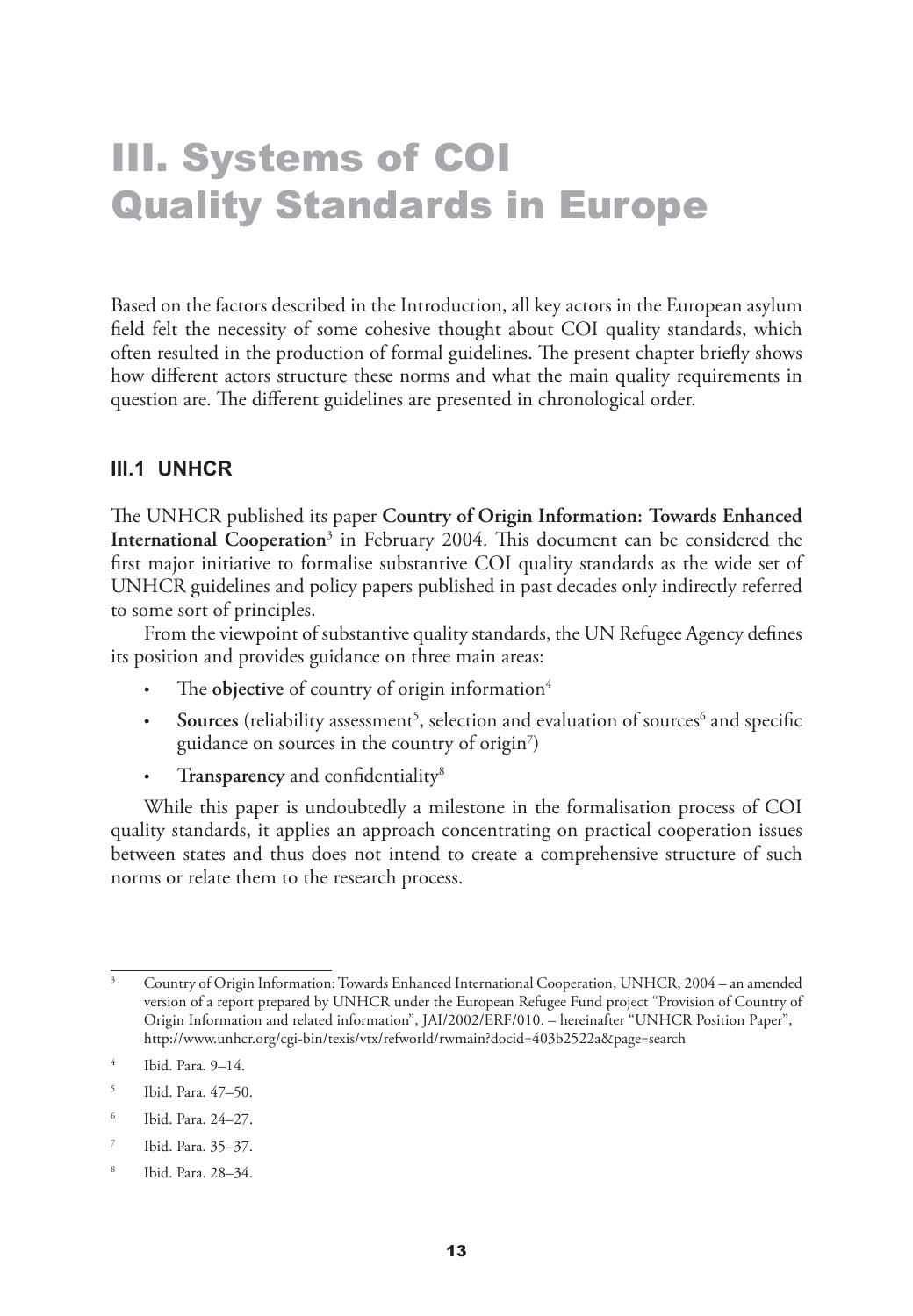# III. Systems of COI Quality Standards in Europe

Based on the factors described in the Introduction, all key actors in the European asylum field felt the necessity of some cohesive thought about COI quality standards, which often resulted in the production of formal guidelines. The present chapter briefly shows how different actors structure these norms and what the main quality requirements in question are. The different guidelines are presented in chronological order.

## III.1 UNHCR

The UNHCR published its paper **Country of Origin Information: Towards Enhanced International Cooperation**[3] in February 2004. This document can be considered the first major initiative to formalise substantive COI quality standards as the wide set of UNHCR guidelines and policy papers published in past decades only indirectly referred to some sort of principles.

From the viewpoint of substantive quality standards, the UN Refugee Agency defines its position and provides guidance on three main areas:

- The **objective** of country of origin information[4]
- **Sources** (reliability assessment[5], selection and evaluation of sources[6] and specific guidance on sources in the country of origin[7])
- **Transparency** and confidentiality[8]

While this paper is undoubtedly a milestone in the formalisation process of COI quality standards, it applies an approach concentrating on practical cooperation issues between states and thus does not intend to create a comprehensive structure of such norms or relate them to the research process.

---

[3] Country of Origin Information: Towards Enhanced International Cooperation, UNHCR, 2004 – an amended version of a report prepared by UNHCR under the European Refugee Fund project "Provision of Country of Origin Information and related information", JAI/2002/ERF/010. – hereinafter "UNHCR Position Paper", http://www.unhcr.org/cgi-bin/texis/vtx/refworld/rwmain?docid=403b2522a&page=search

[4] Ibid. Para. 9–14.

[5] Ibid. Para. 47–50.

[6] Ibid. Para. 24–27.

[7] Ibid. Para. 35–37.

[8] Ibid. Para. 28–34.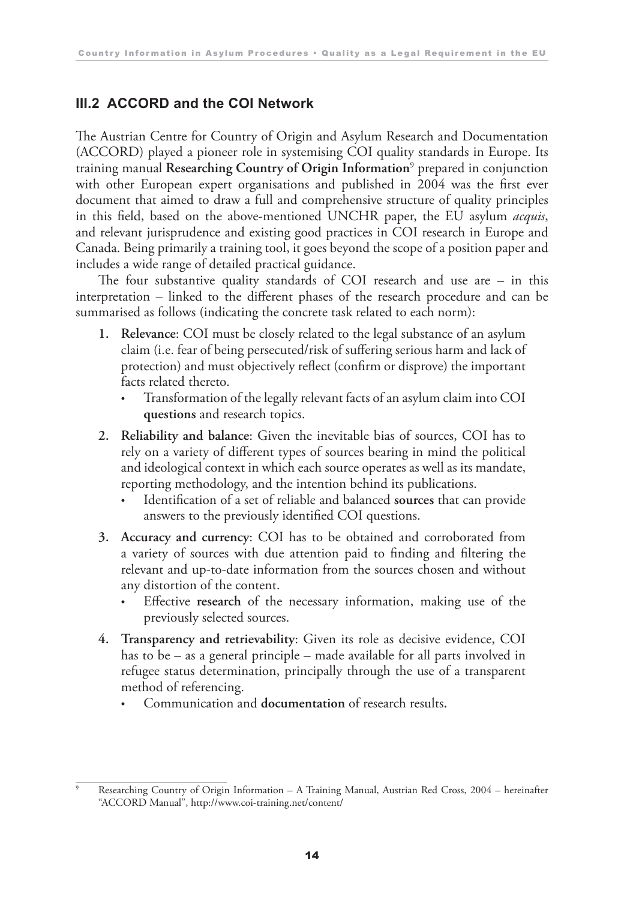## III.2 ACCORD and the COI Network

The Austrian Centre for Country of Origin and Asylum Research and Documentation (ACCORD) played a pioneer role in systemising COI quality standards in Europe. Its training manual **Researching Country of Origin Information**[9] prepared in conjunction with other European expert organisations and published in 2004 was the first ever document that aimed to draw a full and comprehensive structure of quality principles in this field, based on the above-mentioned UNCHR paper, the EU asylum *acquis*, and relevant jurisprudence and existing good practices in COI research in Europe and Canada. Being primarily a training tool, it goes beyond the scope of a position paper and includes a wide range of detailed practical guidance.

The four substantive quality standards of COI research and use are – in this interpretation – linked to the different phases of the research procedure and can be summarised as follows (indicating the concrete task related to each norm):

1. **Relevance**: COI must be closely related to the legal substance of an asylum claim (i.e. fear of being persecuted/risk of suffering serious harm and lack of protection) and must objectively reflect (confirm or disprove) the important facts related thereto.
   - Transformation of the legally relevant facts of an asylum claim into COI **questions** and research topics.
2. **Reliability and balance**: Given the inevitable bias of sources, COI has to rely on a variety of different types of sources bearing in mind the political and ideological context in which each source operates as well as its mandate, reporting methodology, and the intention behind its publications.
   - Identification of a set of reliable and balanced **sources** that can provide answers to the previously identified COI questions.
3. **Accuracy and currency**: COI has to be obtained and corroborated from a variety of sources with due attention paid to finding and filtering the relevant and up-to-date information from the sources chosen and without any distortion of the content.
   - Effective **research** of the necessary information, making use of the previously selected sources.
4. **Transparency and retrievability**: Given its role as decisive evidence, COI has to be – as a general principle – made available for all parts involved in refugee status determination, principally through the use of a transparent method of referencing.
   - Communication and **documentation** of research results.

[9] Researching Country of Origin Information – A Training Manual, Austrian Red Cross, 2004 – hereinafter "ACCORD Manual", http://www.coi-training.net/content/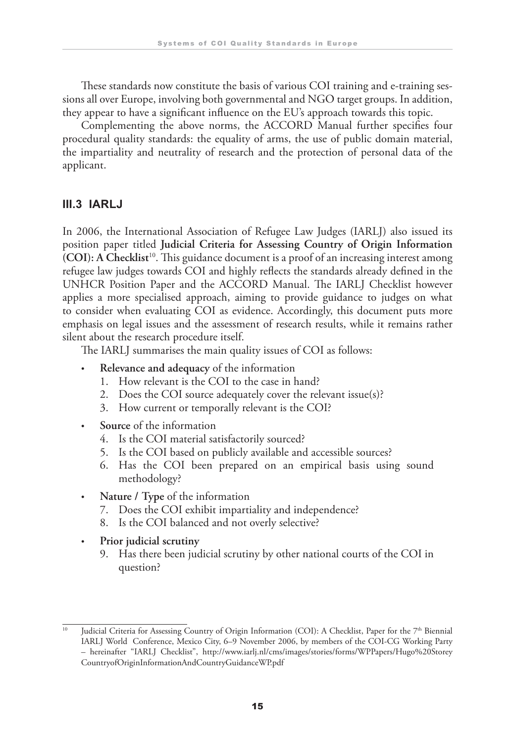These standards now constitute the basis of various COI training and e-training sessions all over Europe, involving both governmental and NGO target groups. In addition, they appear to have a significant influence on the EU's approach towards this topic.

Complementing the above norms, the ACCORD Manual further specifies four procedural quality standards: the equality of arms, the use of public domain material, the impartiality and neutrality of research and the protection of personal data of the applicant.

## III.3 IARLJ

In 2006, the International Association of Refugee Law Judges (IARLJ) also issued its position paper titled **Judicial Criteria for Assessing Country of Origin Information (COI): A Checklist**[10]. This guidance document is a proof of an increasing interest among refugee law judges towards COI and highly reflects the standards already defined in the UNHCR Position Paper and the ACCORD Manual. The IARLJ Checklist however applies a more specialised approach, aiming to provide guidance to judges on what to consider when evaluating COI as evidence. Accordingly, this document puts more emphasis on legal issues and the assessment of research results, while it remains rather silent about the research procedure itself.

The IARLJ summarises the main quality issues of COI as follows:

- **Relevance and adequacy** of the information
  1. How relevant is the COI to the case in hand?
  2. Does the COI source adequately cover the relevant issue(s)?
  3. How current or temporally relevant is the COI?
- **Source** of the information
  4. Is the COI material satisfactorily sourced?
  5. Is the COI based on publicly available and accessible sources?
  6. Has the COI been prepared on an empirical basis using sound methodology?
- **Nature / Type** of the information
  7. Does the COI exhibit impartiality and independence?
  8. Is the COI balanced and not overly selective?
- **Prior judicial scrutiny**
  9. Has there been judicial scrutiny by other national courts of the COI in question?

---

[10] Judicial Criteria for Assessing Country of Origin Information (COI): A Checklist, Paper for the 7th Biennial IARLJ World Conference, Mexico City, 6–9 November 2006, by members of the COI-CG Working Party – hereinafter "IARLJ Checklist", http://www.iarlj.nl/cms/images/stories/forms/WPPapers/Hugo%20StoreyCountryofOriginInformationAndCountryGuidanceWP.pdf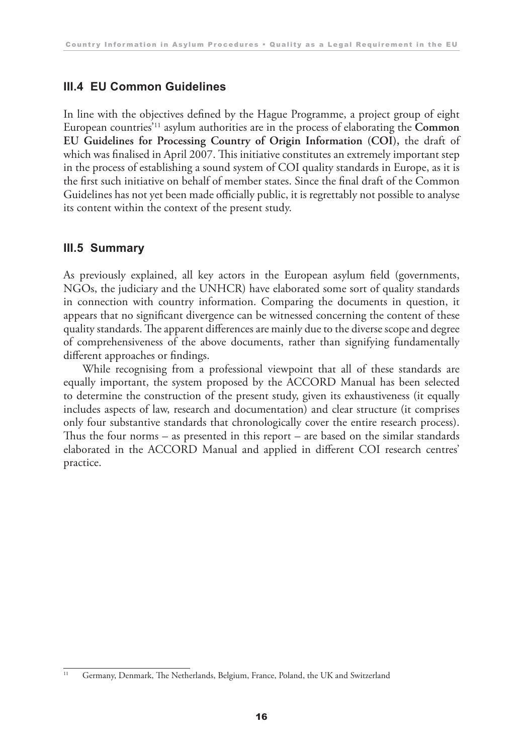## III.4 EU Common Guidelines

In line with the objectives defined by the Hague Programme, a project group of eight European countries'[11] asylum authorities are in the process of elaborating the **Common EU Guidelines for Processing Country of Origin Information (COI)**, the draft of which was finalised in April 2007. This initiative constitutes an extremely important step in the process of establishing a sound system of COI quality standards in Europe, as it is the first such initiative on behalf of member states. Since the final draft of the Common Guidelines has not yet been made officially public, it is regrettably not possible to analyse its content within the context of the present study.

## III.5 Summary

As previously explained, all key actors in the European asylum field (governments, NGOs, the judiciary and the UNHCR) have elaborated some sort of quality standards in connection with country information. Comparing the documents in question, it appears that no significant divergence can be witnessed concerning the content of these quality standards. The apparent differences are mainly due to the diverse scope and degree of comprehensiveness of the above documents, rather than signifying fundamentally different approaches or findings.

While recognising from a professional viewpoint that all of these standards are equally important, the system proposed by the ACCORD Manual has been selected to determine the construction of the present study, given its exhaustiveness (it equally includes aspects of law, research and documentation) and clear structure (it comprises only four substantive standards that chronologically cover the entire research process). Thus the four norms – as presented in this report – are based on the similar standards elaborated in the ACCORD Manual and applied in different COI research centres' practice.

[11] Germany, Denmark, The Netherlands, Belgium, France, Poland, the UK and Switzerland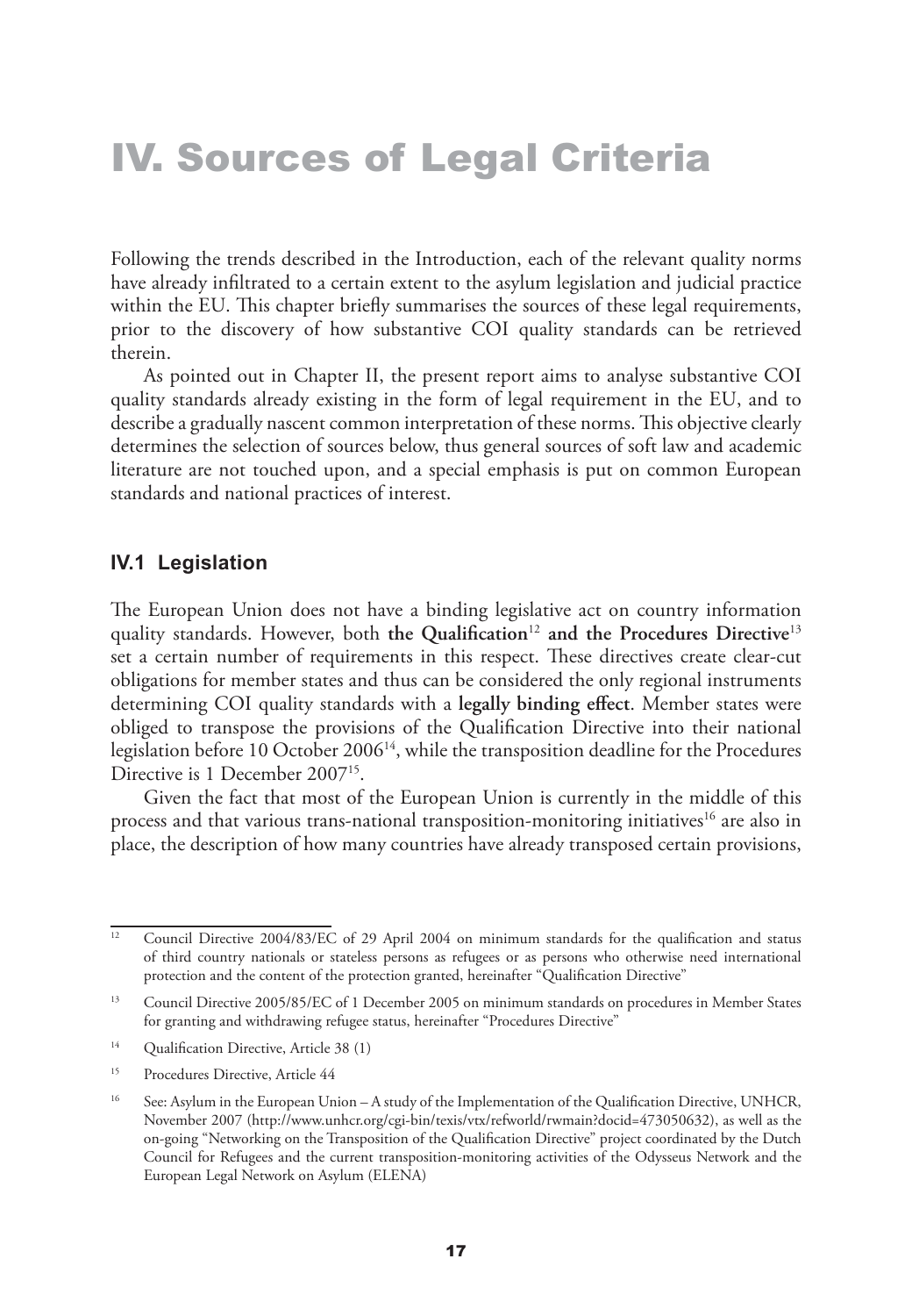# IV. Sources of Legal Criteria

Following the trends described in the Introduction, each of the relevant quality norms have already infiltrated to a certain extent to the asylum legislation and judicial practice within the EU. This chapter briefly summarises the sources of these legal requirements, prior to the discovery of how substantive COI quality standards can be retrieved therein.

As pointed out in Chapter II, the present report aims to analyse substantive COI quality standards already existing in the form of legal requirement in the EU, and to describe a gradually nascent common interpretation of these norms. This objective clearly determines the selection of sources below, thus general sources of soft law and academic literature are not touched upon, and a special emphasis is put on common European standards and national practices of interest.

## IV.1 Legislation

The European Union does not have a binding legislative act on country information quality standards. However, both **the Qualification**[12] **and the Procedures Directive**[13] set a certain number of requirements in this respect. These directives create clear-cut obligations for member states and thus can be considered the only regional instruments determining COI quality standards with a **legally binding effect**. Member states were obliged to transpose the provisions of the Qualification Directive into their national legislation before 10 October 2006[14], while the transposition deadline for the Procedures Directive is 1 December 2007[15].

Given the fact that most of the European Union is currently in the middle of this process and that various trans-national transposition-monitoring initiatives[16] are also in place, the description of how many countries have already transposed certain provisions,

---

[12] Council Directive 2004/83/EC of 29 April 2004 on minimum standards for the qualification and status of third country nationals or stateless persons as refugees or as persons who otherwise need international protection and the content of the protection granted, hereinafter "Qualification Directive"

[13] Council Directive 2005/85/EC of 1 December 2005 on minimum standards on procedures in Member States for granting and withdrawing refugee status, hereinafter "Procedures Directive"

[14] Qualification Directive, Article 38 (1)

[15] Procedures Directive, Article 44

[16] See: Asylum in the European Union – A study of the Implementation of the Qualification Directive, UNHCR, November 2007 (http://www.unhcr.org/cgi-bin/texis/vtx/refworld/rwmain?docid=473050632), as well as the on-going "Networking on the Transposition of the Qualification Directive" project coordinated by the Dutch Council for Refugees and the current transposition-monitoring activities of the Odysseus Network and the European Legal Network on Asylum (ELENA)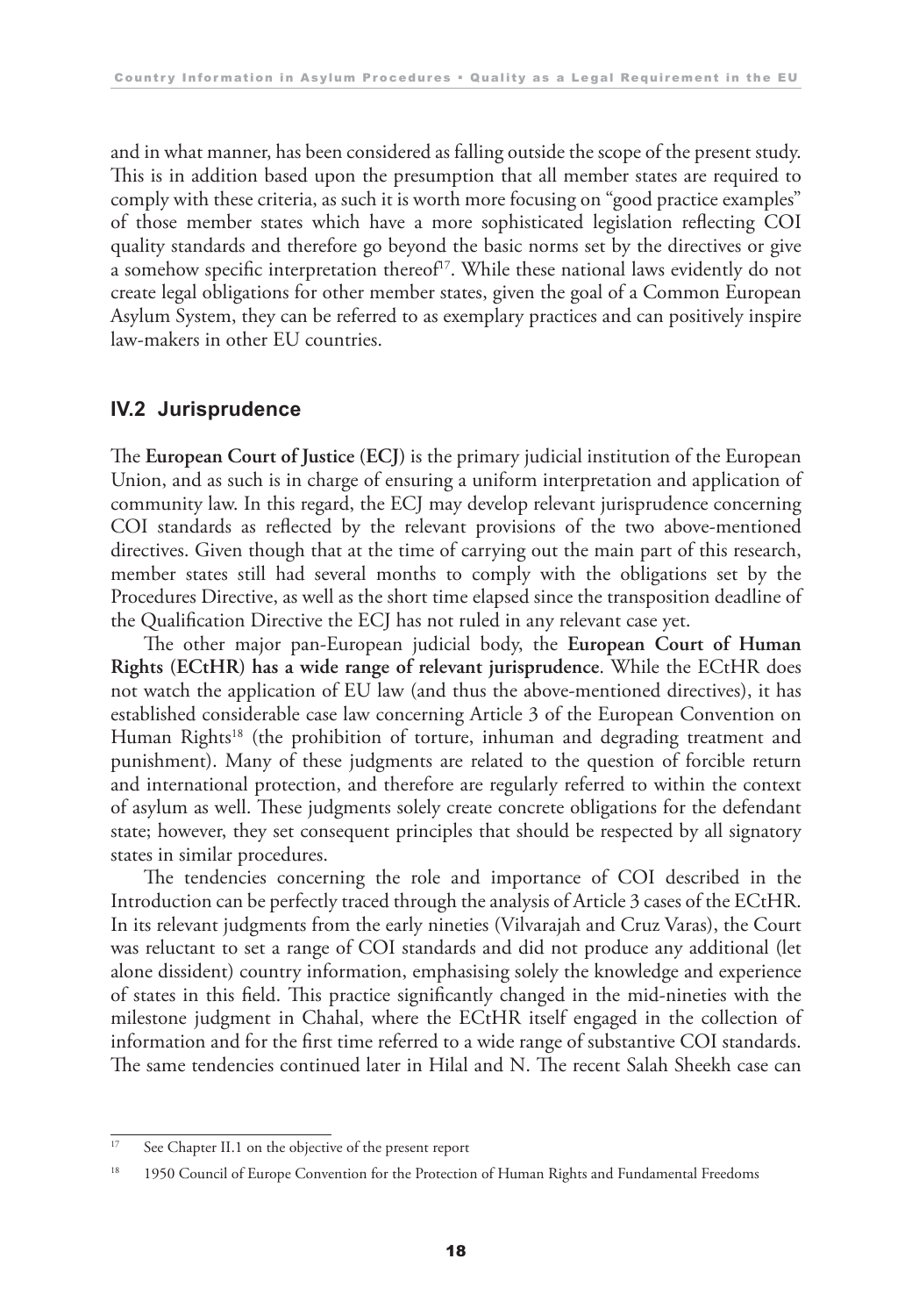and in what manner, has been considered as falling outside the scope of the present study. This is in addition based upon the presumption that all member states are required to comply with these criteria, as such it is worth more focusing on "good practice examples" of those member states which have a more sophisticated legislation reflecting COI quality standards and therefore go beyond the basic norms set by the directives or give a somehow specific interpretation thereof[17]. While these national laws evidently do not create legal obligations for other member states, given the goal of a Common European Asylum System, they can be referred to as exemplary practices and can positively inspire law-makers in other EU countries.

## IV.2 Jurisprudence

The **European Court of Justice (ECJ)** is the primary judicial institution of the European Union, and as such is in charge of ensuring a uniform interpretation and application of community law. In this regard, the ECJ may develop relevant jurisprudence concerning COI standards as reflected by the relevant provisions of the two above-mentioned directives. Given though that at the time of carrying out the main part of this research, member states still had several months to comply with the obligations set by the Procedures Directive, as well as the short time elapsed since the transposition deadline of the Qualification Directive the ECJ has not ruled in any relevant case yet.

The other major pan-European judicial body, the **European Court of Human Rights (ECtHR) has a wide range of relevant jurisprudence**. While the ECtHR does not watch the application of EU law (and thus the above-mentioned directives), it has established considerable case law concerning Article 3 of the European Convention on Human Rights[18] (the prohibition of torture, inhuman and degrading treatment and punishment). Many of these judgments are related to the question of forcible return and international protection, and therefore are regularly referred to within the context of asylum as well. These judgments solely create concrete obligations for the defendant state; however, they set consequent principles that should be respected by all signatory states in similar procedures.

The tendencies concerning the role and importance of COI described in the Introduction can be perfectly traced through the analysis of Article 3 cases of the ECtHR. In its relevant judgments from the early nineties (Vilvarajah and Cruz Varas), the Court was reluctant to set a range of COI standards and did not produce any additional (let alone dissident) country information, emphasising solely the knowledge and experience of states in this field. This practice significantly changed in the mid-nineties with the milestone judgment in Chahal, where the ECtHR itself engaged in the collection of information and for the first time referred to a wide range of substantive COI standards. The same tendencies continued later in Hilal and N. The recent Salah Sheekh case can

---

[17] See Chapter II.1 on the objective of the present report

[18] 1950 Council of Europe Convention for the Protection of Human Rights and Fundamental Freedoms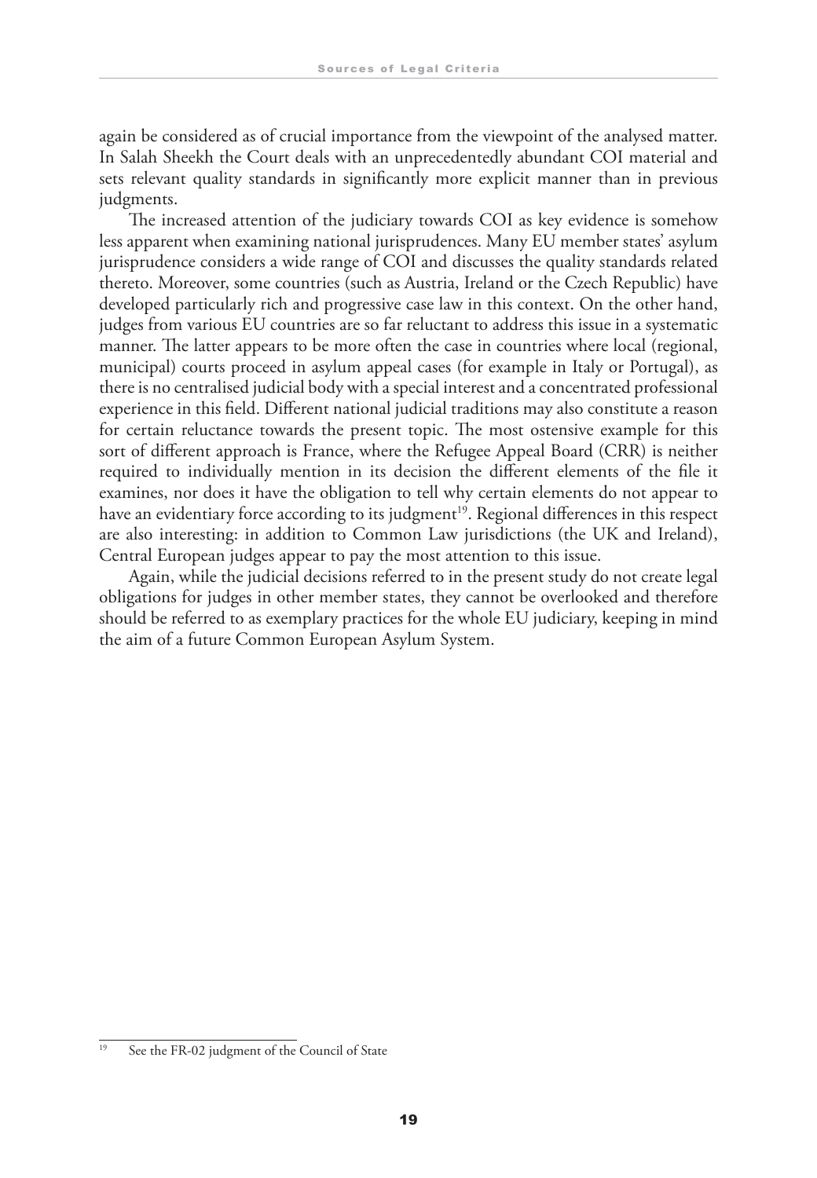again be considered as of crucial importance from the viewpoint of the analysed matter. In Salah Sheekh the Court deals with an unprecedentedly abundant COI material and sets relevant quality standards in significantly more explicit manner than in previous judgments.

The increased attention of the judiciary towards COI as key evidence is somehow less apparent when examining national jurisprudences. Many EU member states' asylum jurisprudence considers a wide range of COI and discusses the quality standards related thereto. Moreover, some countries (such as Austria, Ireland or the Czech Republic) have developed particularly rich and progressive case law in this context. On the other hand, judges from various EU countries are so far reluctant to address this issue in a systematic manner. The latter appears to be more often the case in countries where local (regional, municipal) courts proceed in asylum appeal cases (for example in Italy or Portugal), as there is no centralised judicial body with a special interest and a concentrated professional experience in this field. Different national judicial traditions may also constitute a reason for certain reluctance towards the present topic. The most ostensive example for this sort of different approach is France, where the Refugee Appeal Board (CRR) is neither required to individually mention in its decision the different elements of the file it examines, nor does it have the obligation to tell why certain elements do not appear to have an evidentiary force according to its judgment[19]. Regional differences in this respect are also interesting: in addition to Common Law jurisdictions (the UK and Ireland), Central European judges appear to pay the most attention to this issue.

Again, while the judicial decisions referred to in the present study do not create legal obligations for judges in other member states, they cannot be overlooked and therefore should be referred to as exemplary practices for the whole EU judiciary, keeping in mind the aim of a future Common European Asylum System.

---

[19] See the FR-02 judgment of the Council of State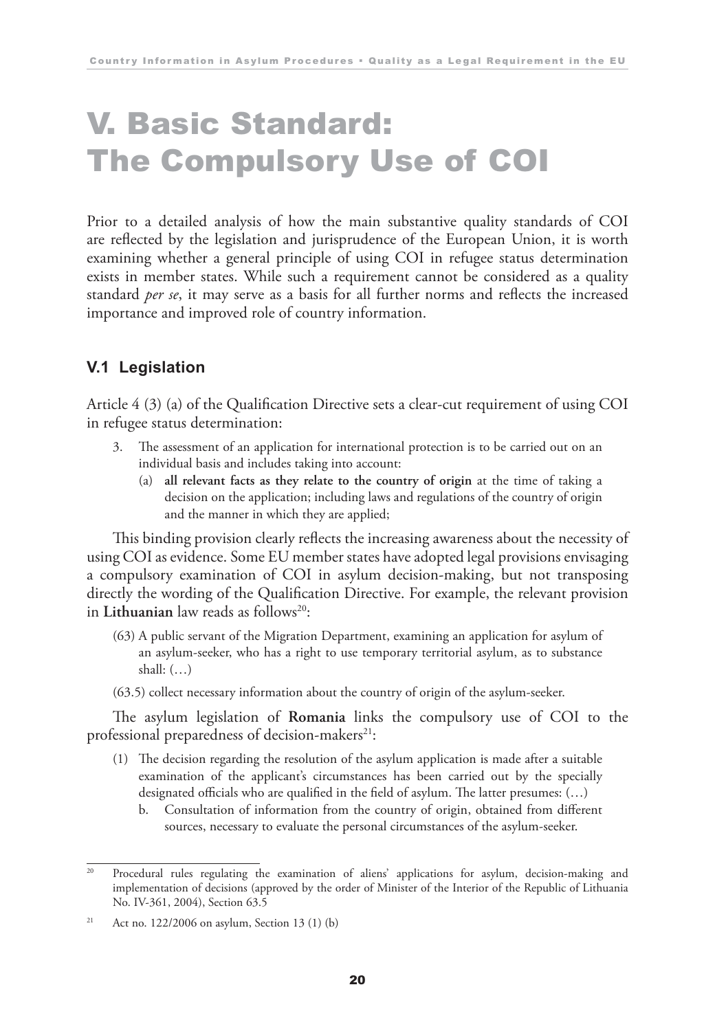# V. Basic Standard: The Compulsory Use of COI

Prior to a detailed analysis of how the main substantive quality standards of COI are reflected by the legislation and jurisprudence of the European Union, it is worth examining whether a general principle of using COI in refugee status determination exists in member states. While such a requirement cannot be considered as a quality standard *per se*, it may serve as a basis for all further norms and reflects the increased importance and improved role of country information.

## V.1 Legislation

Article 4 (3) (a) of the Qualification Directive sets a clear-cut requirement of using COI in refugee status determination:

> 3. The assessment of an application for international protection is to be carried out on an individual basis and includes taking into account:
>    (a) **all relevant facts as they relate to the country of origin** at the time of taking a decision on the application; including laws and regulations of the country of origin and the manner in which they are applied;

This binding provision clearly reflects the increasing awareness about the necessity of using COI as evidence. Some EU member states have adopted legal provisions envisaging a compulsory examination of COI in asylum decision-making, but not transposing directly the wording of the Qualification Directive. For example, the relevant provision in **Lithuanian** law reads as follows[20]:

> (63) A public servant of the Migration Department, examining an application for asylum of an asylum-seeker, who has a right to use temporary territorial asylum, as to substance shall: (…)
>
> (63.5) collect necessary information about the country of origin of the asylum-seeker.

The asylum legislation of **Romania** links the compulsory use of COI to the professional preparedness of decision-makers[21]:

> (1) The decision regarding the resolution of the asylum application is made after a suitable examination of the applicant's circumstances has been carried out by the specially designated officials who are qualified in the field of asylum. The latter presumes: (…)
>    b. Consultation of information from the country of origin, obtained from different sources, necessary to evaluate the personal circumstances of the asylum-seeker.

---

[20] Procedural rules regulating the examination of aliens' applications for asylum, decision-making and implementation of decisions (approved by the order of Minister of the Interior of the Republic of Lithuania No. IV-361, 2004), Section 63.5

[21] Act no. 122/2006 on asylum, Section 13 (1) (b)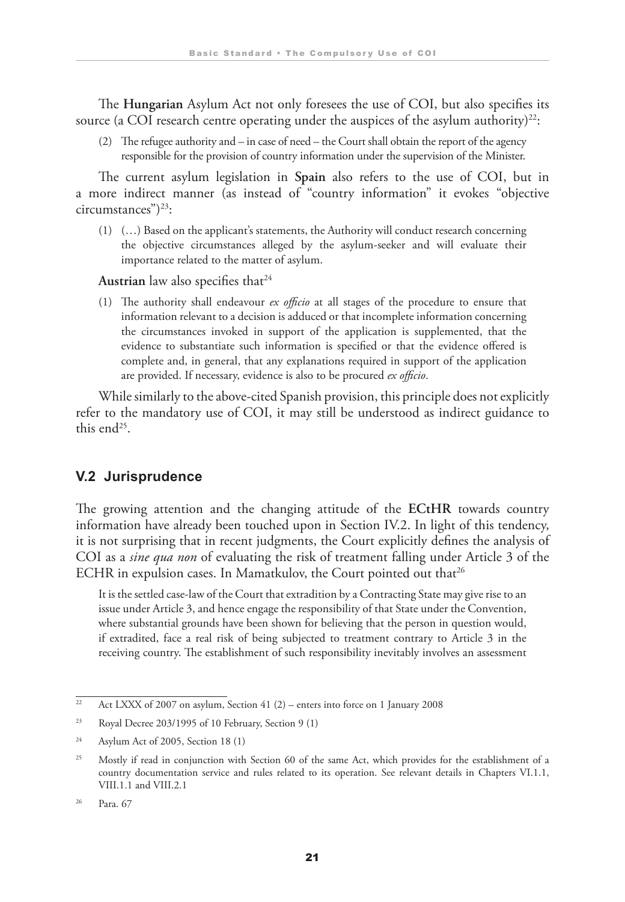The **Hungarian** Asylum Act not only foresees the use of COI, but also specifies its source (a COI research centre operating under the auspices of the asylum authority)[22]:

> (2) The refugee authority and – in case of need – the Court shall obtain the report of the agency responsible for the provision of country information under the supervision of the Minister.

The current asylum legislation in **Spain** also refers to the use of COI, but in a more indirect manner (as instead of "country information" it evokes "objective circumstances")[23]:

> (1) (…) Based on the applicant's statements, the Authority will conduct research concerning the objective circumstances alleged by the asylum-seeker and will evaluate their importance related to the matter of asylum.

**Austrian** law also specifies that[24]

> (1) The authority shall endeavour *ex officio* at all stages of the procedure to ensure that information relevant to a decision is adduced or that incomplete information concerning the circumstances invoked in support of the application is supplemented, that the evidence to substantiate such information is specified or that the evidence offered is complete and, in general, that any explanations required in support of the application are provided. If necessary, evidence is also to be procured *ex officio*.

While similarly to the above-cited Spanish provision, this principle does not explicitly refer to the mandatory use of COI, it may still be understood as indirect guidance to this end[25].

## V.2 Jurisprudence

The growing attention and the changing attitude of the **ECtHR** towards country information have already been touched upon in Section IV.2. In light of this tendency, it is not surprising that in recent judgments, the Court explicitly defines the analysis of COI as a *sine qua non* of evaluating the risk of treatment falling under Article 3 of the ECHR in expulsion cases. In Mamatkulov, the Court pointed out that[26]

> It is the settled case-law of the Court that extradition by a Contracting State may give rise to an issue under Article 3, and hence engage the responsibility of that State under the Convention, where substantial grounds have been shown for believing that the person in question would, if extradited, face a real risk of being subjected to treatment contrary to Article 3 in the receiving country. The establishment of such responsibility inevitably involves an assessment

---

[22] Act LXXX of 2007 on asylum, Section 41 (2) – enters into force on 1 January 2008

[23] Royal Decree 203/1995 of 10 February, Section 9 (1)

[24] Asylum Act of 2005, Section 18 (1)

[25] Mostly if read in conjunction with Section 60 of the same Act, which provides for the establishment of a country documentation service and rules related to its operation. See relevant details in Chapters VI.1.1, VIII.1.1 and VIII.2.1

[26] Para. 67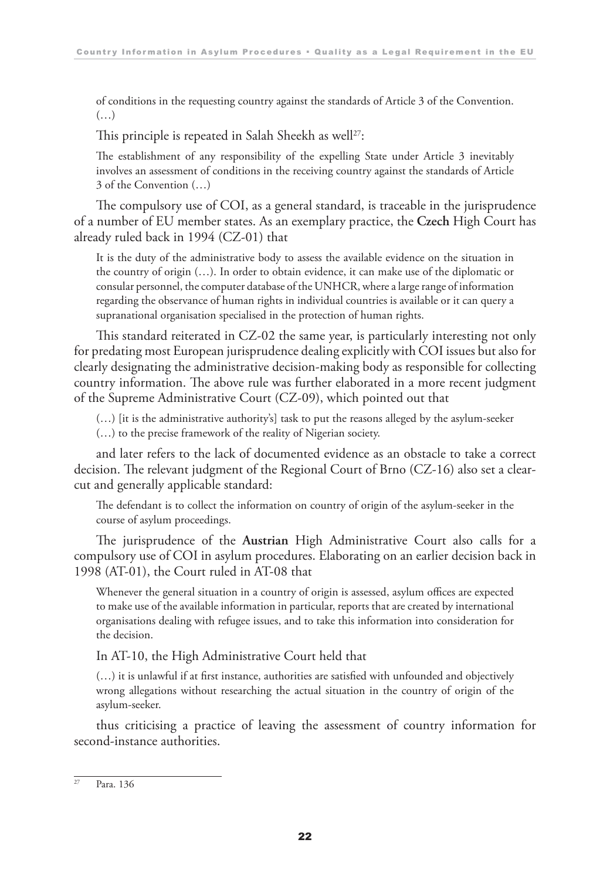of conditions in the requesting country against the standards of Article 3 of the Convention. (…)

This principle is repeated in Salah Sheekh as well[27]:

> The establishment of any responsibility of the expelling State under Article 3 inevitably involves an assessment of conditions in the receiving country against the standards of Article 3 of the Convention (…)

The compulsory use of COI, as a general standard, is traceable in the jurisprudence of a number of EU member states. As an exemplary practice, the **Czech** High Court has already ruled back in 1994 (CZ-01) that

> It is the duty of the administrative body to assess the available evidence on the situation in the country of origin (…). In order to obtain evidence, it can make use of the diplomatic or consular personnel, the computer database of the UNHCR, where a large range of information regarding the observance of human rights in individual countries is available or it can query a supranational organisation specialised in the protection of human rights.

This standard reiterated in CZ-02 the same year, is particularly interesting not only for predating most European jurisprudence dealing explicitly with COI issues but also for clearly designating the administrative decision-making body as responsible for collecting country information. The above rule was further elaborated in a more recent judgment of the Supreme Administrative Court (CZ-09), which pointed out that

> (…) [it is the administrative authority's] task to put the reasons alleged by the asylum-seeker (…) to the precise framework of the reality of Nigerian society.

and later refers to the lack of documented evidence as an obstacle to take a correct decision. The relevant judgment of the Regional Court of Brno (CZ-16) also set a clear-cut and generally applicable standard:

> The defendant is to collect the information on country of origin of the asylum-seeker in the course of asylum proceedings.

The jurisprudence of the **Austrian** High Administrative Court also calls for a compulsory use of COI in asylum procedures. Elaborating on an earlier decision back in 1998 (AT-01), the Court ruled in AT-08 that

> Whenever the general situation in a country of origin is assessed, asylum offices are expected to make use of the available information in particular, reports that are created by international organisations dealing with refugee issues, and to take this information into consideration for the decision.

In AT-10, the High Administrative Court held that

> (…) it is unlawful if at first instance, authorities are satisfied with unfounded and objectively wrong allegations without researching the actual situation in the country of origin of the asylum-seeker.

thus criticising a practice of leaving the assessment of country information for second-instance authorities.

---

[27] Para. 136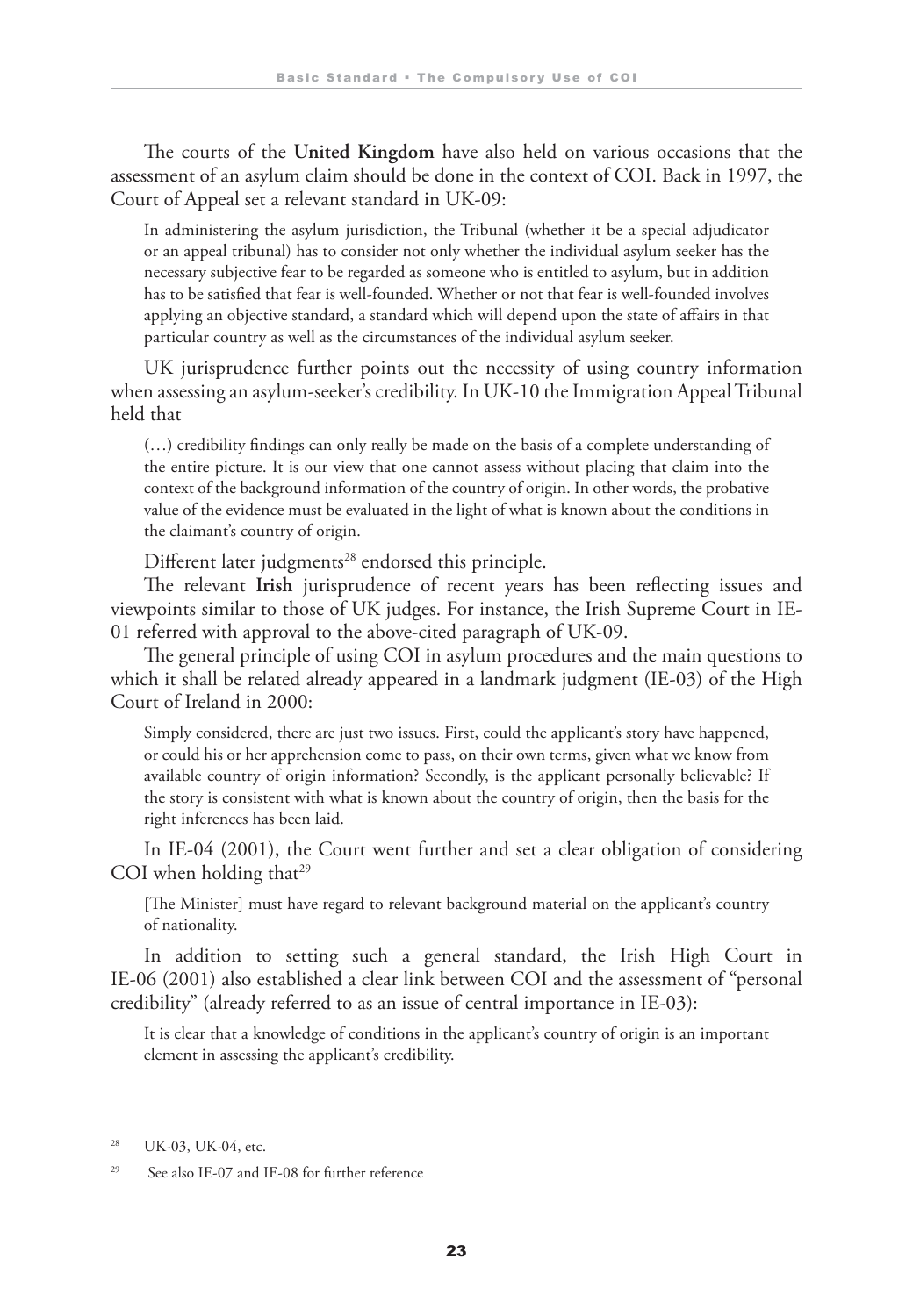The courts of the **United Kingdom** have also held on various occasions that the assessment of an asylum claim should be done in the context of COI. Back in 1997, the Court of Appeal set a relevant standard in UK-09:

> In administering the asylum jurisdiction, the Tribunal (whether it be a special adjudicator or an appeal tribunal) has to consider not only whether the individual asylum seeker has the necessary subjective fear to be regarded as someone who is entitled to asylum, but in addition has to be satisfied that fear is well-founded. Whether or not that fear is well-founded involves applying an objective standard, a standard which will depend upon the state of affairs in that particular country as well as the circumstances of the individual asylum seeker.

UK jurisprudence further points out the necessity of using country information when assessing an asylum-seeker's credibility. In UK-10 the Immigration Appeal Tribunal held that

> (…) credibility findings can only really be made on the basis of a complete understanding of the entire picture. It is our view that one cannot assess without placing that claim into the context of the background information of the country of origin. In other words, the probative value of the evidence must be evaluated in the light of what is known about the conditions in the claimant's country of origin.

Different later judgments[28] endorsed this principle.

The relevant **Irish** jurisprudence of recent years has been reflecting issues and viewpoints similar to those of UK judges. For instance, the Irish Supreme Court in IE-01 referred with approval to the above-cited paragraph of UK-09.

The general principle of using COI in asylum procedures and the main questions to which it shall be related already appeared in a landmark judgment (IE-03) of the High Court of Ireland in 2000:

> Simply considered, there are just two issues. First, could the applicant's story have happened, or could his or her apprehension come to pass, on their own terms, given what we know from available country of origin information? Secondly, is the applicant personally believable? If the story is consistent with what is known about the country of origin, then the basis for the right inferences has been laid.

In IE-04 (2001), the Court went further and set a clear obligation of considering COI when holding that[29]

> [The Minister] must have regard to relevant background material on the applicant's country of nationality.

In addition to setting such a general standard, the Irish High Court in IE-06 (2001) also established a clear link between COI and the assessment of "personal credibility" (already referred to as an issue of central importance in IE-03):

> It is clear that a knowledge of conditions in the applicant's country of origin is an important element in assessing the applicant's credibility.

---

[28] UK-03, UK-04, etc.

[29] See also IE-07 and IE-08 for further reference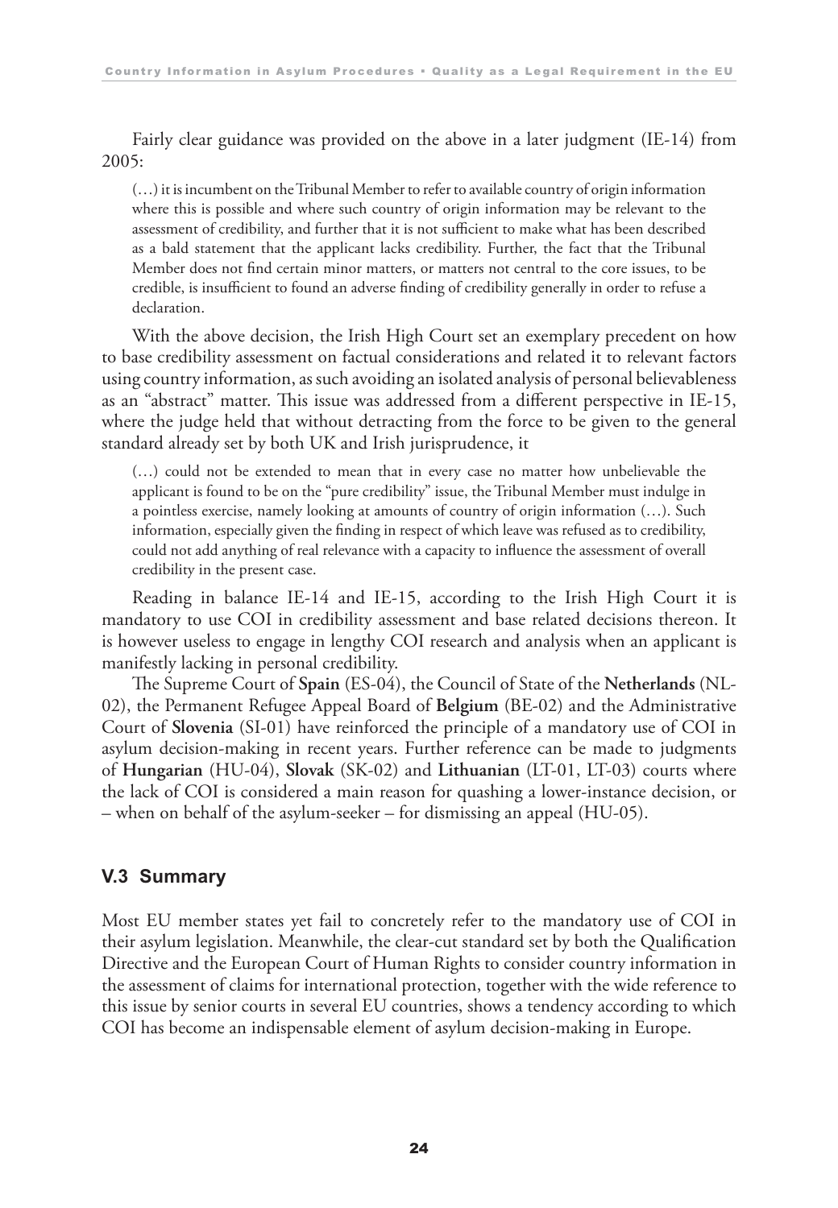Fairly clear guidance was provided on the above in a later judgment (IE-14) from 2005:

> (…) it is incumbent on the Tribunal Member to refer to available country of origin information where this is possible and where such country of origin information may be relevant to the assessment of credibility, and further that it is not sufficient to make what has been described as a bald statement that the applicant lacks credibility. Further, the fact that the Tribunal Member does not find certain minor matters, or matters not central to the core issues, to be credible, is insufficient to found an adverse finding of credibility generally in order to refuse a declaration.

With the above decision, the Irish High Court set an exemplary precedent on how to base credibility assessment on factual considerations and related it to relevant factors using country information, as such avoiding an isolated analysis of personal believableness as an "abstract" matter. This issue was addressed from a different perspective in IE-15, where the judge held that without detracting from the force to be given to the general standard already set by both UK and Irish jurisprudence, it

> (…) could not be extended to mean that in every case no matter how unbelievable the applicant is found to be on the "pure credibility" issue, the Tribunal Member must indulge in a pointless exercise, namely looking at amounts of country of origin information (…). Such information, especially given the finding in respect of which leave was refused as to credibility, could not add anything of real relevance with a capacity to influence the assessment of overall credibility in the present case.

Reading in balance IE-14 and IE-15, according to the Irish High Court it is mandatory to use COI in credibility assessment and base related decisions thereon. It is however useless to engage in lengthy COI research and analysis when an applicant is manifestly lacking in personal credibility.

The Supreme Court of **Spain** (ES-04), the Council of State of the **Netherlands** (NL-02), the Permanent Refugee Appeal Board of **Belgium** (BE-02) and the Administrative Court of **Slovenia** (SI-01) have reinforced the principle of a mandatory use of COI in asylum decision-making in recent years. Further reference can be made to judgments of **Hungarian** (HU-04), **Slovak** (SK-02) and **Lithuanian** (LT-01, LT-03) courts where the lack of COI is considered a main reason for quashing a lower-instance decision, or – when on behalf of the asylum-seeker – for dismissing an appeal (HU-05).

### V.3 Summary

Most EU member states yet fail to concretely refer to the mandatory use of COI in their asylum legislation. Meanwhile, the clear-cut standard set by both the Qualification Directive and the European Court of Human Rights to consider country information in the assessment of claims for international protection, together with the wide reference to this issue by senior courts in several EU countries, shows a tendency according to which COI has become an indispensable element of asylum decision-making in Europe.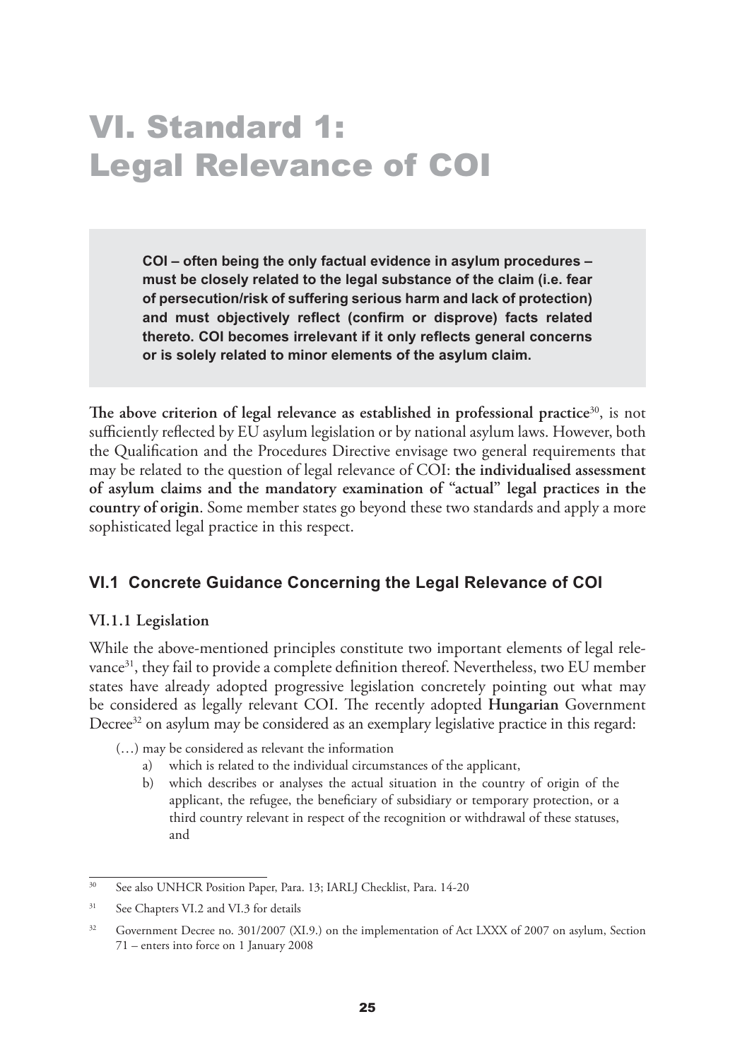# VI. Standard 1: Legal Relevance of COI

> **COI – often being the only factual evidence in asylum procedures – must be closely related to the legal substance of the claim (i.e. fear of persecution/risk of suffering serious harm and lack of protection) and must objectively reflect (confirm or disprove) facts related thereto. COI becomes irrelevant if it only reflects general concerns or is solely related to minor elements of the asylum claim.**

**The above criterion of legal relevance as established in professional practice**[30], is not sufficiently reflected by EU asylum legislation or by national asylum laws. However, both the Qualification and the Procedures Directive envisage two general requirements that may be related to the question of legal relevance of COI: **the individualised assessment of asylum claims and the mandatory examination of "actual" legal practices in the country of origin**. Some member states go beyond these two standards and apply a more sophisticated legal practice in this respect.

## VI.1 Concrete Guidance Concerning the Legal Relevance of COI

### VI.1.1 Legislation

While the above-mentioned principles constitute two important elements of legal relevance[31], they fail to provide a complete definition thereof. Nevertheless, two EU member states have already adopted progressive legislation concretely pointing out what may be considered as legally relevant COI. The recently adopted **Hungarian** Government Decree[32] on asylum may be considered as an exemplary legislative practice in this regard:

> (…) may be considered as relevant the information
>
> a) which is related to the individual circumstances of the applicant,
>
> b) which describes or analyses the actual situation in the country of origin of the applicant, the refugee, the beneficiary of subsidiary or temporary protection, or a third country relevant in respect of the recognition or withdrawal of these statuses, and

---

[30] See also UNHCR Position Paper, Para. 13; IARLJ Checklist, Para. 14-20

[31] See Chapters VI.2 and VI.3 for details

[32] Government Decree no. 301/2007 (XI.9.) on the implementation of Act LXXX of 2007 on asylum, Section 71 – enters into force on 1 January 2008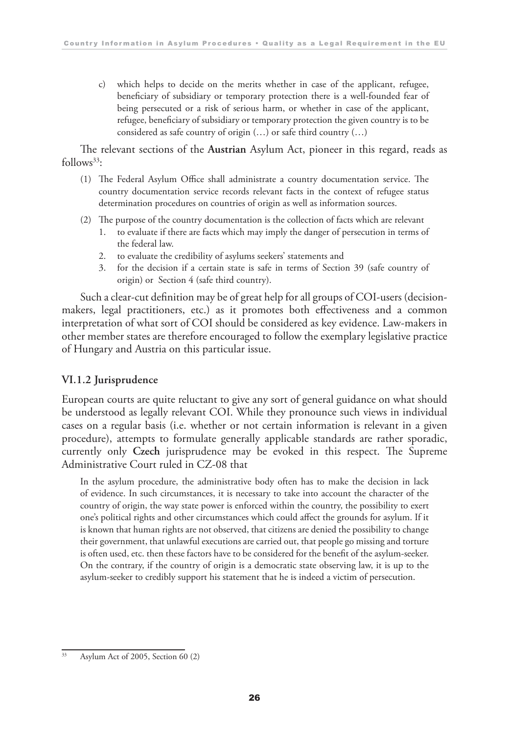c) which helps to decide on the merits whether in case of the applicant, refugee, beneficiary of subsidiary or temporary protection there is a well-founded fear of being persecuted or a risk of serious harm, or whether in case of the applicant, refugee, beneficiary of subsidiary or temporary protection the given country is to be considered as safe country of origin (…) or safe third country (…)

The relevant sections of the **Austrian** Asylum Act, pioneer in this regard, reads as follows[33]:

(1) The Federal Asylum Office shall administrate a country documentation service. The country documentation service records relevant facts in the context of refugee status determination procedures on countries of origin as well as information sources.

(2) The purpose of the country documentation is the collection of facts which are relevant
   1. to evaluate if there are facts which may imply the danger of persecution in terms of the federal law.
   2. to evaluate the credibility of asylums seekers' statements and
   3. for the decision if a certain state is safe in terms of Section 39 (safe country of origin) or Section 4 (safe third country).

Such a clear-cut definition may be of great help for all groups of COI-users (decision-makers, legal practitioners, etc.) as it promotes both effectiveness and a common interpretation of what sort of COI should be considered as key evidence. Law-makers in other member states are therefore encouraged to follow the exemplary legislative practice of Hungary and Austria on this particular issue.

### VI.1.2 Jurisprudence

European courts are quite reluctant to give any sort of general guidance on what should be understood as legally relevant COI. While they pronounce such views in individual cases on a regular basis (i.e. whether or not certain information is relevant in a given procedure), attempts to formulate generally applicable standards are rather sporadic, currently only **Czech** jurisprudence may be evoked in this respect. The Supreme Administrative Court ruled in CZ-08 that

> In the asylum procedure, the administrative body often has to make the decision in lack of evidence. In such circumstances, it is necessary to take into account the character of the country of origin, the way state power is enforced within the country, the possibility to exert one's political rights and other circumstances which could affect the grounds for asylum. If it is known that human rights are not observed, that citizens are denied the possibility to change their government, that unlawful executions are carried out, that people go missing and torture is often used, etc. then these factors have to be considered for the benefit of the asylum-seeker. On the contrary, if the country of origin is a democratic state observing law, it is up to the asylum-seeker to credibly support his statement that he is indeed a victim of persecution.

[33] Asylum Act of 2005, Section 60 (2)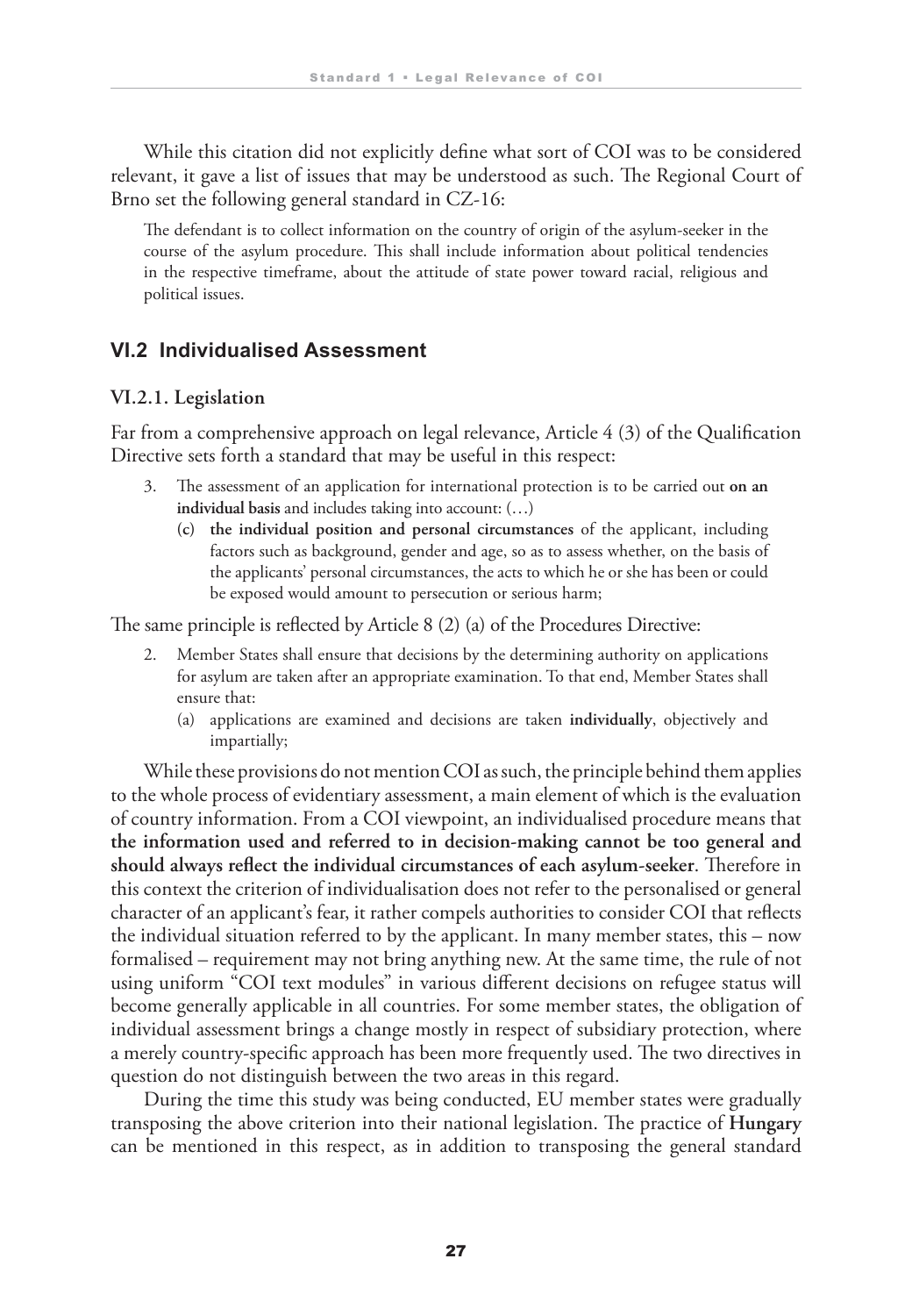While this citation did not explicitly define what sort of COI was to be considered relevant, it gave a list of issues that may be understood as such. The Regional Court of Brno set the following general standard in CZ-16:

> The defendant is to collect information on the country of origin of the asylum-seeker in the course of the asylum procedure. This shall include information about political tendencies in the respective timeframe, about the attitude of state power toward racial, religious and political issues.

## VI.2 Individualised Assessment

### VI.2.1. Legislation

Far from a comprehensive approach on legal relevance, Article 4 (3) of the Qualification Directive sets forth a standard that may be useful in this respect:

> 3. The assessment of an application for international protection is to be carried out **on an individual basis** and includes taking into account: (…)
>     (c) **the individual position and personal circumstances** of the applicant, including factors such as background, gender and age, so as to assess whether, on the basis of the applicants' personal circumstances, the acts to which he or she has been or could be exposed would amount to persecution or serious harm;

The same principle is reflected by Article 8 (2) (a) of the Procedures Directive:

> 2. Member States shall ensure that decisions by the determining authority on applications for asylum are taken after an appropriate examination. To that end, Member States shall ensure that:
>     (a) applications are examined and decisions are taken **individually**, objectively and impartially;

While these provisions do not mention COI as such, the principle behind them applies to the whole process of evidentiary assessment, a main element of which is the evaluation of country information. From a COI viewpoint, an individualised procedure means that **the information used and referred to in decision-making cannot be too general and should always reflect the individual circumstances of each asylum-seeker**. Therefore in this context the criterion of individualisation does not refer to the personalised or general character of an applicant's fear, it rather compels authorities to consider COI that reflects the individual situation referred to by the applicant. In many member states, this – now formalised – requirement may not bring anything new. At the same time, the rule of not using uniform "COI text modules" in various different decisions on refugee status will become generally applicable in all countries. For some member states, the obligation of individual assessment brings a change mostly in respect of subsidiary protection, where a merely country-specific approach has been more frequently used. The two directives in question do not distinguish between the two areas in this regard.

During the time this study was being conducted, EU member states were gradually transposing the above criterion into their national legislation. The practice of **Hungary** can be mentioned in this respect, as in addition to transposing the general standard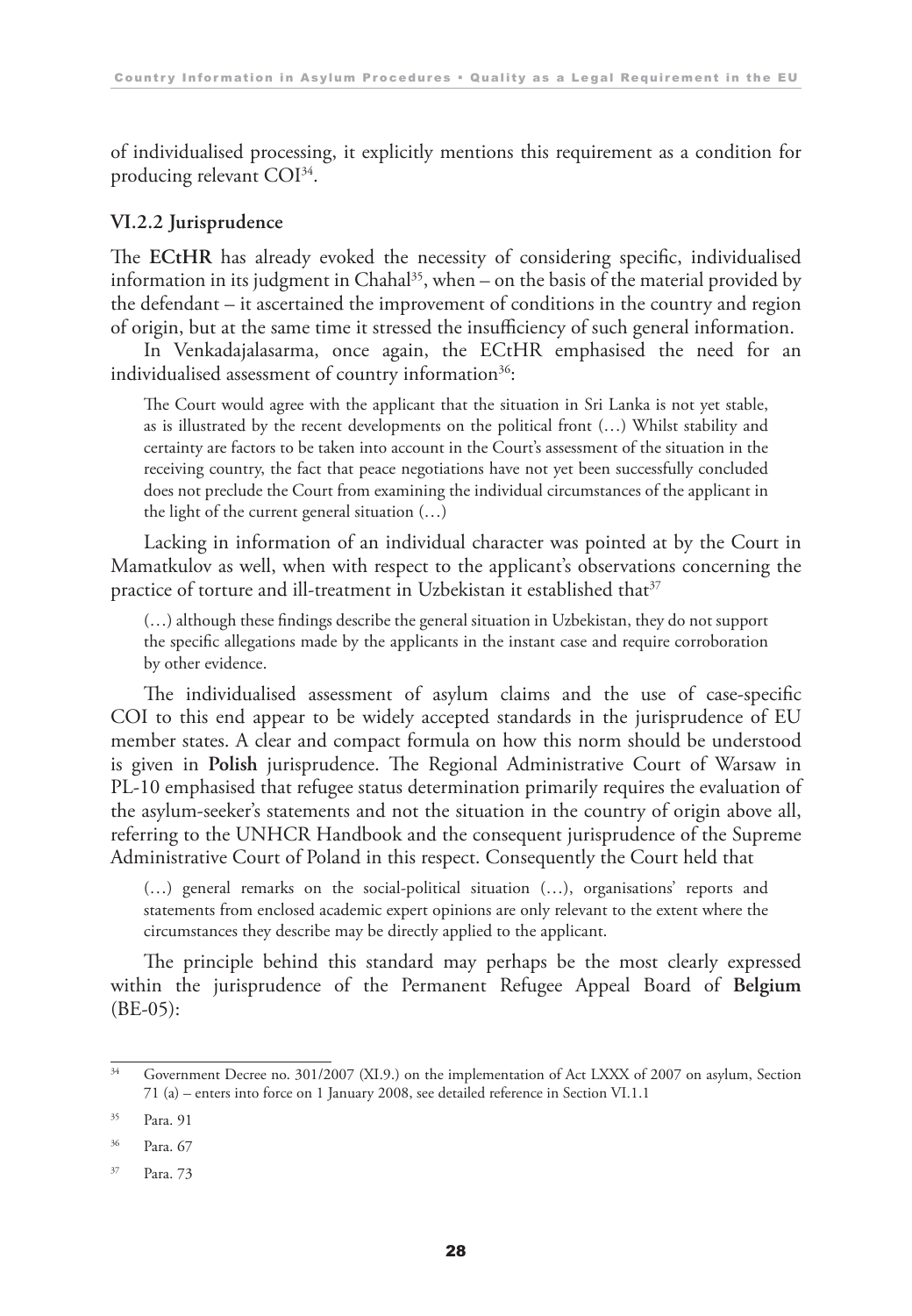of individualised processing, it explicitly mentions this requirement as a condition for producing relevant COI[34].

### VI.2.2 Jurisprudence

The **ECtHR** has already evoked the necessity of considering specific, individualised information in its judgment in Chahal[35], when – on the basis of the material provided by the defendant – it ascertained the improvement of conditions in the country and region of origin, but at the same time it stressed the insufficiency of such general information.

In Venkadajalasarma, once again, the ECtHR emphasised the need for an individualised assessment of country information[36]:

> The Court would agree with the applicant that the situation in Sri Lanka is not yet stable, as is illustrated by the recent developments on the political front (…) Whilst stability and certainty are factors to be taken into account in the Court's assessment of the situation in the receiving country, the fact that peace negotiations have not yet been successfully concluded does not preclude the Court from examining the individual circumstances of the applicant in the light of the current general situation (…)

Lacking in information of an individual character was pointed at by the Court in Mamatkulov as well, when with respect to the applicant's observations concerning the practice of torture and ill-treatment in Uzbekistan it established that[37]

> (…) although these findings describe the general situation in Uzbekistan, they do not support the specific allegations made by the applicants in the instant case and require corroboration by other evidence.

The individualised assessment of asylum claims and the use of case-specific COI to this end appear to be widely accepted standards in the jurisprudence of EU member states. A clear and compact formula on how this norm should be understood is given in **Polish** jurisprudence. The Regional Administrative Court of Warsaw in PL-10 emphasised that refugee status determination primarily requires the evaluation of the asylum-seeker's statements and not the situation in the country of origin above all, referring to the UNHCR Handbook and the consequent jurisprudence of the Supreme Administrative Court of Poland in this respect. Consequently the Court held that

> (…) general remarks on the social-political situation (…), organisations' reports and statements from enclosed academic expert opinions are only relevant to the extent where the circumstances they describe may be directly applied to the applicant.

The principle behind this standard may perhaps be the most clearly expressed within the jurisprudence of the Permanent Refugee Appeal Board of **Belgium** (BE-05):

---

[34] Government Decree no. 301/2007 (XI.9.) on the implementation of Act LXXX of 2007 on asylum, Section 71 (a) – enters into force on 1 January 2008, see detailed reference in Section VI.1.1

[35] Para. 91

[36] Para. 67

[37] Para. 73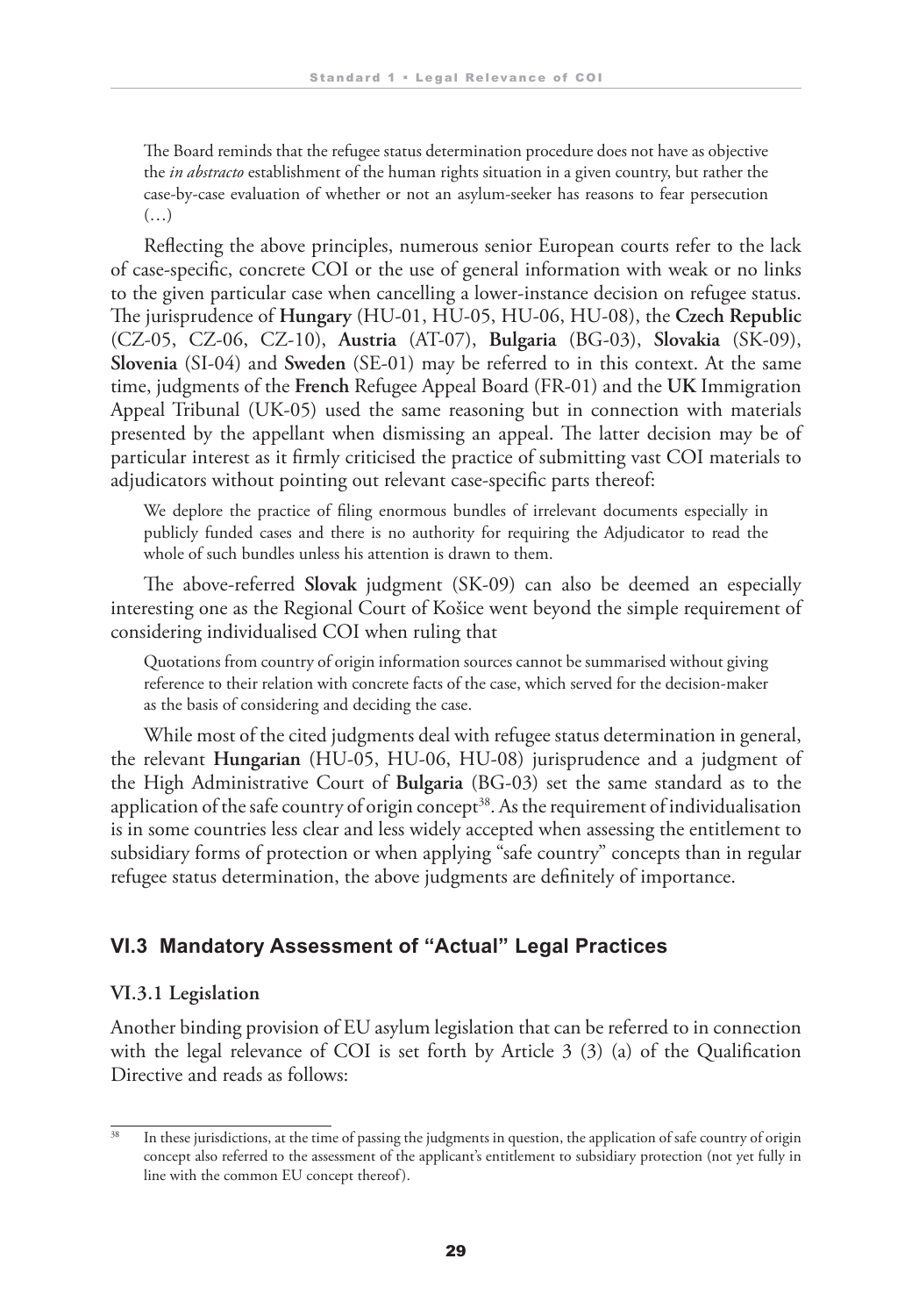> The Board reminds that the refugee status determination procedure does not have as objective the *in abstracto* establishment of the human rights situation in a given country, but rather the case-by-case evaluation of whether or not an asylum-seeker has reasons to fear persecution (…)

Reflecting the above principles, numerous senior European courts refer to the lack of case-specific, concrete COI or the use of general information with weak or no links to the given particular case when cancelling a lower-instance decision on refugee status. The jurisprudence of **Hungary** (HU-01, HU-05, HU-06, HU-08), the **Czech Republic** (CZ-05, CZ-06, CZ-10), **Austria** (AT-07), **Bulgaria** (BG-03), **Slovakia** (SK-09), **Slovenia** (SI-04) and **Sweden** (SE-01) may be referred to in this context. At the same time, judgments of the **French** Refugee Appeal Board (FR-01) and the **UK** Immigration Appeal Tribunal (UK-05) used the same reasoning but in connection with materials presented by the appellant when dismissing an appeal. The latter decision may be of particular interest as it firmly criticised the practice of submitting vast COI materials to adjudicators without pointing out relevant case-specific parts thereof:

> We deplore the practice of filing enormous bundles of irrelevant documents especially in publicly funded cases and there is no authority for requiring the Adjudicator to read the whole of such bundles unless his attention is drawn to them.

The above-referred **Slovak** judgment (SK-09) can also be deemed an especially interesting one as the Regional Court of Košice went beyond the simple requirement of considering individualised COI when ruling that

> Quotations from country of origin information sources cannot be summarised without giving reference to their relation with concrete facts of the case, which served for the decision-maker as the basis of considering and deciding the case.

While most of the cited judgments deal with refugee status determination in general, the relevant **Hungarian** (HU-05, HU-06, HU-08) jurisprudence and a judgment of the High Administrative Court of **Bulgaria** (BG-03) set the same standard as to the application of the safe country of origin concept[38]. As the requirement of individualisation is in some countries less clear and less widely accepted when assessing the entitlement to subsidiary forms of protection or when applying "safe country" concepts than in regular refugee status determination, the above judgments are definitely of importance.

## VI.3 Mandatory Assessment of "Actual" Legal Practices

### VI.3.1 Legislation

Another binding provision of EU asylum legislation that can be referred to in connection with the legal relevance of COI is set forth by Article 3 (3) (a) of the Qualification Directive and reads as follows:

---

[38] In these jurisdictions, at the time of passing the judgments in question, the application of safe country of origin concept also referred to the assessment of the applicant's entitlement to subsidiary protection (not yet fully in line with the common EU concept thereof).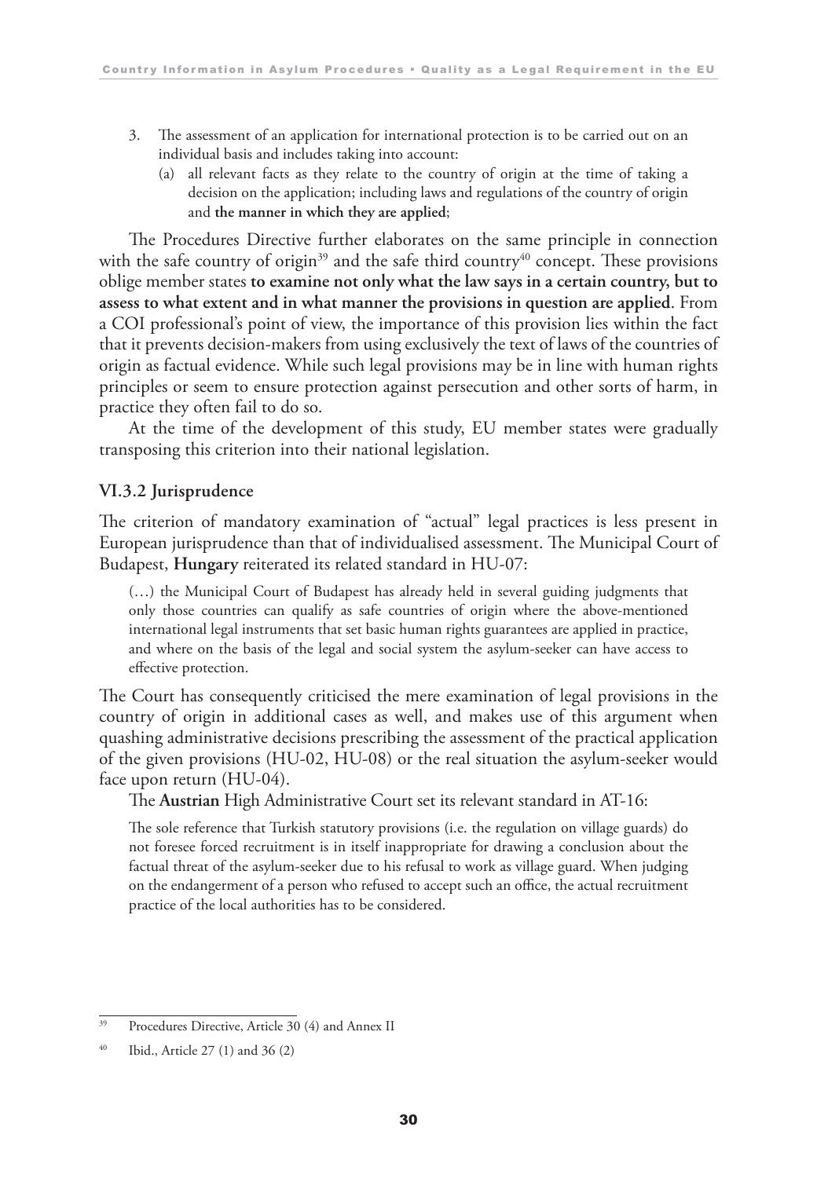3. The assessment of an application for international protection is to be carried out on an individual basis and includes taking into account:
   (a) all relevant facts as they relate to the country of origin at the time of taking a decision on the application; including laws and regulations of the country of origin and **the manner in which they are applied**;

The Procedures Directive further elaborates on the same principle in connection with the safe country of origin[39] and the safe third country[40] concept. These provisions oblige member states **to examine not only what the law says in a certain country, but to assess to what extent and in what manner the provisions in question are applied**. From a COI professional's point of view, the importance of this provision lies within the fact that it prevents decision-makers from using exclusively the text of laws of the countries of origin as factual evidence. While such legal provisions may be in line with human rights principles or seem to ensure protection against persecution and other sorts of harm, in practice they often fail to do so.

At the time of the development of this study, EU member states were gradually transposing this criterion into their national legislation.

### VI.3.2 Jurisprudence

The criterion of mandatory examination of "actual" legal practices is less present in European jurisprudence than that of individualised assessment. The Municipal Court of Budapest, **Hungary** reiterated its related standard in HU-07:

> (…) the Municipal Court of Budapest has already held in several guiding judgments that only those countries can qualify as safe countries of origin where the above-mentioned international legal instruments that set basic human rights guarantees are applied in practice, and where on the basis of the legal and social system the asylum-seeker can have access to effective protection.

The Court has consequently criticised the mere examination of legal provisions in the country of origin in additional cases as well, and makes use of this argument when quashing administrative decisions prescribing the assessment of the practical application of the given provisions (HU-02, HU-08) or the real situation the asylum-seeker would face upon return (HU-04).

The **Austrian** High Administrative Court set its relevant standard in AT-16:

> The sole reference that Turkish statutory provisions (i.e. the regulation on village guards) do not foresee forced recruitment is in itself inappropriate for drawing a conclusion about the factual threat of the asylum-seeker due to his refusal to work as village guard. When judging on the endangerment of a person who refused to accept such an office, the actual recruitment practice of the local authorities has to be considered.

---

[39] Procedures Directive, Article 30 (4) and Annex II

[40] Ibid., Article 27 (1) and 36 (2)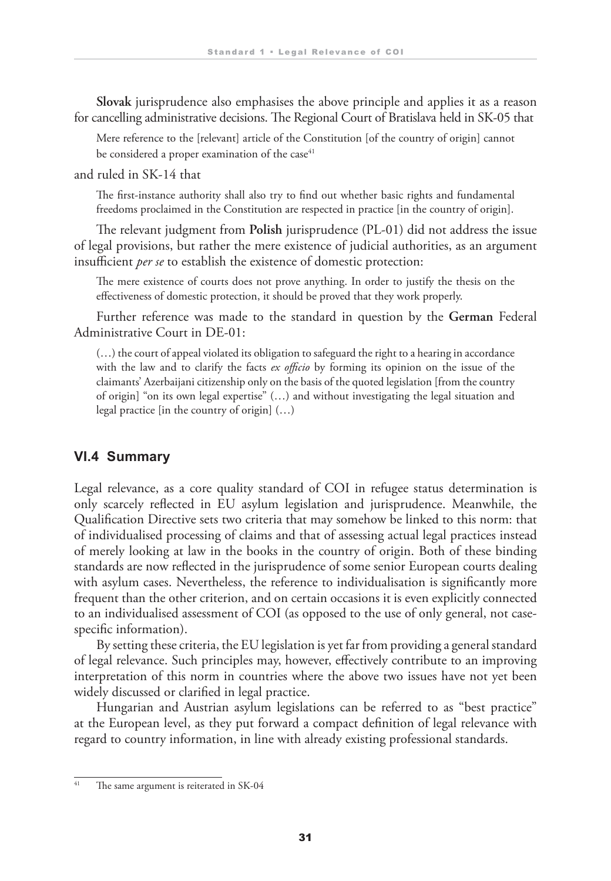**Slovak** jurisprudence also emphasises the above principle and applies it as a reason for cancelling administrative decisions. The Regional Court of Bratislava held in SK-05 that

> Mere reference to the [relevant] article of the Constitution [of the country of origin] cannot be considered a proper examination of the case[41]

and ruled in SK-14 that

> The first-instance authority shall also try to find out whether basic rights and fundamental freedoms proclaimed in the Constitution are respected in practice [in the country of origin].

The relevant judgment from **Polish** jurisprudence (PL-01) did not address the issue of legal provisions, but rather the mere existence of judicial authorities, as an argument insufficient *per se* to establish the existence of domestic protection:

> The mere existence of courts does not prove anything. In order to justify the thesis on the effectiveness of domestic protection, it should be proved that they work properly.

Further reference was made to the standard in question by the **German** Federal Administrative Court in DE-01:

> (…) the court of appeal violated its obligation to safeguard the right to a hearing in accordance with the law and to clarify the facts *ex officio* by forming its opinion on the issue of the claimants' Azerbaijani citizenship only on the basis of the quoted legislation [from the country of origin] "on its own legal expertise" (…) and without investigating the legal situation and legal practice [in the country of origin] (…)

## VI.4 Summary

Legal relevance, as a core quality standard of COI in refugee status determination is only scarcely reflected in EU asylum legislation and jurisprudence. Meanwhile, the Qualification Directive sets two criteria that may somehow be linked to this norm: that of individualised processing of claims and that of assessing actual legal practices instead of merely looking at law in the books in the country of origin. Both of these binding standards are now reflected in the jurisprudence of some senior European courts dealing with asylum cases. Nevertheless, the reference to individualisation is significantly more frequent than the other criterion, and on certain occasions it is even explicitly connected to an individualised assessment of COI (as opposed to the use of only general, not case-specific information).

By setting these criteria, the EU legislation is yet far from providing a general standard of legal relevance. Such principles may, however, effectively contribute to an improving interpretation of this norm in countries where the above two issues have not yet been widely discussed or clarified in legal practice.

Hungarian and Austrian asylum legislations can be referred to as "best practice" at the European level, as they put forward a compact definition of legal relevance with regard to country information, in line with already existing professional standards.

---

[41] The same argument is reiterated in SK-04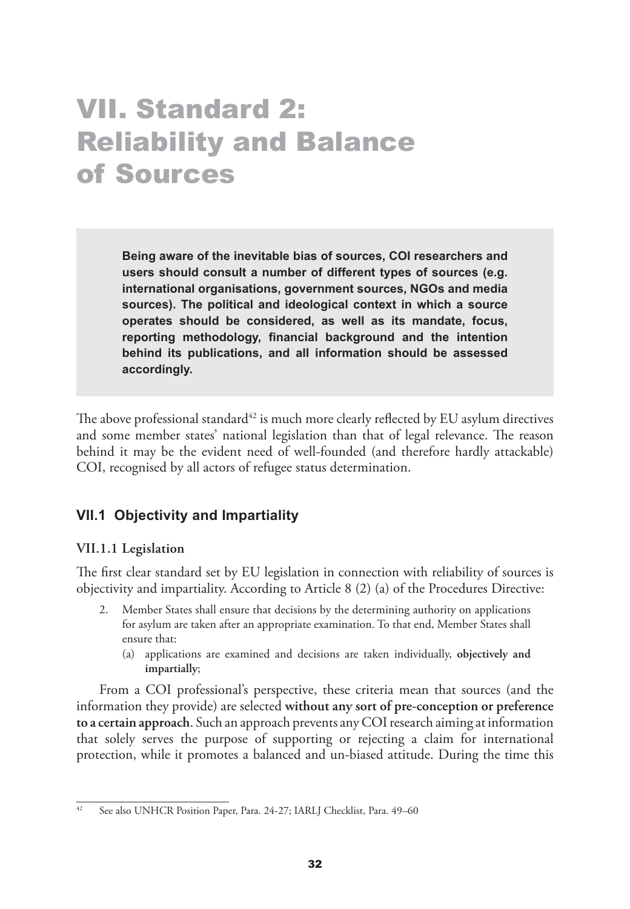# VII. Standard 2: Reliability and Balance of Sources

> **Being aware of the inevitable bias of sources, COI researchers and users should consult a number of different types of sources (e.g. international organisations, government sources, NGOs and media sources). The political and ideological context in which a source operates should be considered, as well as its mandate, focus, reporting methodology, financial background and the intention behind its publications, and all information should be assessed accordingly.**

The above professional standard[42] is much more clearly reflected by EU asylum directives and some member states' national legislation than that of legal relevance. The reason behind it may be the evident need of well-founded (and therefore hardly attackable) COI, recognised by all actors of refugee status determination.

## VII.1 Objectivity and Impartiality

### VII.1.1 Legislation

The first clear standard set by EU legislation in connection with reliability of sources is objectivity and impartiality. According to Article 8 (2) (a) of the Procedures Directive:

> 2. Member States shall ensure that decisions by the determining authority on applications for asylum are taken after an appropriate examination. To that end, Member States shall ensure that:
>    (a) applications are examined and decisions are taken individually, **objectively and impartially**;

From a COI professional's perspective, these criteria mean that sources (and the information they provide) are selected **without any sort of pre-conception or preference to a certain approach**. Such an approach prevents any COI research aiming at information that solely serves the purpose of supporting or rejecting a claim for international protection, while it promotes a balanced and un-biased attitude. During the time this

[42] See also UNHCR Position Paper, Para. 24-27; IARLJ Checklist, Para. 49–60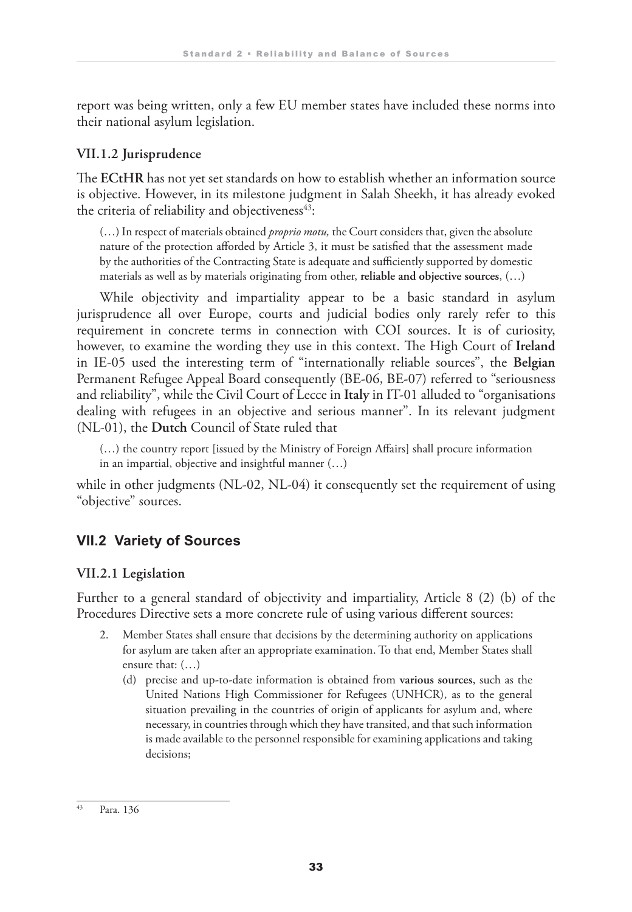report was being written, only a few EU member states have included these norms into their national asylum legislation.

### VII.1.2 Jurisprudence

The **ECtHR** has not yet set standards on how to establish whether an information source is objective. However, in its milestone judgment in Salah Sheekh, it has already evoked the criteria of reliability and objectiveness[43]:

> (…) In respect of materials obtained *proprio motu,* the Court considers that, given the absolute nature of the protection afforded by Article 3, it must be satisfied that the assessment made by the authorities of the Contracting State is adequate and sufficiently supported by domestic materials as well as by materials originating from other, **reliable and objective sources**, (…)

While objectivity and impartiality appear to be a basic standard in asylum jurisprudence all over Europe, courts and judicial bodies only rarely refer to this requirement in concrete terms in connection with COI sources. It is of curiosity, however, to examine the wording they use in this context. The High Court of **Ireland** in IE-05 used the interesting term of "internationally reliable sources", the **Belgian** Permanent Refugee Appeal Board consequently (BE-06, BE-07) referred to "seriousness and reliability", while the Civil Court of Lecce in **Italy** in IT-01 alluded to "organisations dealing with refugees in an objective and serious manner". In its relevant judgment (NL-01), the **Dutch** Council of State ruled that

> (…) the country report [issued by the Ministry of Foreign Affairs] shall procure information in an impartial, objective and insightful manner (…)

while in other judgments (NL-02, NL-04) it consequently set the requirement of using "objective" sources.

## VII.2 Variety of Sources

### VII.2.1 Legislation

Further to a general standard of objectivity and impartiality, Article 8 (2) (b) of the Procedures Directive sets a more concrete rule of using various different sources:

> 2. Member States shall ensure that decisions by the determining authority on applications for asylum are taken after an appropriate examination. To that end, Member States shall ensure that: (…)
>    (d) precise and up-to-date information is obtained from **various sources**, such as the United Nations High Commissioner for Refugees (UNHCR), as to the general situation prevailing in the countries of origin of applicants for asylum and, where necessary, in countries through which they have transited, and that such information is made available to the personnel responsible for examining applications and taking decisions;

---

[43] Para. 136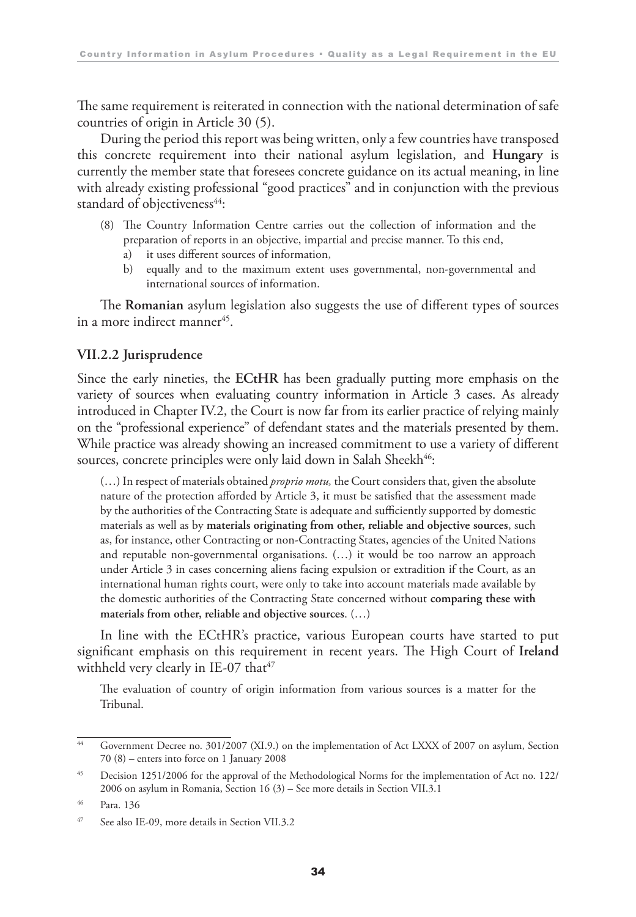The same requirement is reiterated in connection with the national determination of safe countries of origin in Article 30 (5).

During the period this report was being written, only a few countries have transposed this concrete requirement into their national asylum legislation, and **Hungary** is currently the member state that foresees concrete guidance on its actual meaning, in line with already existing professional "good practices" and in conjunction with the previous standard of objectiveness[44]:

> (8) The Country Information Centre carries out the collection of information and the preparation of reports in an objective, impartial and precise manner. To this end,
> a) it uses different sources of information,
> b) equally and to the maximum extent uses governmental, non-governmental and international sources of information.

The **Romanian** asylum legislation also suggests the use of different types of sources in a more indirect manner[45].

### VII.2.2 Jurisprudence

Since the early nineties, the **ECtHR** has been gradually putting more emphasis on the variety of sources when evaluating country information in Article 3 cases. As already introduced in Chapter IV.2, the Court is now far from its earlier practice of relying mainly on the "professional experience" of defendant states and the materials presented by them. While practice was already showing an increased commitment to use a variety of different sources, concrete principles were only laid down in Salah Sheekh[46]:

> (…) In respect of materials obtained *proprio motu,* the Court considers that, given the absolute nature of the protection afforded by Article 3, it must be satisfied that the assessment made by the authorities of the Contracting State is adequate and sufficiently supported by domestic materials as well as by **materials originating from other, reliable and objective sources**, such as, for instance, other Contracting or non-Contracting States, agencies of the United Nations and reputable non-governmental organisations. (…) it would be too narrow an approach under Article 3 in cases concerning aliens facing expulsion or extradition if the Court, as an international human rights court, were only to take into account materials made available by the domestic authorities of the Contracting State concerned without **comparing these with materials from other, reliable and objective sources**. (…)

In line with the ECtHR's practice, various European courts have started to put significant emphasis on this requirement in recent years. The High Court of **Ireland** withheld very clearly in IE-07 that[47]

> The evaluation of country of origin information from various sources is a matter for the Tribunal.

---

[44] Government Decree no. 301/2007 (XI.9.) on the implementation of Act LXXX of 2007 on asylum, Section 70 (8) – enters into force on 1 January 2008

[45] Decision 1251/2006 for the approval of the Methodological Norms for the implementation of Act no. 122/2006 on asylum in Romania, Section 16 (3) – See more details in Section VII.3.1

[46] Para. 136

[47] See also IE-09, more details in Section VII.3.2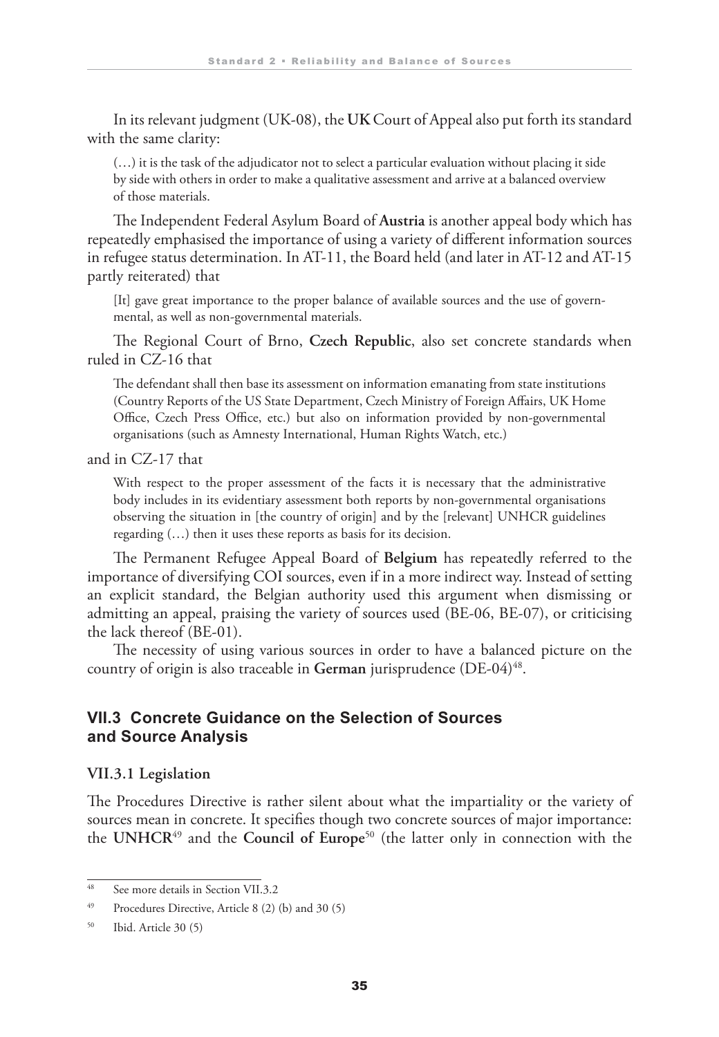In its relevant judgment (UK-08), the **UK** Court of Appeal also put forth its standard with the same clarity:

> (…) it is the task of the adjudicator not to select a particular evaluation without placing it side by side with others in order to make a qualitative assessment and arrive at a balanced overview of those materials.

The Independent Federal Asylum Board of **Austria** is another appeal body which has repeatedly emphasised the importance of using a variety of different information sources in refugee status determination. In AT-11, the Board held (and later in AT-12 and AT-15 partly reiterated) that

> [It] gave great importance to the proper balance of available sources and the use of governmental, as well as non-governmental materials.

The Regional Court of Brno, **Czech Republic**, also set concrete standards when ruled in CZ-16 that

> The defendant shall then base its assessment on information emanating from state institutions (Country Reports of the US State Department, Czech Ministry of Foreign Affairs, UK Home Office, Czech Press Office, etc.) but also on information provided by non-governmental organisations (such as Amnesty International, Human Rights Watch, etc.)

and in CZ-17 that

> With respect to the proper assessment of the facts it is necessary that the administrative body includes in its evidentiary assessment both reports by non-governmental organisations observing the situation in [the country of origin] and by the [relevant] UNHCR guidelines regarding (…) then it uses these reports as basis for its decision.

The Permanent Refugee Appeal Board of **Belgium** has repeatedly referred to the importance of diversifying COI sources, even if in a more indirect way. Instead of setting an explicit standard, the Belgian authority used this argument when dismissing or admitting an appeal, praising the variety of sources used (BE-06, BE-07), or criticising the lack thereof (BE-01).

The necessity of using various sources in order to have a balanced picture on the country of origin is also traceable in **German** jurisprudence (DE-04)[48].

## VII.3 Concrete Guidance on the Selection of Sources and Source Analysis

### VII.3.1 Legislation

The Procedures Directive is rather silent about what the impartiality or the variety of sources mean in concrete. It specifies though two concrete sources of major importance: the **UNHCR**[49] and the **Council of Europe**[50] (the latter only in connection with the

---

[48] See more details in Section VII.3.2

[49] Procedures Directive, Article 8 (2) (b) and 30 (5)

[50] Ibid. Article 30 (5)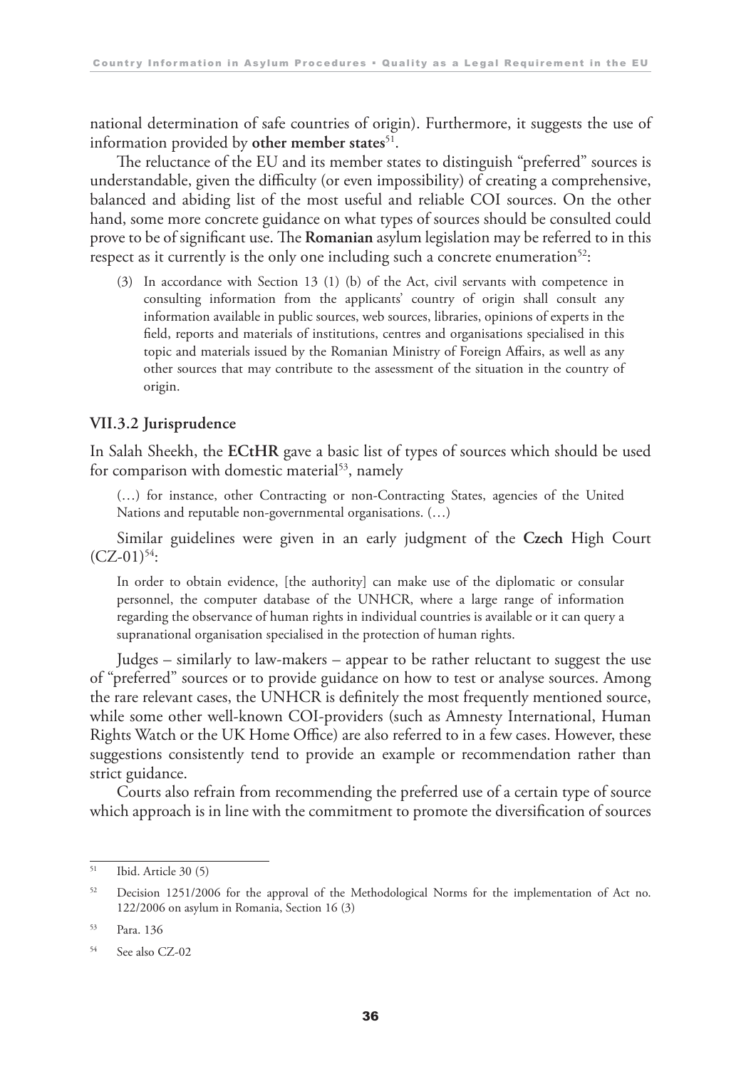national determination of safe countries of origin). Furthermore, it suggests the use of information provided by **other member states**[51].

The reluctance of the EU and its member states to distinguish "preferred" sources is understandable, given the difficulty (or even impossibility) of creating a comprehensive, balanced and abiding list of the most useful and reliable COI sources. On the other hand, some more concrete guidance on what types of sources should be consulted could prove to be of significant use. The **Romanian** asylum legislation may be referred to in this respect as it currently is the only one including such a concrete enumeration[52]:

> (3) In accordance with Section 13 (1) (b) of the Act, civil servants with competence in consulting information from the applicants' country of origin shall consult any information available in public sources, web sources, libraries, opinions of experts in the field, reports and materials of institutions, centres and organisations specialised in this topic and materials issued by the Romanian Ministry of Foreign Affairs, as well as any other sources that may contribute to the assessment of the situation in the country of origin.

### VII.3.2 Jurisprudence

In Salah Sheekh, the **ECtHR** gave a basic list of types of sources which should be used for comparison with domestic material[53], namely

> (…) for instance, other Contracting or non-Contracting States, agencies of the United Nations and reputable non-governmental organisations. (…)

Similar guidelines were given in an early judgment of the **Czech** High Court (CZ-01)[54]:

> In order to obtain evidence, [the authority] can make use of the diplomatic or consular personnel, the computer database of the UNHCR, where a large range of information regarding the observance of human rights in individual countries is available or it can query a supranational organisation specialised in the protection of human rights.

Judges – similarly to law-makers – appear to be rather reluctant to suggest the use of "preferred" sources or to provide guidance on how to test or analyse sources. Among the rare relevant cases, the UNHCR is definitely the most frequently mentioned source, while some other well-known COI-providers (such as Amnesty International, Human Rights Watch or the UK Home Office) are also referred to in a few cases. However, these suggestions consistently tend to provide an example or recommendation rather than strict guidance.

Courts also refrain from recommending the preferred use of a certain type of source which approach is in line with the commitment to promote the diversification of sources

---

[51] Ibid. Article 30 (5)

[52] Decision 1251/2006 for the approval of the Methodological Norms for the implementation of Act no. 122/2006 on asylum in Romania, Section 16 (3)

[53] Para. 136

[54] See also CZ-02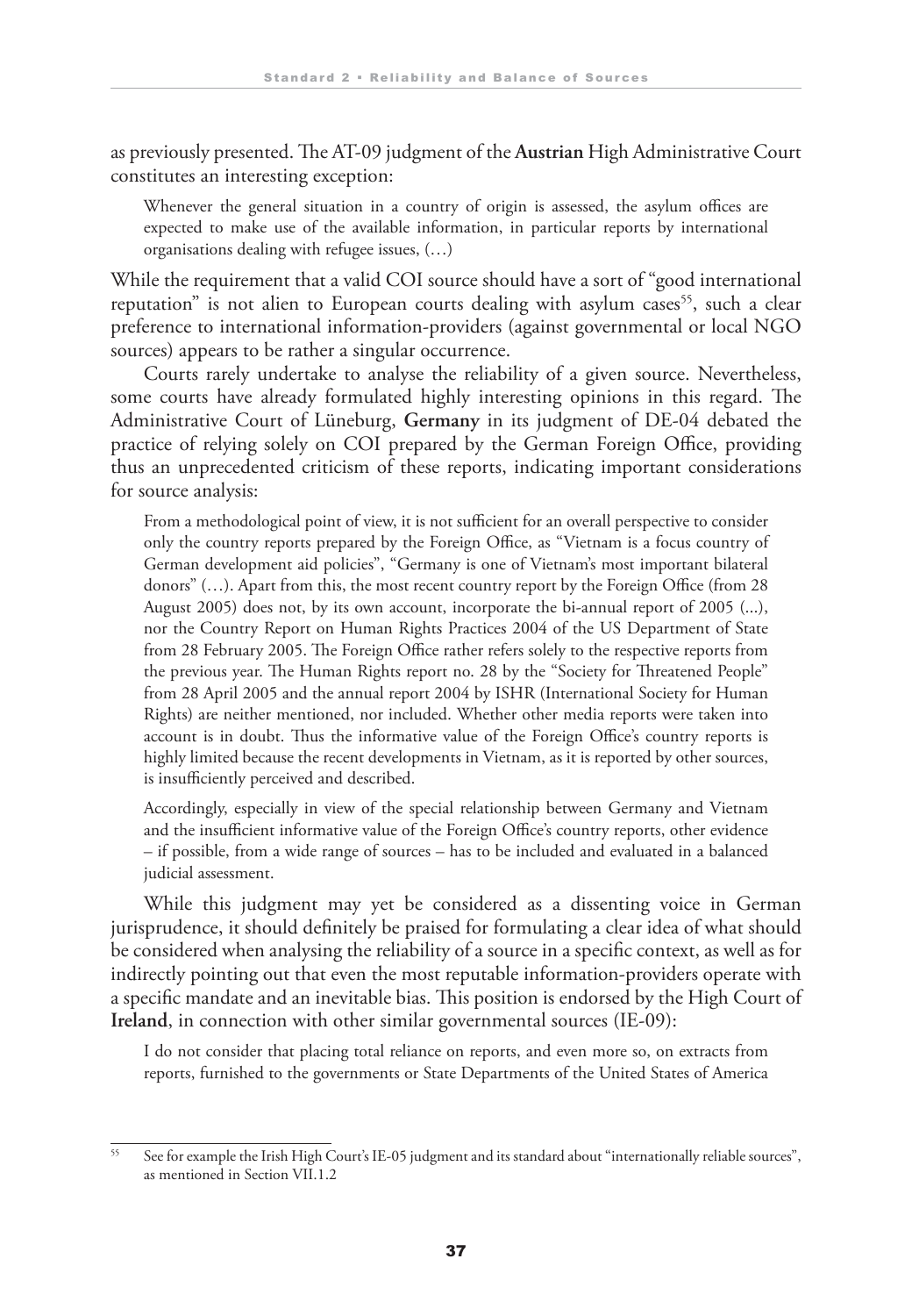as previously presented. The AT-09 judgment of the **Austrian** High Administrative Court constitutes an interesting exception:

> Whenever the general situation in a country of origin is assessed, the asylum offices are expected to make use of the available information, in particular reports by international organisations dealing with refugee issues, (…)

While the requirement that a valid COI source should have a sort of "good international reputation" is not alien to European courts dealing with asylum cases[55], such a clear preference to international information-providers (against governmental or local NGO sources) appears to be rather a singular occurrence.

Courts rarely undertake to analyse the reliability of a given source. Nevertheless, some courts have already formulated highly interesting opinions in this regard. The Administrative Court of Lüneburg, **Germany** in its judgment of DE-04 debated the practice of relying solely on COI prepared by the German Foreign Office, providing thus an unprecedented criticism of these reports, indicating important considerations for source analysis:

> From a methodological point of view, it is not sufficient for an overall perspective to consider only the country reports prepared by the Foreign Office, as "Vietnam is a focus country of German development aid policies", "Germany is one of Vietnam's most important bilateral donors" (…). Apart from this, the most recent country report by the Foreign Office (from 28 August 2005) does not, by its own account, incorporate the bi-annual report of 2005 (...), nor the Country Report on Human Rights Practices 2004 of the US Department of State from 28 February 2005. The Foreign Office rather refers solely to the respective reports from the previous year. The Human Rights report no. 28 by the "Society for Threatened People" from 28 April 2005 and the annual report 2004 by ISHR (International Society for Human Rights) are neither mentioned, nor included. Whether other media reports were taken into account is in doubt. Thus the informative value of the Foreign Office's country reports is highly limited because the recent developments in Vietnam, as it is reported by other sources, is insufficiently perceived and described.
>
> Accordingly, especially in view of the special relationship between Germany and Vietnam and the insufficient informative value of the Foreign Office's country reports, other evidence – if possible, from a wide range of sources – has to be included and evaluated in a balanced judicial assessment.

While this judgment may yet be considered as a dissenting voice in German jurisprudence, it should definitely be praised for formulating a clear idea of what should be considered when analysing the reliability of a source in a specific context, as well as for indirectly pointing out that even the most reputable information-providers operate with a specific mandate and an inevitable bias. This position is endorsed by the High Court of **Ireland**, in connection with other similar governmental sources (IE-09):

> I do not consider that placing total reliance on reports, and even more so, on extracts from reports, furnished to the governments or State Departments of the United States of America

---

[55] See for example the Irish High Court's IE-05 judgment and its standard about "internationally reliable sources", as mentioned in Section VII.1.2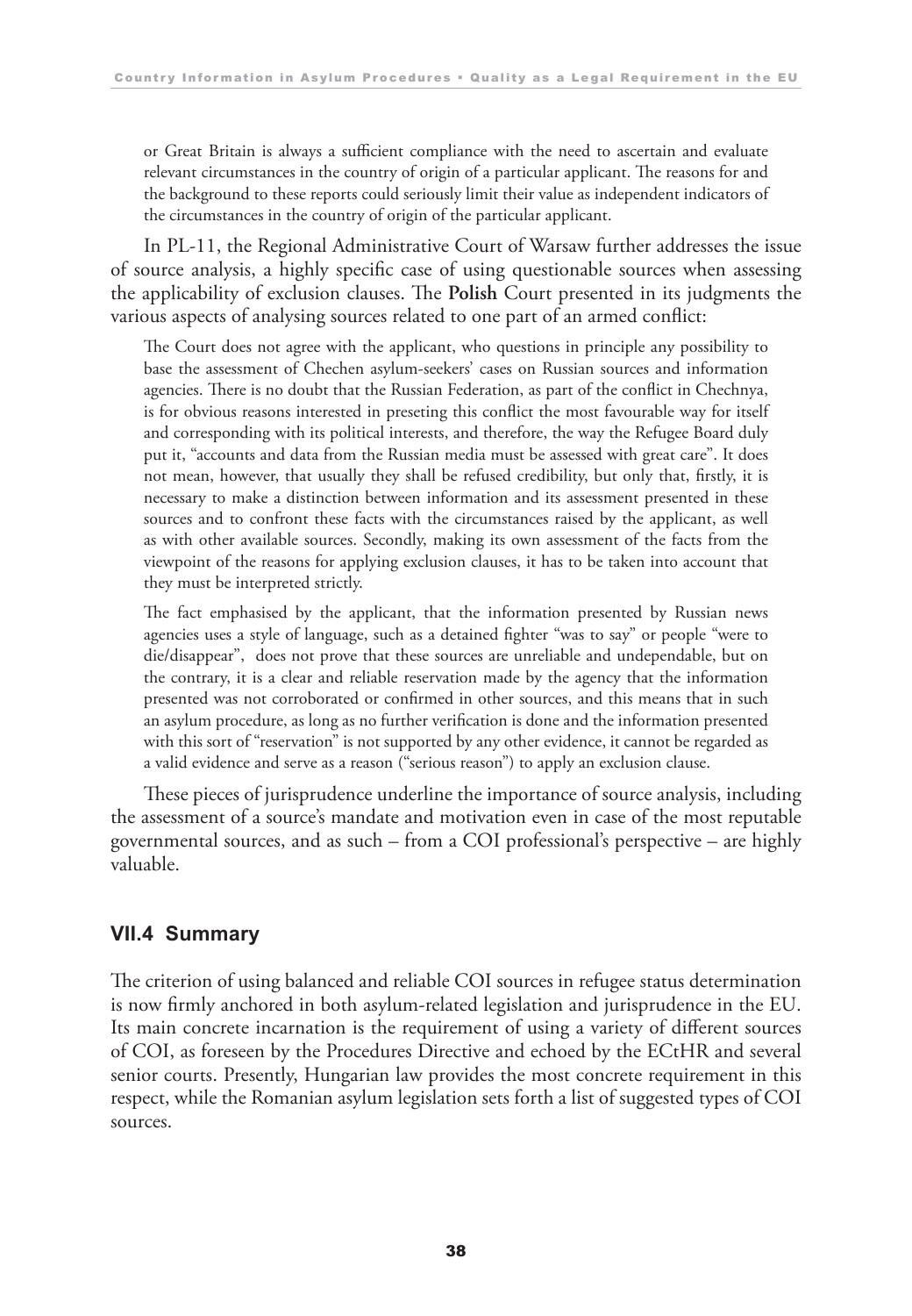or Great Britain is always a sufficient compliance with the need to ascertain and evaluate relevant circumstances in the country of origin of a particular applicant. The reasons for and the background to these reports could seriously limit their value as independent indicators of the circumstances in the country of origin of the particular applicant.

In PL-11, the Regional Administrative Court of Warsaw further addresses the issue of source analysis, a highly specific case of using questionable sources when assessing the applicability of exclusion clauses. The **Polish** Court presented in its judgments the various aspects of analysing sources related to one part of an armed conflict:

> The Court does not agree with the applicant, who questions in principle any possibility to base the assessment of Chechen asylum-seekers' cases on Russian sources and information agencies. There is no doubt that the Russian Federation, as part of the conflict in Chechnya, is for obvious reasons interested in preseting this conflict the most favourable way for itself and corresponding with its political interests, and therefore, the way the Refugee Board duly put it, "accounts and data from the Russian media must be assessed with great care". It does not mean, however, that usually they shall be refused credibility, but only that, firstly, it is necessary to make a distinction between information and its assessment presented in these sources and to confront these facts with the circumstances raised by the applicant, as well as with other available sources. Secondly, making its own assessment of the facts from the viewpoint of the reasons for applying exclusion clauses, it has to be taken into account that they must be interpreted strictly.
>
> The fact emphasised by the applicant, that the information presented by Russian news agencies uses a style of language, such as a detained fighter "was to say" or people "were to die/disappear", does not prove that these sources are unreliable and undependable, but on the contrary, it is a clear and reliable reservation made by the agency that the information presented was not corroborated or confirmed in other sources, and this means that in such an asylum procedure, as long as no further verification is done and the information presented with this sort of "reservation" is not supported by any other evidence, it cannot be regarded as a valid evidence and serve as a reason ("serious reason") to apply an exclusion clause.

These pieces of jurisprudence underline the importance of source analysis, including the assessment of a source's mandate and motivation even in case of the most reputable governmental sources, and as such – from a COI professional's perspective – are highly valuable.

## VII.4 Summary

The criterion of using balanced and reliable COI sources in refugee status determination is now firmly anchored in both asylum-related legislation and jurisprudence in the EU. Its main concrete incarnation is the requirement of using a variety of different sources of COI, as foreseen by the Procedures Directive and echoed by the ECtHR and several senior courts. Presently, Hungarian law provides the most concrete requirement in this respect, while the Romanian asylum legislation sets forth a list of suggested types of COI sources.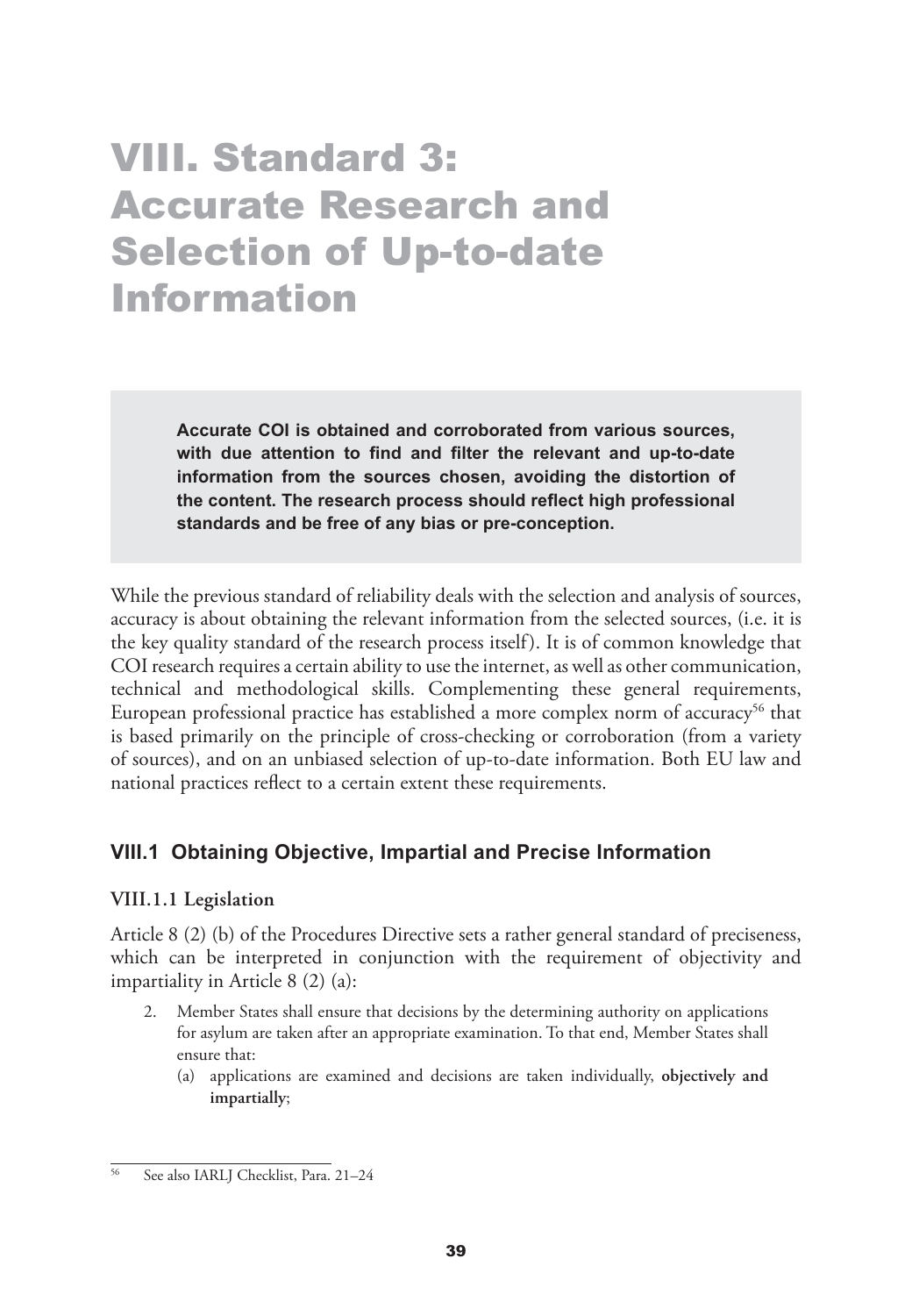# VIII. Standard 3: Accurate Research and Selection of Up-to-date Information

> **Accurate COI is obtained and corroborated from various sources, with due attention to find and filter the relevant and up-to-date information from the sources chosen, avoiding the distortion of the content. The research process should reflect high professional standards and be free of any bias or pre-conception.**

While the previous standard of reliability deals with the selection and analysis of sources, accuracy is about obtaining the relevant information from the selected sources, (i.e. it is the key quality standard of the research process itself). It is of common knowledge that COI research requires a certain ability to use the internet, as well as other communication, technical and methodological skills. Complementing these general requirements, European professional practice has established a more complex norm of accuracy[56] that is based primarily on the principle of cross-checking or corroboration (from a variety of sources), and on an unbiased selection of up-to-date information. Both EU law and national practices reflect to a certain extent these requirements.

## VIII.1 Obtaining Objective, Impartial and Precise Information

### VIII.1.1 Legislation

Article 8 (2) (b) of the Procedures Directive sets a rather general standard of preciseness, which can be interpreted in conjunction with the requirement of objectivity and impartiality in Article 8 (2) (a):

2. Member States shall ensure that decisions by the determining authority on applications for asylum are taken after an appropriate examination. To that end, Member States shall ensure that:
   (a) applications are examined and decisions are taken individually, **objectively and impartially**;

---

[56] See also IARLJ Checklist, Para. 21–24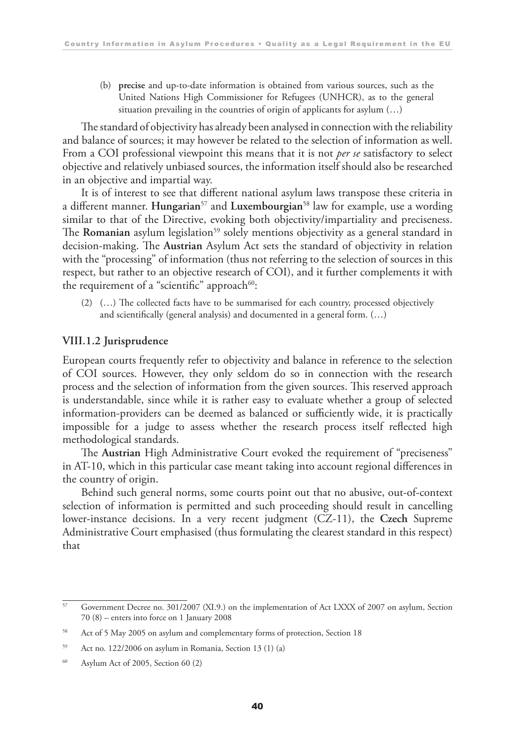(b) **precise** and up-to-date information is obtained from various sources, such as the United Nations High Commissioner for Refugees (UNHCR), as to the general situation prevailing in the countries of origin of applicants for asylum (…)

The standard of objectivity has already been analysed in connection with the reliability and balance of sources; it may however be related to the selection of information as well. From a COI professional viewpoint this means that it is not *per se* satisfactory to select objective and relatively unbiased sources, the information itself should also be researched in an objective and impartial way.

It is of interest to see that different national asylum laws transpose these criteria in a different manner. **Hungarian**[57] and **Luxembourgian**[58] law for example, use a wording similar to that of the Directive, evoking both objectivity/impartiality and preciseness. The **Romanian** asylum legislation[59] solely mentions objectivity as a general standard in decision-making. The **Austrian** Asylum Act sets the standard of objectivity in relation with the "processing" of information (thus not referring to the selection of sources in this respect, but rather to an objective research of COI), and it further complements it with the requirement of a "scientific" approach[60]:

(2) (…) The collected facts have to be summarised for each country, processed objectively and scientifically (general analysis) and documented in a general form. (…)

### VIII.1.2 Jurisprudence

European courts frequently refer to objectivity and balance in reference to the selection of COI sources. However, they only seldom do so in connection with the research process and the selection of information from the given sources. This reserved approach is understandable, since while it is rather easy to evaluate whether a group of selected information-providers can be deemed as balanced or sufficiently wide, it is practically impossible for a judge to assess whether the research process itself reflected high methodological standards.

The **Austrian** High Administrative Court evoked the requirement of "preciseness" in AT-10, which in this particular case meant taking into account regional differences in the country of origin.

Behind such general norms, some courts point out that no abusive, out-of-context selection of information is permitted and such proceeding should result in cancelling lower-instance decisions. In a very recent judgment (CZ-11), the **Czech** Supreme Administrative Court emphasised (thus formulating the clearest standard in this respect) that

---

[57] Government Decree no. 301/2007 (XI.9.) on the implementation of Act LXXX of 2007 on asylum, Section 70 (8) – enters into force on 1 January 2008

[58] Act of 5 May 2005 on asylum and complementary forms of protection, Section 18

[59] Act no. 122/2006 on asylum in Romania, Section 13 (1) (a)

[60] Asylum Act of 2005, Section 60 (2)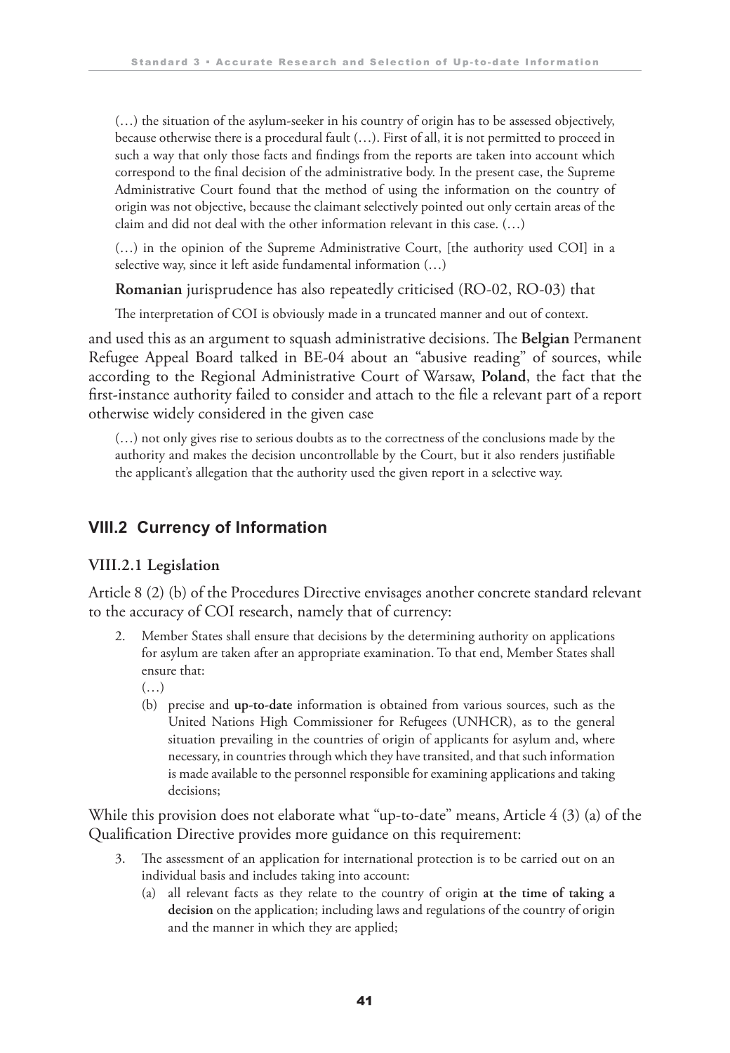> (…) the situation of the asylum-seeker in his country of origin has to be assessed objectively, because otherwise there is a procedural fault (…). First of all, it is not permitted to proceed in such a way that only those facts and findings from the reports are taken into account which correspond to the final decision of the administrative body. In the present case, the Supreme Administrative Court found that the method of using the information on the country of origin was not objective, because the claimant selectively pointed out only certain areas of the claim and did not deal with the other information relevant in this case. (…)
>
> (…) in the opinion of the Supreme Administrative Court, [the authority used COI] in a selective way, since it left aside fundamental information (…)
>
> **Romanian** jurisprudence has also repeatedly criticised (RO-02, RO-03) that
>
> The interpretation of COI is obviously made in a truncated manner and out of context.

and used this as an argument to squash administrative decisions. The **Belgian** Permanent Refugee Appeal Board talked in BE-04 about an "abusive reading" of sources, while according to the Regional Administrative Court of Warsaw, **Poland**, the fact that the first-instance authority failed to consider and attach to the file a relevant part of a report otherwise widely considered in the given case

> (…) not only gives rise to serious doubts as to the correctness of the conclusions made by the authority and makes the decision uncontrollable by the Court, but it also renders justifiable the applicant's allegation that the authority used the given report in a selective way.

## VIII.2 Currency of Information

### VIII.2.1 Legislation

Article 8 (2) (b) of the Procedures Directive envisages another concrete standard relevant to the accuracy of COI research, namely that of currency:

> 2. Member States shall ensure that decisions by the determining authority on applications for asylum are taken after an appropriate examination. To that end, Member States shall ensure that:
>
>    (…)
>
>    (b) precise and **up-to-date** information is obtained from various sources, such as the United Nations High Commissioner for Refugees (UNHCR), as to the general situation prevailing in the countries of origin of applicants for asylum and, where necessary, in countries through which they have transited, and that such information is made available to the personnel responsible for examining applications and taking decisions;

While this provision does not elaborate what "up-to-date" means, Article 4 (3) (a) of the Qualification Directive provides more guidance on this requirement:

> 3. The assessment of an application for international protection is to be carried out on an individual basis and includes taking into account:
>
>    (a) all relevant facts as they relate to the country of origin **at the time of taking a decision** on the application; including laws and regulations of the country of origin and the manner in which they are applied;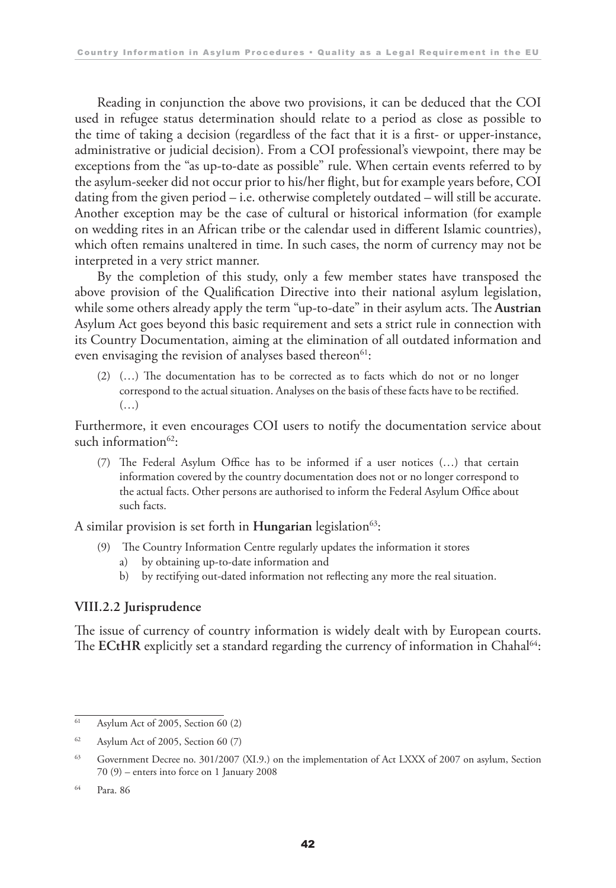Reading in conjunction the above two provisions, it can be deduced that the COI used in refugee status determination should relate to a period as close as possible to the time of taking a decision (regardless of the fact that it is a first- or upper-instance, administrative or judicial decision). From a COI professional's viewpoint, there may be exceptions from the "as up-to-date as possible" rule. When certain events referred to by the asylum-seeker did not occur prior to his/her flight, but for example years before, COI dating from the given period – i.e. otherwise completely outdated – will still be accurate. Another exception may be the case of cultural or historical information (for example on wedding rites in an African tribe or the calendar used in different Islamic countries), which often remains unaltered in time. In such cases, the norm of currency may not be interpreted in a very strict manner.

By the completion of this study, only a few member states have transposed the above provision of the Qualification Directive into their national asylum legislation, while some others already apply the term "up-to-date" in their asylum acts. The **Austrian** Asylum Act goes beyond this basic requirement and sets a strict rule in connection with its Country Documentation, aiming at the elimination of all outdated information and even envisaging the revision of analyses based thereon[61]:

> (2) (…) The documentation has to be corrected as to facts which do not or no longer correspond to the actual situation. Analyses on the basis of these facts have to be rectified. (…)

Furthermore, it even encourages COI users to notify the documentation service about such information[62]:

> (7) The Federal Asylum Office has to be informed if a user notices (…) that certain information covered by the country documentation does not or no longer correspond to the actual facts. Other persons are authorised to inform the Federal Asylum Office about such facts.

A similar provision is set forth in **Hungarian** legislation[63]:

> (9) The Country Information Centre regularly updates the information it stores
> a) by obtaining up-to-date information and
> b) by rectifying out-dated information not reflecting any more the real situation.

### VIII.2.2 Jurisprudence

The issue of currency of country information is widely dealt with by European courts. The **ECtHR** explicitly set a standard regarding the currency of information in Chahal[64]:

---

[61] Asylum Act of 2005, Section 60 (2)

[62] Asylum Act of 2005, Section 60 (7)

[63] Government Decree no. 301/2007 (XI.9.) on the implementation of Act LXXX of 2007 on asylum, Section 70 (9) – enters into force on 1 January 2008

[64] Para. 86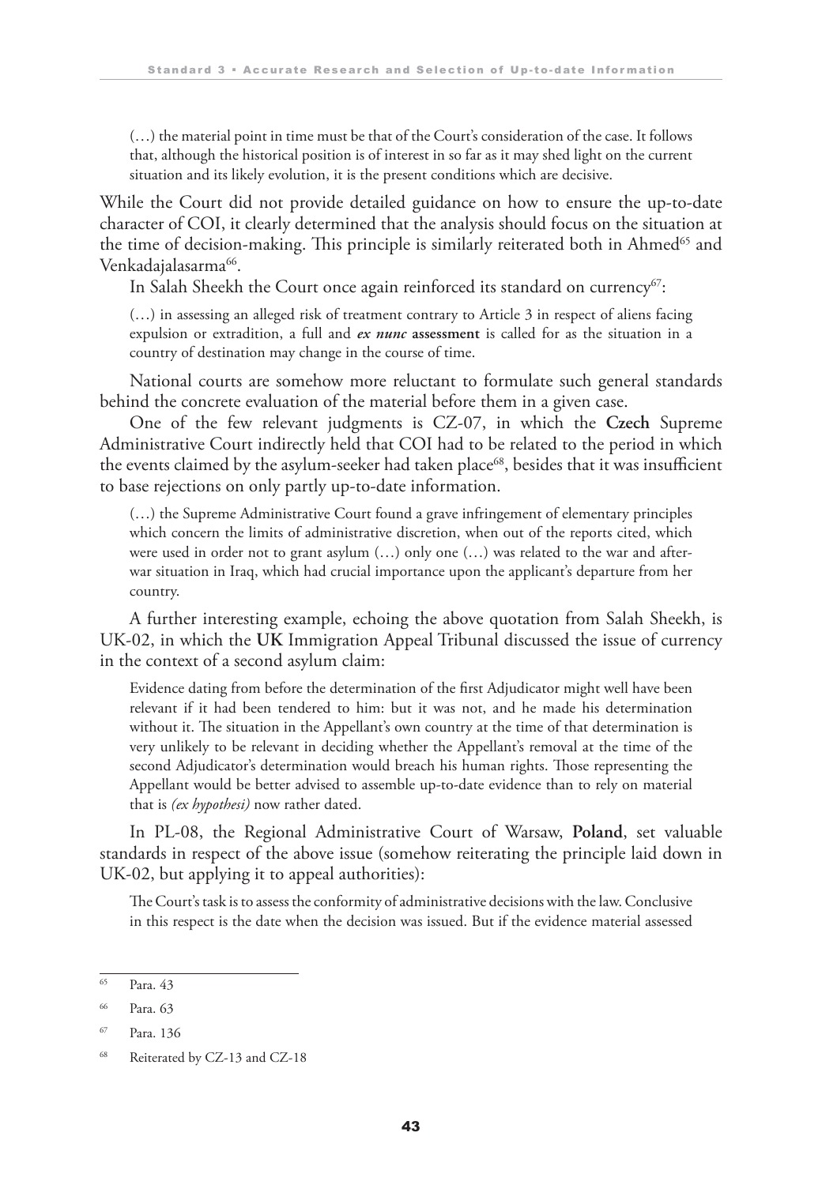> (…) the material point in time must be that of the Court's consideration of the case. It follows that, although the historical position is of interest in so far as it may shed light on the current situation and its likely evolution, it is the present conditions which are decisive.

While the Court did not provide detailed guidance on how to ensure the up-to-date character of COI, it clearly determined that the analysis should focus on the situation at the time of decision-making. This principle is similarly reiterated both in Ahmed[65] and Venkadajalasarma[66].

In Salah Sheekh the Court once again reinforced its standard on currency[67]:

> (…) in assessing an alleged risk of treatment contrary to Article 3 in respect of aliens facing expulsion or extradition, a full and ***ex nunc* assessment** is called for as the situation in a country of destination may change in the course of time.

National courts are somehow more reluctant to formulate such general standards behind the concrete evaluation of the material before them in a given case.

One of the few relevant judgments is CZ-07, in which the **Czech** Supreme Administrative Court indirectly held that COI had to be related to the period in which the events claimed by the asylum-seeker had taken place[68], besides that it was insufficient to base rejections on only partly up-to-date information.

> (…) the Supreme Administrative Court found a grave infringement of elementary principles which concern the limits of administrative discretion, when out of the reports cited, which were used in order not to grant asylum (…) only one (…) was related to the war and after-war situation in Iraq, which had crucial importance upon the applicant's departure from her country.

A further interesting example, echoing the above quotation from Salah Sheekh, is UK-02, in which the **UK** Immigration Appeal Tribunal discussed the issue of currency in the context of a second asylum claim:

> Evidence dating from before the determination of the first Adjudicator might well have been relevant if it had been tendered to him: but it was not, and he made his determination without it. The situation in the Appellant's own country at the time of that determination is very unlikely to be relevant in deciding whether the Appellant's removal at the time of the second Adjudicator's determination would breach his human rights. Those representing the Appellant would be better advised to assemble up-to-date evidence than to rely on material that is *(ex hypothesi)* now rather dated.

In PL-08, the Regional Administrative Court of Warsaw, **Poland**, set valuable standards in respect of the above issue (somehow reiterating the principle laid down in UK-02, but applying it to appeal authorities):

> The Court's task is to assess the conformity of administrative decisions with the law. Conclusive in this respect is the date when the decision was issued. But if the evidence material assessed

---

[65] Para. 43

[66] Para. 63

[67] Para. 136

[68] Reiterated by CZ-13 and CZ-18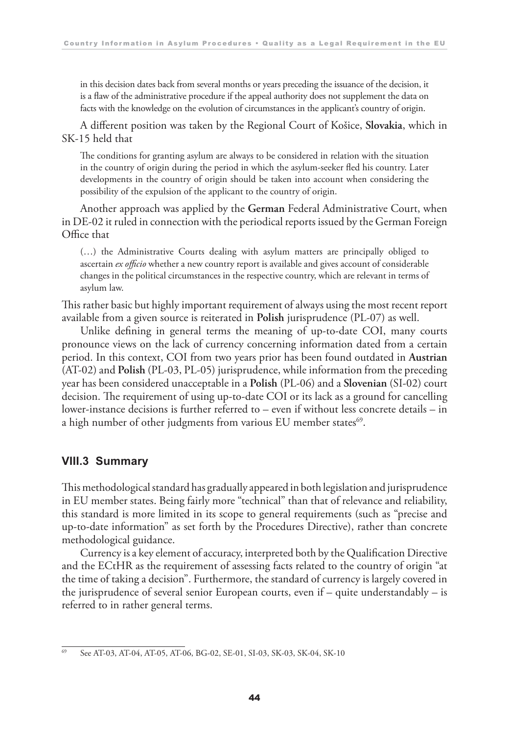> in this decision dates back from several months or years preceding the issuance of the decision, it is a flaw of the administrative procedure if the appeal authority does not supplement the data on facts with the knowledge on the evolution of circumstances in the applicant's country of origin.

A different position was taken by the Regional Court of Košice, **Slovakia**, which in SK-15 held that

> The conditions for granting asylum are always to be considered in relation with the situation in the country of origin during the period in which the asylum-seeker fled his country. Later developments in the country of origin should be taken into account when considering the possibility of the expulsion of the applicant to the country of origin.

Another approach was applied by the **German** Federal Administrative Court, when in DE-02 it ruled in connection with the periodical reports issued by the German Foreign Office that

> (…) the Administrative Courts dealing with asylum matters are principally obliged to ascertain *ex officio* whether a new country report is available and gives account of considerable changes in the political circumstances in the respective country, which are relevant in terms of asylum law.

This rather basic but highly important requirement of always using the most recent report available from a given source is reiterated in **Polish** jurisprudence (PL-07) as well.

Unlike defining in general terms the meaning of up-to-date COI, many courts pronounce views on the lack of currency concerning information dated from a certain period. In this context, COI from two years prior has been found outdated in **Austrian** (AT-02) and **Polish** (PL-03, PL-05) jurisprudence, while information from the preceding year has been considered unacceptable in a **Polish** (PL-06) and a **Slovenian** (SI-02) court decision. The requirement of using up-to-date COI or its lack as a ground for cancelling lower-instance decisions is further referred to – even if without less concrete details – in a high number of other judgments from various EU member states[69].

## VIII.3 Summary

This methodological standard has gradually appeared in both legislation and jurisprudence in EU member states. Being fairly more "technical" than that of relevance and reliability, this standard is more limited in its scope to general requirements (such as "precise and up-to-date information" as set forth by the Procedures Directive), rather than concrete methodological guidance.

Currency is a key element of accuracy, interpreted both by the Qualification Directive and the ECtHR as the requirement of assessing facts related to the country of origin "at the time of taking a decision". Furthermore, the standard of currency is largely covered in the jurisprudence of several senior European courts, even if – quite understandably – is referred to in rather general terms.

---

[69] See AT-03, AT-04, AT-05, AT-06, BG-02, SE-01, SI-03, SK-03, SK-04, SK-10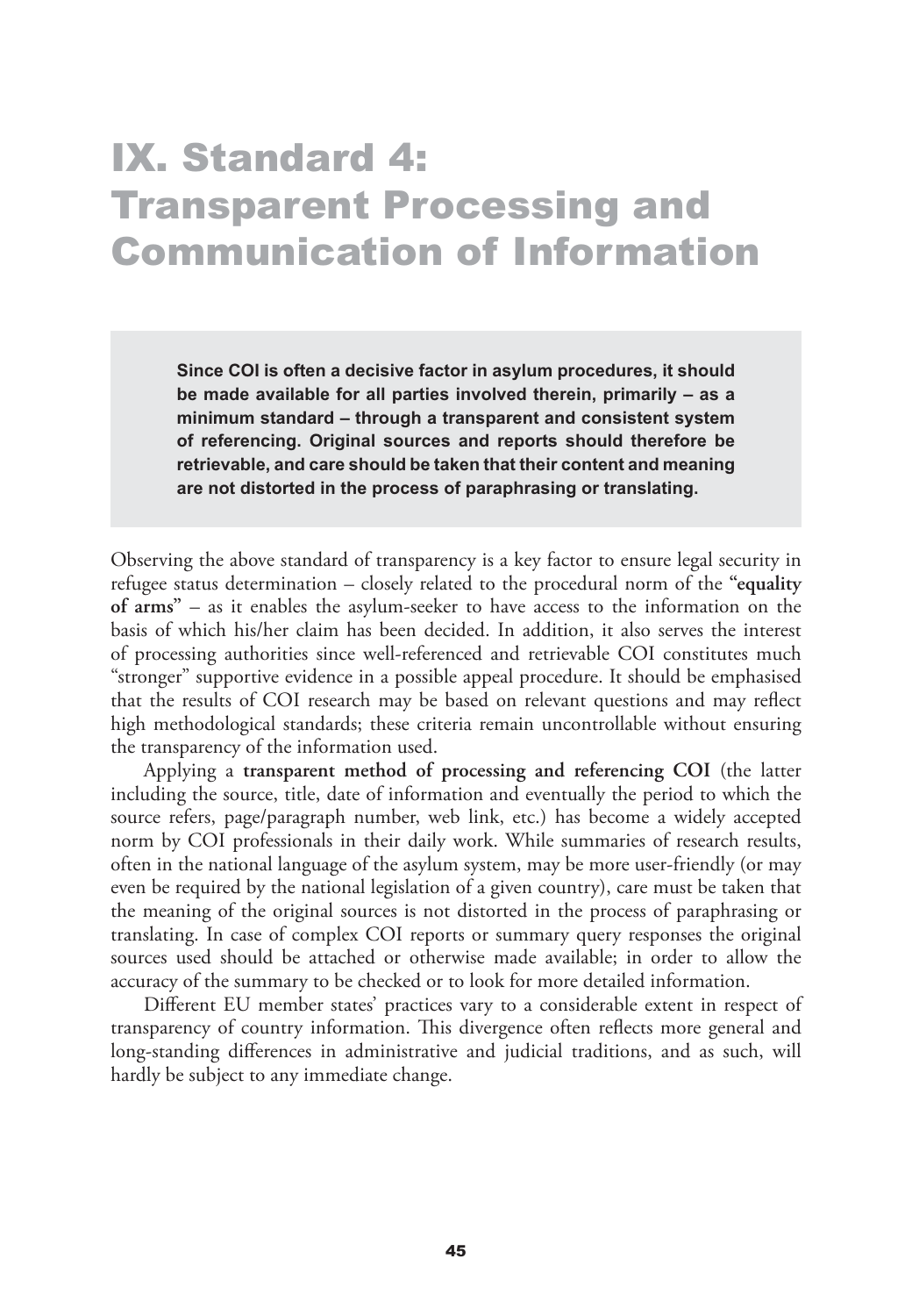# IX. Standard 4: Transparent Processing and Communication of Information

> **Since COI is often a decisive factor in asylum procedures, it should be made available for all parties involved therein, primarily – as a minimum standard – through a transparent and consistent system of referencing. Original sources and reports should therefore be retrievable, and care should be taken that their content and meaning are not distorted in the process of paraphrasing or translating.**

Observing the above standard of transparency is a key factor to ensure legal security in refugee status determination – closely related to the procedural norm of the "**equality of arms**" – as it enables the asylum-seeker to have access to the information on the basis of which his/her claim has been decided. In addition, it also serves the interest of processing authorities since well-referenced and retrievable COI constitutes much "stronger" supportive evidence in a possible appeal procedure. It should be emphasised that the results of COI research may be based on relevant questions and may reflect high methodological standards; these criteria remain uncontrollable without ensuring the transparency of the information used.

Applying a **transparent method of processing and referencing COI** (the latter including the source, title, date of information and eventually the period to which the source refers, page/paragraph number, web link, etc.) has become a widely accepted norm by COI professionals in their daily work. While summaries of research results, often in the national language of the asylum system, may be more user-friendly (or may even be required by the national legislation of a given country), care must be taken that the meaning of the original sources is not distorted in the process of paraphrasing or translating. In case of complex COI reports or summary query responses the original sources used should be attached or otherwise made available; in order to allow the accuracy of the summary to be checked or to look for more detailed information.

Different EU member states' practices vary to a considerable extent in respect of transparency of country information. This divergence often reflects more general and long-standing differences in administrative and judicial traditions, and as such, will hardly be subject to any immediate change.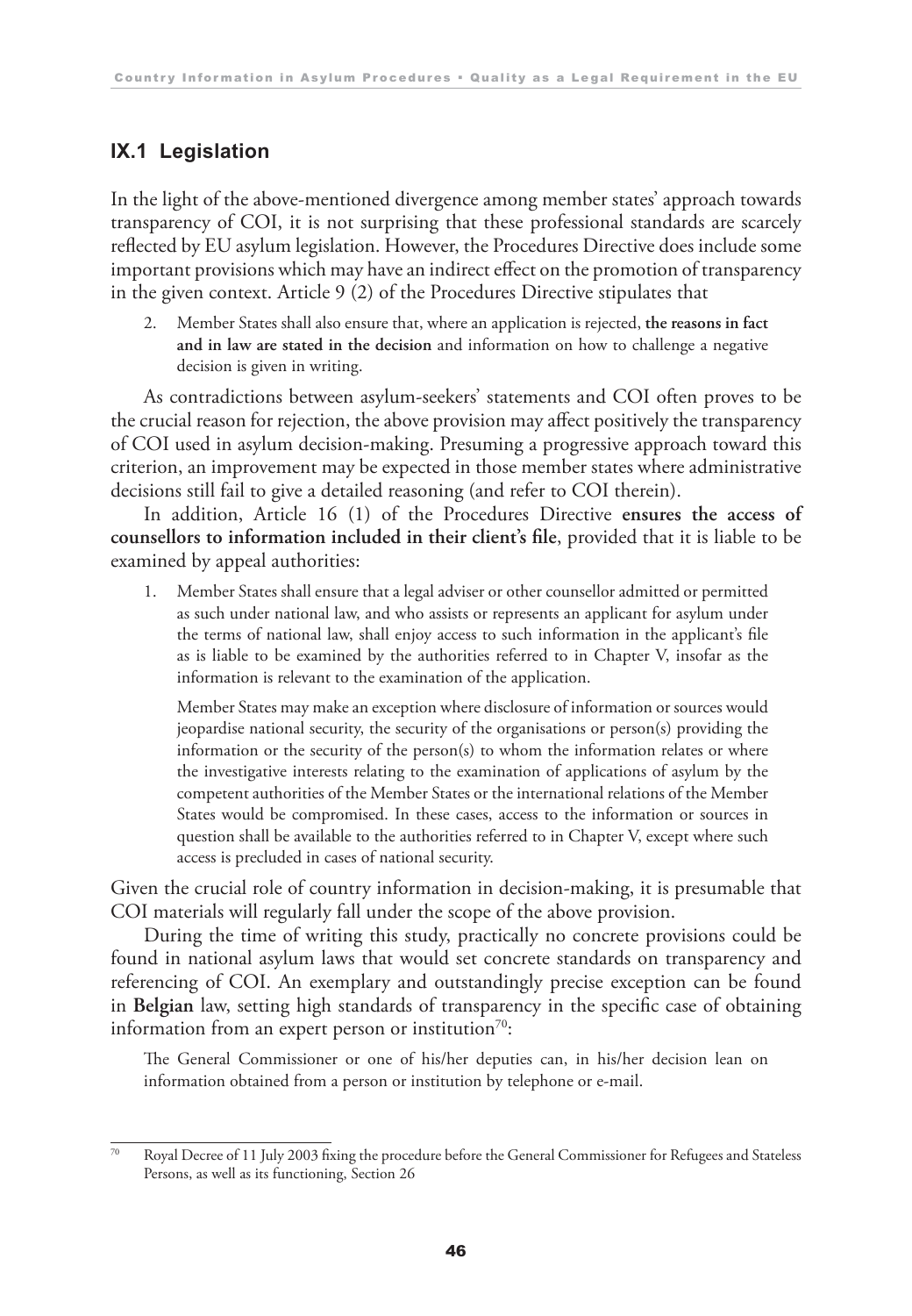## IX.1 Legislation

In the light of the above-mentioned divergence among member states' approach towards transparency of COI, it is not surprising that these professional standards are scarcely reflected by EU asylum legislation. However, the Procedures Directive does include some important provisions which may have an indirect effect on the promotion of transparency in the given context. Article 9 (2) of the Procedures Directive stipulates that

> 2. Member States shall also ensure that, where an application is rejected, **the reasons in fact and in law are stated in the decision** and information on how to challenge a negative decision is given in writing.

As contradictions between asylum-seekers' statements and COI often proves to be the crucial reason for rejection, the above provision may affect positively the transparency of COI used in asylum decision-making. Presuming a progressive approach toward this criterion, an improvement may be expected in those member states where administrative decisions still fail to give a detailed reasoning (and refer to COI therein).

In addition, Article 16 (1) of the Procedures Directive **ensures the access of counsellors to information included in their client's file**, provided that it is liable to be examined by appeal authorities:

> 1. Member States shall ensure that a legal adviser or other counsellor admitted or permitted as such under national law, and who assists or represents an applicant for asylum under the terms of national law, shall enjoy access to such information in the applicant's file as is liable to be examined by the authorities referred to in Chapter V, insofar as the information is relevant to the examination of the application.
>
> Member States may make an exception where disclosure of information or sources would jeopardise national security, the security of the organisations or person(s) providing the information or the security of the person(s) to whom the information relates or where the investigative interests relating to the examination of applications of asylum by the competent authorities of the Member States or the international relations of the Member States would be compromised. In these cases, access to the information or sources in question shall be available to the authorities referred to in Chapter V, except where such access is precluded in cases of national security.

Given the crucial role of country information in decision-making, it is presumable that COI materials will regularly fall under the scope of the above provision.

During the time of writing this study, practically no concrete provisions could be found in national asylum laws that would set concrete standards on transparency and referencing of COI. An exemplary and outstandingly precise exception can be found in **Belgian** law, setting high standards of transparency in the specific case of obtaining information from an expert person or institution[70]:

> The General Commissioner or one of his/her deputies can, in his/her decision lean on information obtained from a person or institution by telephone or e-mail.

---

[70] Royal Decree of 11 July 2003 fixing the procedure before the General Commissioner for Refugees and Stateless Persons, as well as its functioning, Section 26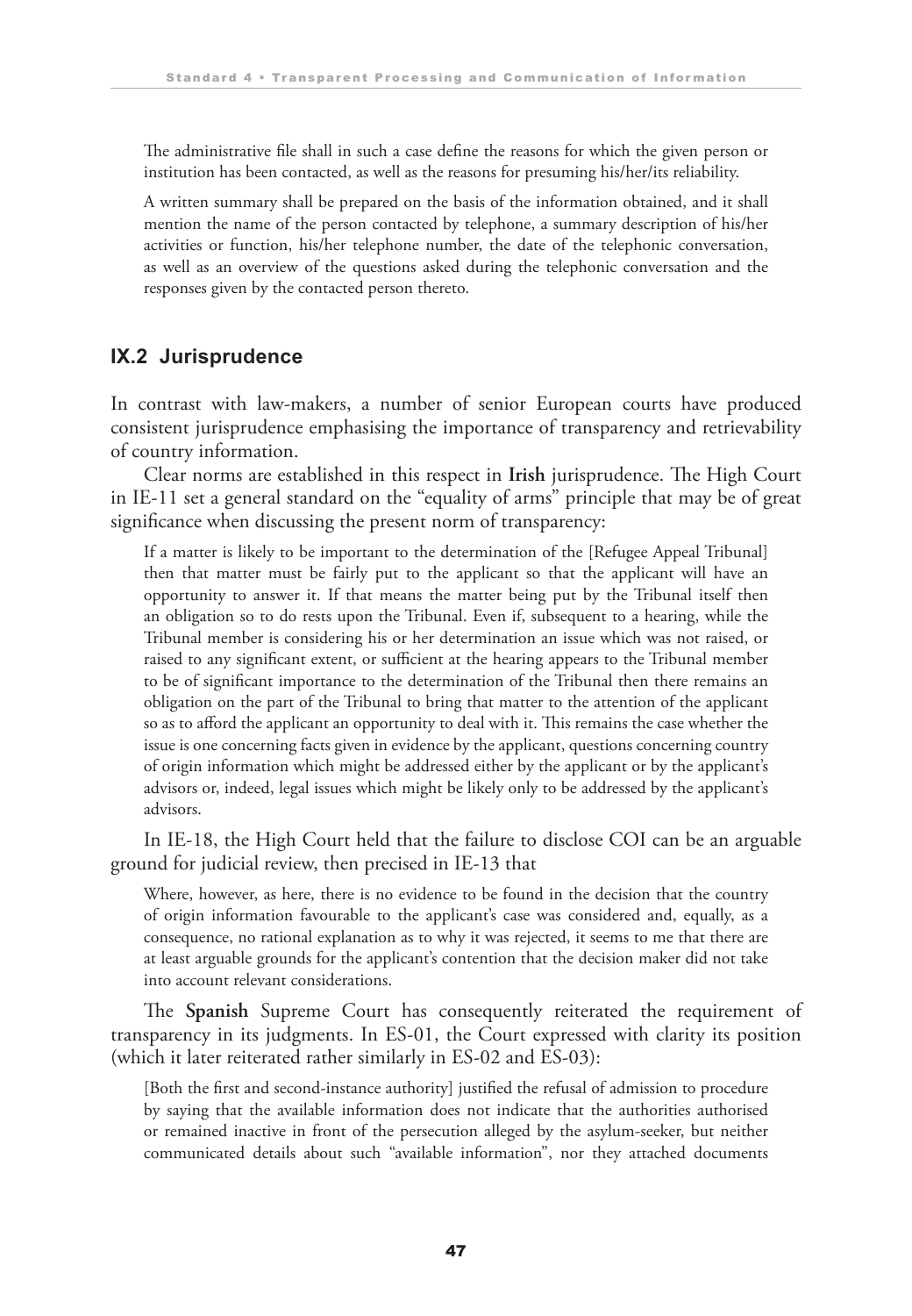The administrative file shall in such a case define the reasons for which the given person or institution has been contacted, as well as the reasons for presuming his/her/its reliability.

A written summary shall be prepared on the basis of the information obtained, and it shall mention the name of the person contacted by telephone, a summary description of his/her activities or function, his/her telephone number, the date of the telephonic conversation, as well as an overview of the questions asked during the telephonic conversation and the responses given by the contacted person thereto.

## IX.2 Jurisprudence

In contrast with law-makers, a number of senior European courts have produced consistent jurisprudence emphasising the importance of transparency and retrievability of country information.

Clear norms are established in this respect in **Irish** jurisprudence. The High Court in IE-11 set a general standard on the "equality of arms" principle that may be of great significance when discussing the present norm of transparency:

> If a matter is likely to be important to the determination of the [Refugee Appeal Tribunal] then that matter must be fairly put to the applicant so that the applicant will have an opportunity to answer it. If that means the matter being put by the Tribunal itself then an obligation so to do rests upon the Tribunal. Even if, subsequent to a hearing, while the Tribunal member is considering his or her determination an issue which was not raised, or raised to any significant extent, or sufficient at the hearing appears to the Tribunal member to be of significant importance to the determination of the Tribunal then there remains an obligation on the part of the Tribunal to bring that matter to the attention of the applicant so as to afford the applicant an opportunity to deal with it. This remains the case whether the issue is one concerning facts given in evidence by the applicant, questions concerning country of origin information which might be addressed either by the applicant or by the applicant's advisors or, indeed, legal issues which might be likely only to be addressed by the applicant's advisors.

In IE-18, the High Court held that the failure to disclose COI can be an arguable ground for judicial review, then precised in IE-13 that

> Where, however, as here, there is no evidence to be found in the decision that the country of origin information favourable to the applicant's case was considered and, equally, as a consequence, no rational explanation as to why it was rejected, it seems to me that there are at least arguable grounds for the applicant's contention that the decision maker did not take into account relevant considerations.

The **Spanish** Supreme Court has consequently reiterated the requirement of transparency in its judgments. In ES-01, the Court expressed with clarity its position (which it later reiterated rather similarly in ES-02 and ES-03):

> [Both the first and second-instance authority] justified the refusal of admission to procedure by saying that the available information does not indicate that the authorities authorised or remained inactive in front of the persecution alleged by the asylum-seeker, but neither communicated details about such "available information", nor they attached documents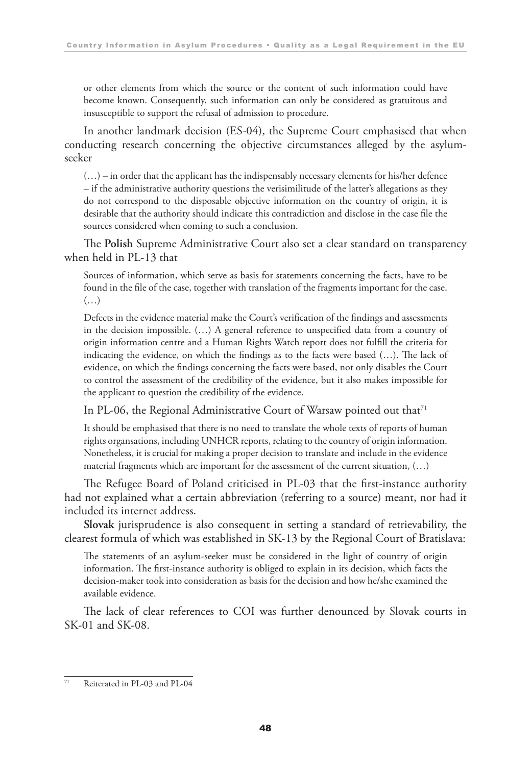or other elements from which the source or the content of such information could have become known. Consequently, such information can only be considered as gratuitous and insusceptible to support the refusal of admission to procedure.

In another landmark decision (ES-04), the Supreme Court emphasised that when conducting research concerning the objective circumstances alleged by the asylum-seeker

> (…) – in order that the applicant has the indispensably necessary elements for his/her defence – if the administrative authority questions the verisimilitude of the latter's allegations as they do not correspond to the disposable objective information on the country of origin, it is desirable that the authority should indicate this contradiction and disclose in the case file the sources considered when coming to such a conclusion.

The **Polish** Supreme Administrative Court also set a clear standard on transparency when held in PL-13 that

> Sources of information, which serve as basis for statements concerning the facts, have to be found in the file of the case, together with translation of the fragments important for the case. (…)
>
> Defects in the evidence material make the Court's verification of the findings and assessments in the decision impossible. (…) A general reference to unspecified data from a country of origin information centre and a Human Rights Watch report does not fulfill the criteria for indicating the evidence, on which the findings as to the facts were based (…). The lack of evidence, on which the findings concerning the facts were based, not only disables the Court to control the assessment of the credibility of the evidence, but it also makes impossible for the applicant to question the credibility of the evidence.

In PL-06, the Regional Administrative Court of Warsaw pointed out that[71]

> It should be emphasised that there is no need to translate the whole texts of reports of human rights organsations, including UNHCR reports, relating to the country of origin information. Nonetheless, it is crucial for making a proper decision to translate and include in the evidence material fragments which are important for the assessment of the current situation, (…)

The Refugee Board of Poland criticised in PL-03 that the first-instance authority had not explained what a certain abbreviation (referring to a source) meant, nor had it included its internet address.

**Slovak** jurisprudence is also consequent in setting a standard of retrievability, the clearest formula of which was established in SK-13 by the Regional Court of Bratislava:

> The statements of an asylum-seeker must be considered in the light of country of origin information. The first-instance authority is obliged to explain in its decision, which facts the decision-maker took into consideration as basis for the decision and how he/she examined the available evidence.

The lack of clear references to COI was further denounced by Slovak courts in SK-01 and SK-08.

---

[71] Reiterated in PL-03 and PL-04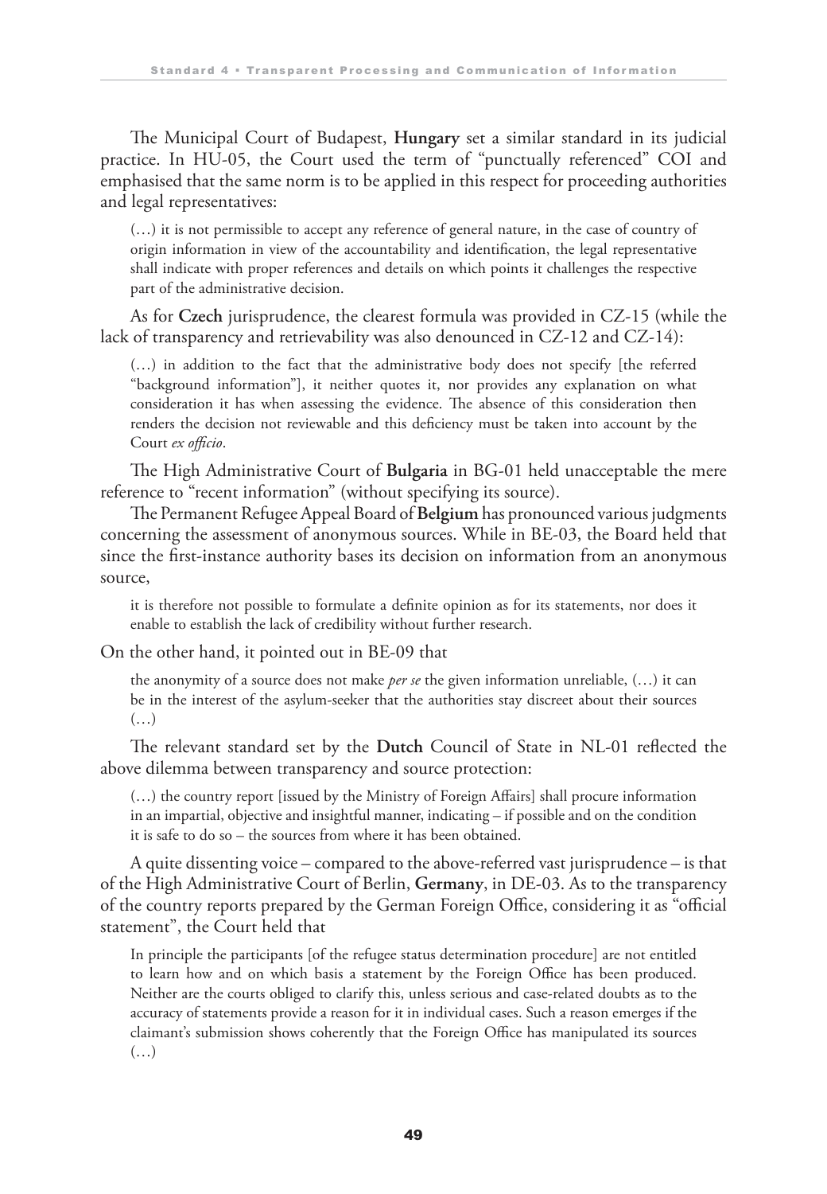The Municipal Court of Budapest, **Hungary** set a similar standard in its judicial practice. In HU-05, the Court used the term of "punctually referenced" COI and emphasised that the same norm is to be applied in this respect for proceeding authorities and legal representatives:

> (…) it is not permissible to accept any reference of general nature, in the case of country of origin information in view of the accountability and identification, the legal representative shall indicate with proper references and details on which points it challenges the respective part of the administrative decision.

As for **Czech** jurisprudence, the clearest formula was provided in CZ-15 (while the lack of transparency and retrievability was also denounced in CZ-12 and CZ-14):

> (…) in addition to the fact that the administrative body does not specify [the referred "background information"], it neither quotes it, nor provides any explanation on what consideration it has when assessing the evidence. The absence of this consideration then renders the decision not reviewable and this deficiency must be taken into account by the Court *ex officio*.

The High Administrative Court of **Bulgaria** in BG-01 held unacceptable the mere reference to "recent information" (without specifying its source).

The Permanent Refugee Appeal Board of **Belgium** has pronounced various judgments concerning the assessment of anonymous sources. While in BE-03, the Board held that since the first-instance authority bases its decision on information from an anonymous source,

> it is therefore not possible to formulate a definite opinion as for its statements, nor does it enable to establish the lack of credibility without further research.

On the other hand, it pointed out in BE-09 that

> the anonymity of a source does not make *per se* the given information unreliable, (…) it can be in the interest of the asylum-seeker that the authorities stay discreet about their sources (…)

The relevant standard set by the **Dutch** Council of State in NL-01 reflected the above dilemma between transparency and source protection:

> (…) the country report [issued by the Ministry of Foreign Affairs] shall procure information in an impartial, objective and insightful manner, indicating – if possible and on the condition it is safe to do so – the sources from where it has been obtained.

A quite dissenting voice – compared to the above-referred vast jurisprudence – is that of the High Administrative Court of Berlin, **Germany**, in DE-03. As to the transparency of the country reports prepared by the German Foreign Office, considering it as "official statement", the Court held that

> In principle the participants [of the refugee status determination procedure] are not entitled to learn how and on which basis a statement by the Foreign Office has been produced. Neither are the courts obliged to clarify this, unless serious and case-related doubts as to the accuracy of statements provide a reason for it in individual cases. Such a reason emerges if the claimant's submission shows coherently that the Foreign Office has manipulated its sources (…)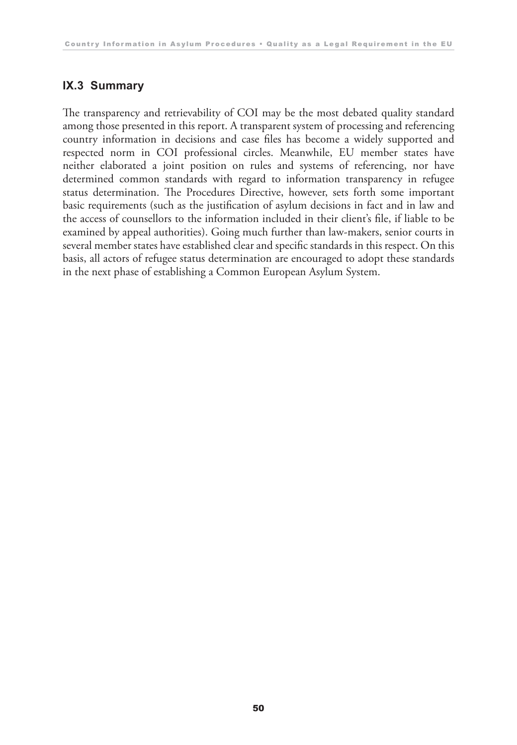## IX.3 Summary

The transparency and retrievability of COI may be the most debated quality standard among those presented in this report. A transparent system of processing and referencing country information in decisions and case files has become a widely supported and respected norm in COI professional circles. Meanwhile, EU member states have neither elaborated a joint position on rules and systems of referencing, nor have determined common standards with regard to information transparency in refugee status determination. The Procedures Directive, however, sets forth some important basic requirements (such as the justification of asylum decisions in fact and in law and the access of counsellors to the information included in their client's file, if liable to be examined by appeal authorities). Going much further than law-makers, senior courts in several member states have established clear and specific standards in this respect. On this basis, all actors of refugee status determination are encouraged to adopt these standards in the next phase of establishing a Common European Asylum System.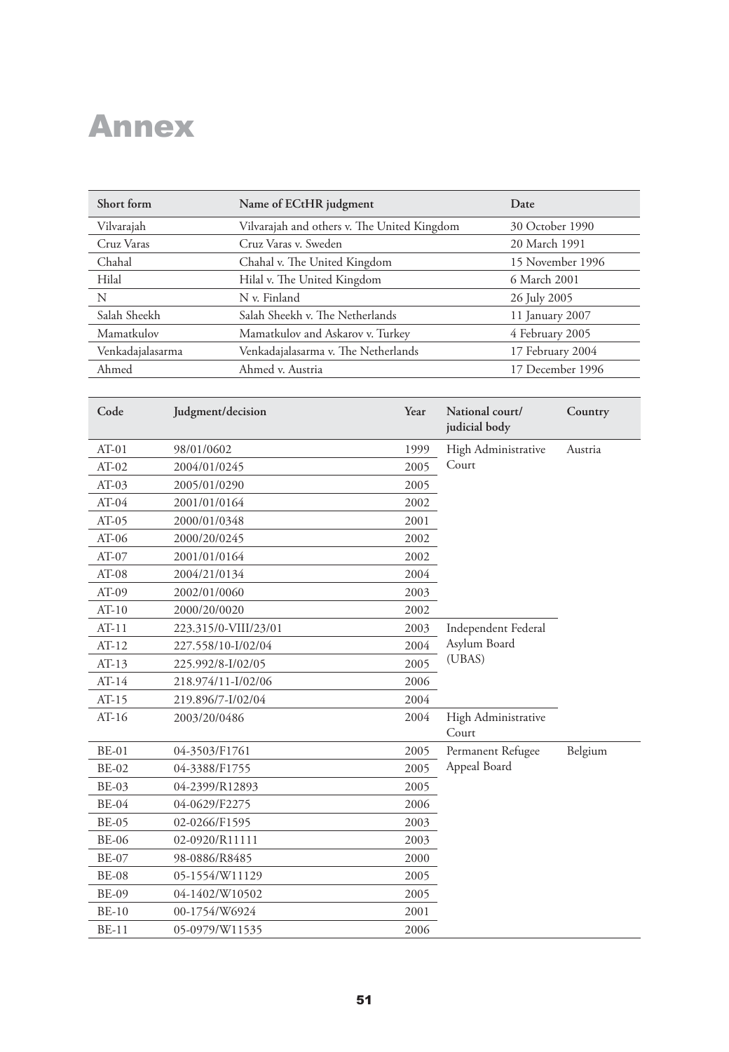# Annex

| Short form | Name of ECtHR judgment | Date |
|---|---|---|
| Vilvarajah | Vilvarajah and others v. The United Kingdom | 30 October 1990 |
| Cruz Varas | Cruz Varas v. Sweden | 20 March 1991 |
| Chahal | Chahal v. The United Kingdom | 15 November 1996 |
| Hilal | Hilal v. The United Kingdom | 6 March 2001 |
| N | N v. Finland | 26 July 2005 |
| Salah Sheekh | Salah Sheekh v. The Netherlands | 11 January 2007 |
| Mamatkulov | Mamatkulov and Askarov v. Turkey | 4 February 2005 |
| Venkadajalasarma | Venkadajalasarma v. The Netherlands | 17 February 2004 |
| Ahmed | Ahmed v. Austria | 17 December 1996 |

| Code | Judgment/decision | Year | National court/ judicial body | Country |
|---|---|---|---|---|
| AT-01 | 98/01/0602 | 1999 | High Administrative Court | Austria |
| AT-02 | 2004/01/0245 | 2005 | | |
| AT-03 | 2005/01/0290 | 2005 | | |
| AT-04 | 2001/01/0164 | 2002 | | |
| AT-05 | 2000/01/0348 | 2001 | | |
| AT-06 | 2000/20/0245 | 2002 | | |
| AT-07 | 2001/01/0164 | 2002 | | |
| AT-08 | 2004/21/0134 | 2004 | | |
| AT-09 | 2002/01/0060 | 2003 | | |
| AT-10 | 2000/20/0020 | 2002 | | |
| AT-11 | 223.315/0-VIII/23/01 | 2003 | Independent Federal Asylum Board (UBAS) | |
| AT-12 | 227.558/10-I/02/04 | 2004 | | |
| AT-13 | 225.992/8-I/02/05 | 2005 | | |
| AT-14 | 218.974/11-I/02/06 | 2006 | | |
| AT-15 | 219.896/7-I/02/04 | 2004 | | |
| AT-16 | 2003/20/0486 | 2004 | High Administrative Court | |
| BE-01 | 04-3503/F1761 | 2005 | Permanent Refugee Appeal Board | Belgium |
| BE-02 | 04-3388/F1755 | 2005 | | |
| BE-03 | 04-2399/R12893 | 2005 | | |
| BE-04 | 04-0629/F2275 | 2006 | | |
| BE-05 | 02-0266/F1595 | 2003 | | |
| BE-06 | 02-0920/R11111 | 2003 | | |
| BE-07 | 98-0886/R8485 | 2000 | | |
| BE-08 | 05-1554/W11129 | 2005 | | |
| BE-09 | 04-1402/W10502 | 2005 | | |
| BE-10 | 00-1754/W6924 | 2001 | | |
| BE-11 | 05-0979/W11535 | 2006 | | |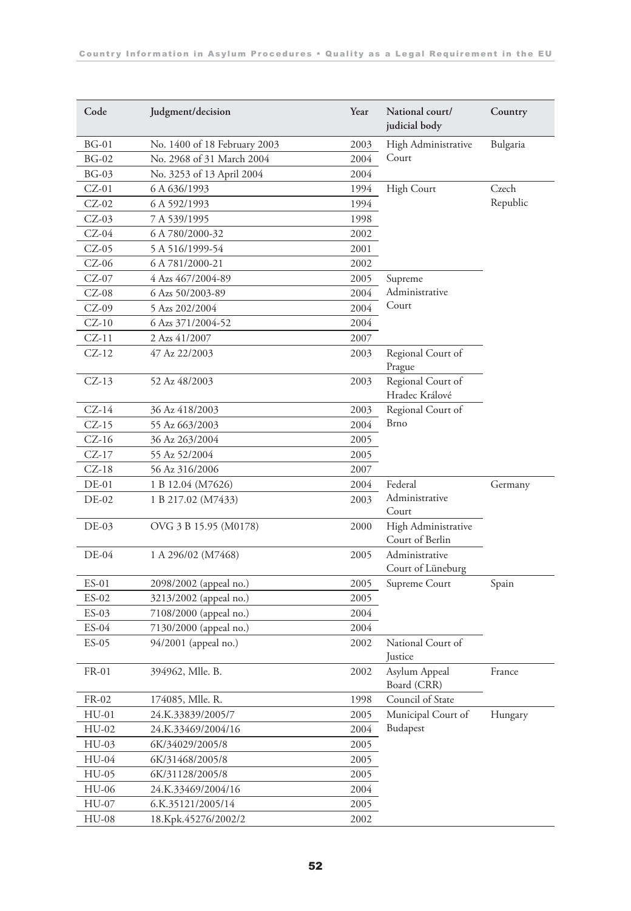| Code | Judgment/decision | Year | National court/ judicial body | Country |
|---|---|---|---|---|
| BG-01 | No. 1400 of 18 February 2003 | 2003 | High Administrative Court | Bulgaria |
| BG-02 | No. 2968 of 31 March 2004 | 2004 | | |
| BG-03 | No. 3253 of 13 April 2004 | 2004 | | |
| CZ-01 | 6 A 636/1993 | 1994 | High Court | Czech Republic |
| CZ-02 | 6 A 592/1993 | 1994 | | |
| CZ-03 | 7 A 539/1995 | 1998 | | |
| CZ-04 | 6 A 780/2000-32 | 2002 | | |
| CZ-05 | 5 A 516/1999-54 | 2001 | | |
| CZ-06 | 6 A 781/2000-21 | 2002 | | |
| CZ-07 | 4 Azs 467/2004-89 | 2005 | Supreme Administrative Court | |
| CZ-08 | 6 Azs 50/2003-89 | 2004 | | |
| CZ-09 | 5 Azs 202/2004 | 2004 | | |
| CZ-10 | 6 Azs 371/2004-52 | 2004 | | |
| CZ-11 | 2 Azs 41/2007 | 2007 | | |
| CZ-12 | 47 Az 22/2003 | 2003 | Regional Court of Prague | |
| CZ-13 | 52 Az 48/2003 | 2003 | Regional Court of Hradec Králové | |
| CZ-14 | 36 Az 418/2003 | 2003 | Regional Court of Brno | |
| CZ-15 | 55 Az 663/2003 | 2004 | | |
| CZ-16 | 36 Az 263/2004 | 2005 | | |
| CZ-17 | 55 Az 52/2004 | 2005 | | |
| CZ-18 | 56 Az 316/2006 | 2007 | | |
| DE-01 | 1 B 12.04 (M7626) | 2004 | Federal Administrative Court | Germany |
| DE-02 | 1 B 217.02 (M7433) | 2003 | | |
| DE-03 | OVG 3 B 15.95 (M0178) | 2000 | High Administrative Court of Berlin | |
| DE-04 | 1 A 296/02 (M7468) | 2005 | Administrative Court of Lüneburg | |
| ES-01 | 2098/2002 (appeal no.) | 2005 | Supreme Court | Spain |
| ES-02 | 3213/2002 (appeal no.) | 2005 | | |
| ES-03 | 7108/2000 (appeal no.) | 2004 | | |
| ES-04 | 7130/2000 (appeal no.) | 2004 | | |
| ES-05 | 94/2001 (appeal no.) | 2002 | National Court of Justice | |
| FR-01 | 394962, Mlle. B. | 2002 | Asylum Appeal Board (CRR) | France |
| FR-02 | 174085, Mlle. R. | 1998 | Council of State | |
| HU-01 | 24.K.33839/2005/7 | 2005 | Municipal Court of Budapest | Hungary |
| HU-02 | 24.K.33469/2004/16 | 2004 | | |
| HU-03 | 6K/34029/2005/8 | 2005 | | |
| HU-04 | 6K/31468/2005/8 | 2005 | | |
| HU-05 | 6K/31128/2005/8 | 2005 | | |
| HU-06 | 24.K.33469/2004/16 | 2004 | | |
| HU-07 | 6.K.35121/2005/14 | 2005 | | |
| HU-08 | 18.Kpk.45276/2002/2 | 2002 | | |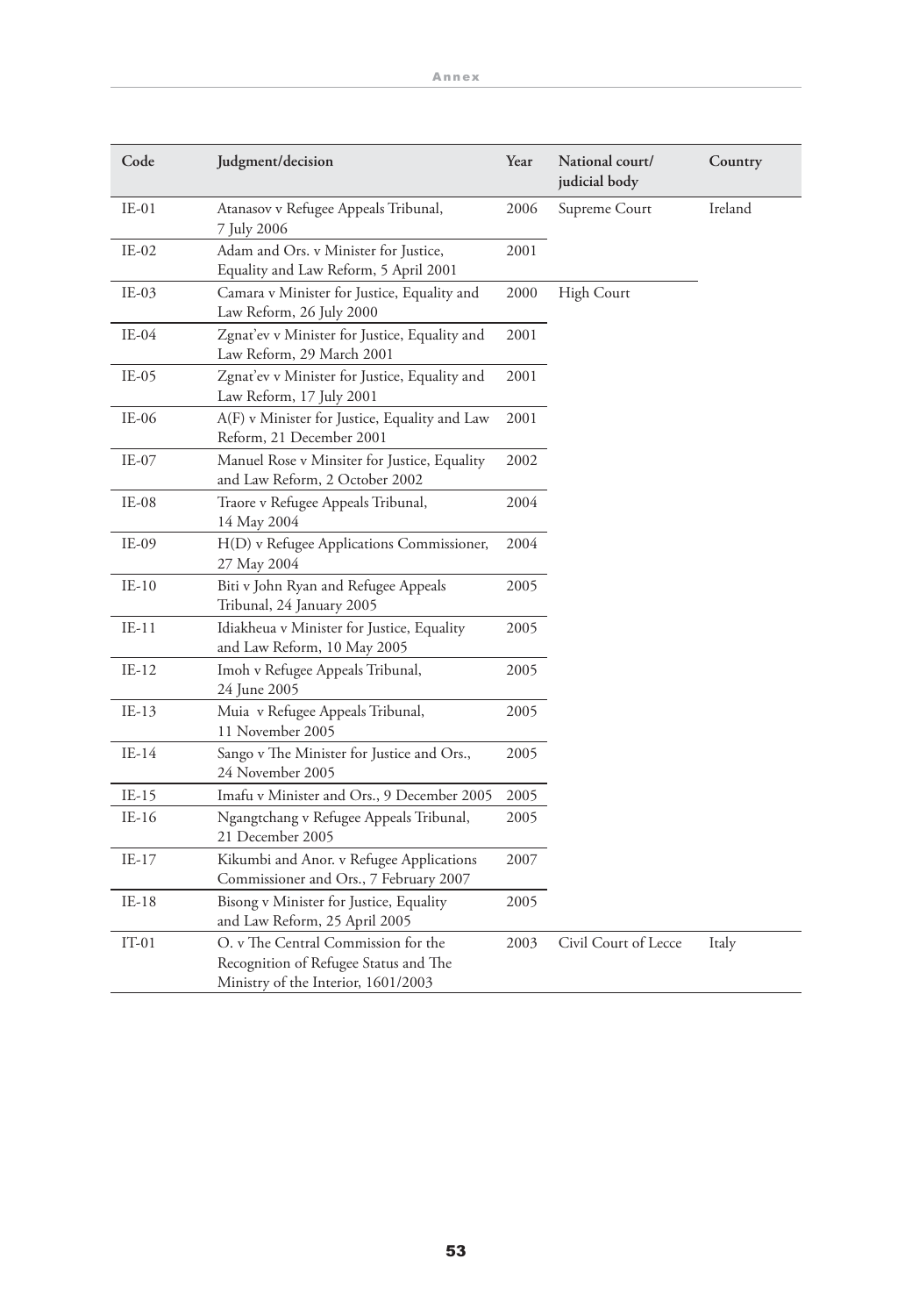| Code | Judgment/decision | Year | National court/ judicial body | Country |
|---|---|---|---|---|
| IE-01 | Atanasov v Refugee Appeals Tribunal, 7 July 2006 | 2006 | Supreme Court | Ireland |
| IE-02 | Adam and Ors. v Minister for Justice, Equality and Law Reform, 5 April 2001 | 2001 | | |
| IE-03 | Camara v Minister for Justice, Equality and Law Reform, 26 July 2000 | 2000 | High Court | |
| IE-04 | Zgnat'ev v Minister for Justice, Equality and Law Reform, 29 March 2001 | 2001 | | |
| IE-05 | Zgnat'ev v Minister for Justice, Equality and Law Reform, 17 July 2001 | 2001 | | |
| IE-06 | A(F) v Minister for Justice, Equality and Law Reform, 21 December 2001 | 2001 | | |
| IE-07 | Manuel Rose v Minsiter for Justice, Equality and Law Reform, 2 October 2002 | 2002 | | |
| IE-08 | Traore v Refugee Appeals Tribunal, 14 May 2004 | 2004 | | |
| IE-09 | H(D) v Refugee Applications Commissioner, 27 May 2004 | 2004 | | |
| IE-10 | Biti v John Ryan and Refugee Appeals Tribunal, 24 January 2005 | 2005 | | |
| IE-11 | Idiakheua v Minister for Justice, Equality and Law Reform, 10 May 2005 | 2005 | | |
| IE-12 | Imoh v Refugee Appeals Tribunal, 24 June 2005 | 2005 | | |
| IE-13 | Muia v Refugee Appeals Tribunal, 11 November 2005 | 2005 | | |
| IE-14 | Sango v The Minister for Justice and Ors., 24 November 2005 | 2005 | | |
| IE-15 | Imafu v Minister and Ors., 9 December 2005 | 2005 | | |
| IE-16 | Ngangtchang v Refugee Appeals Tribunal, 21 December 2005 | 2005 | | |
| IE-17 | Kikumbi and Anor. v Refugee Applications Commissioner and Ors., 7 February 2007 | 2007 | | |
| IE-18 | Bisong v Minister for Justice, Equality and Law Reform, 25 April 2005 | 2005 | | |
| IT-01 | O. v The Central Commission for the Recognition of Refugee Status and The Ministry of the Interior, 1601/2003 | 2003 | Civil Court of Lecce | Italy |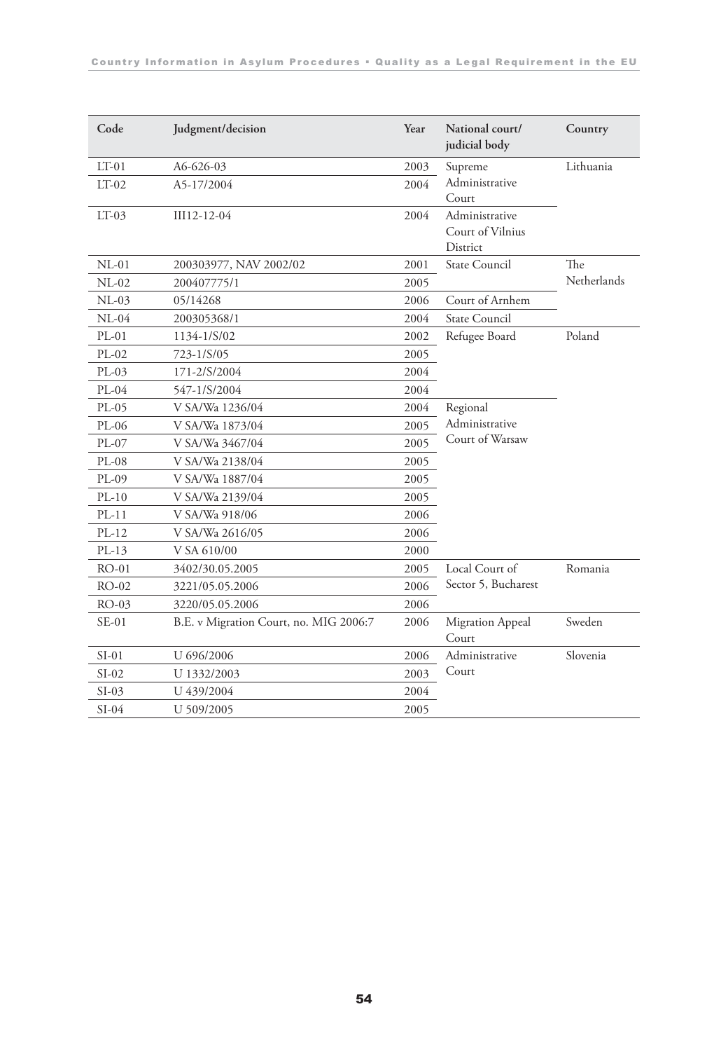| Code | Judgment/decision | Year | National court/ judicial body | Country |
|---|---|---|---|---|
| LT-01 | A6-626-03 | 2003 | Supreme Administrative Court | Lithuania |
| LT-02 | A5-17/2004 | 2004 | | |
| LT-03 | III12-12-04 | 2004 | Administrative Court of Vilnius District | |
| NL-01 | 200303977, NAV 2002/02 | 2001 | State Council | The Netherlands |
| NL-02 | 200407775/1 | 2005 | | |
| NL-03 | 05/14268 | 2006 | Court of Arnhem | |
| NL-04 | 200305368/1 | 2004 | State Council | |
| PL-01 | 1134-1/S/02 | 2002 | Refugee Board | Poland |
| PL-02 | 723-1/S/05 | 2005 | | |
| PL-03 | 171-2/S/2004 | 2004 | | |
| PL-04 | 547-1/S/2004 | 2004 | | |
| PL-05 | V SA/Wa 1236/04 | 2004 | Regional Administrative Court of Warsaw | |
| PL-06 | V SA/Wa 1873/04 | 2005 | | |
| PL-07 | V SA/Wa 3467/04 | 2005 | | |
| PL-08 | V SA/Wa 2138/04 | 2005 | | |
| PL-09 | V SA/Wa 1887/04 | 2005 | | |
| PL-10 | V SA/Wa 2139/04 | 2005 | | |
| PL-11 | V SA/Wa 918/06 | 2006 | | |
| PL-12 | V SA/Wa 2616/05 | 2006 | | |
| PL-13 | V SA 610/00 | 2000 | | |
| RO-01 | 3402/30.05.2005 | 2005 | Local Court of Sector 5, Bucharest | Romania |
| RO-02 | 3221/05.05.2006 | 2006 | | |
| RO-03 | 3220/05.05.2006 | 2006 | | |
| SE-01 | B.E. v Migration Court, no. MIG 2006:7 | 2006 | Migration Appeal Court | Sweden |
| SI-01 | U 696/2006 | 2006 | Administrative Court | Slovenia |
| SI-02 | U 1332/2003 | 2003 | | |
| SI-03 | U 439/2004 | 2004 | | |
| SI-04 | U 509/2005 | 2005 | | |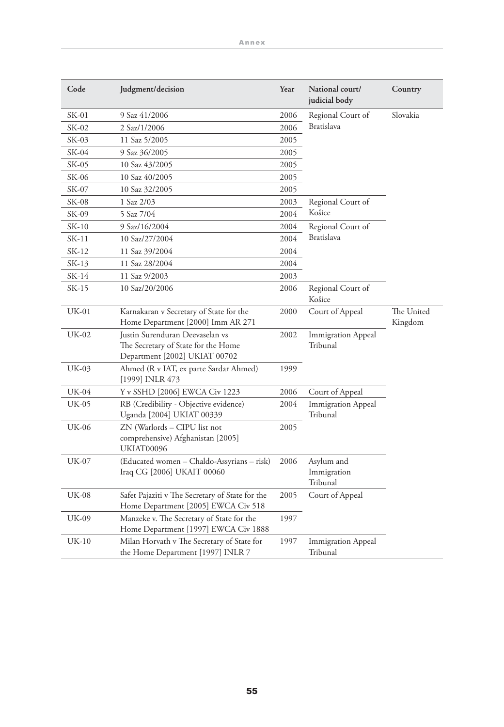| Code | Judgment/decision | Year | National court/ judicial body | Country |
|---|---|---|---|---|
| SK-01 | 9 Saz 41/2006 | 2006 | Regional Court of Bratislava | Slovakia |
| SK-02 | 2 Saz/1/2006 | 2006 | | |
| SK-03 | 11 Saz 5/2005 | 2005 | | |
| SK-04 | 9 Saz 36/2005 | 2005 | | |
| SK-05 | 10 Saz 43/2005 | 2005 | | |
| SK-06 | 10 Saz 40/2005 | 2005 | | |
| SK-07 | 10 Saz 32/2005 | 2005 | | |
| SK-08 | 1 Saz 2/03 | 2003 | Regional Court of Košice | |
| SK-09 | 5 Saz 7/04 | 2004 | | |
| SK-10 | 9 Saz/16/2004 | 2004 | Regional Court of Bratislava | |
| SK-11 | 10 Saz/27/2004 | 2004 | | |
| SK-12 | 11 Saz 39/2004 | 2004 | | |
| SK-13 | 11 Saz 28/2004 | 2004 | | |
| SK-14 | 11 Saz 9/2003 | 2003 | | |
| SK-15 | 10 Saz/20/2006 | 2006 | Regional Court of Košice | |
| UK-01 | Karnakaran v Secretary of State for the Home Department [2000] Imm AR 271 | 2000 | Court of Appeal | The United Kingdom |
| UK-02 | Justin Surenduran Deevaselan vs The Secretary of State for the Home Department [2002] UKIAT 00702 | 2002 | Immigration Appeal Tribunal | |
| UK-03 | Ahmed (R v IAT, ex parte Sardar Ahmed) [1999] INLR 473 | 1999 | | |
| UK-04 | Y v SSHD [2006] EWCA Civ 1223 | 2006 | Court of Appeal | |
| UK-05 | RB (Credibility - Objective evidence) Uganda [2004] UKIAT 00339 | 2004 | Immigration Appeal Tribunal | |
| UK-06 | ZN (Warlords – CIPU list not comprehensive) Afghanistan [2005] UKIAT00096 | 2005 | | |
| UK-07 | (Educated women – Chaldo-Assyrians – risk) Iraq CG [2006] UKAIT 00060 | 2006 | Asylum and Immigration Tribunal | |
| UK-08 | Safet Pajaziti v The Secretary of State for the Home Department [2005] EWCA Civ 518 | 2005 | Court of Appeal | |
| UK-09 | Manzeke v. The Secretary of State for the Home Department [1997] EWCA Civ 1888 | 1997 | | |
| UK-10 | Milan Horvath v The Secretary of State for the Home Department [1997] INLR 7 | 1997 | Immigration Appeal Tribunal | |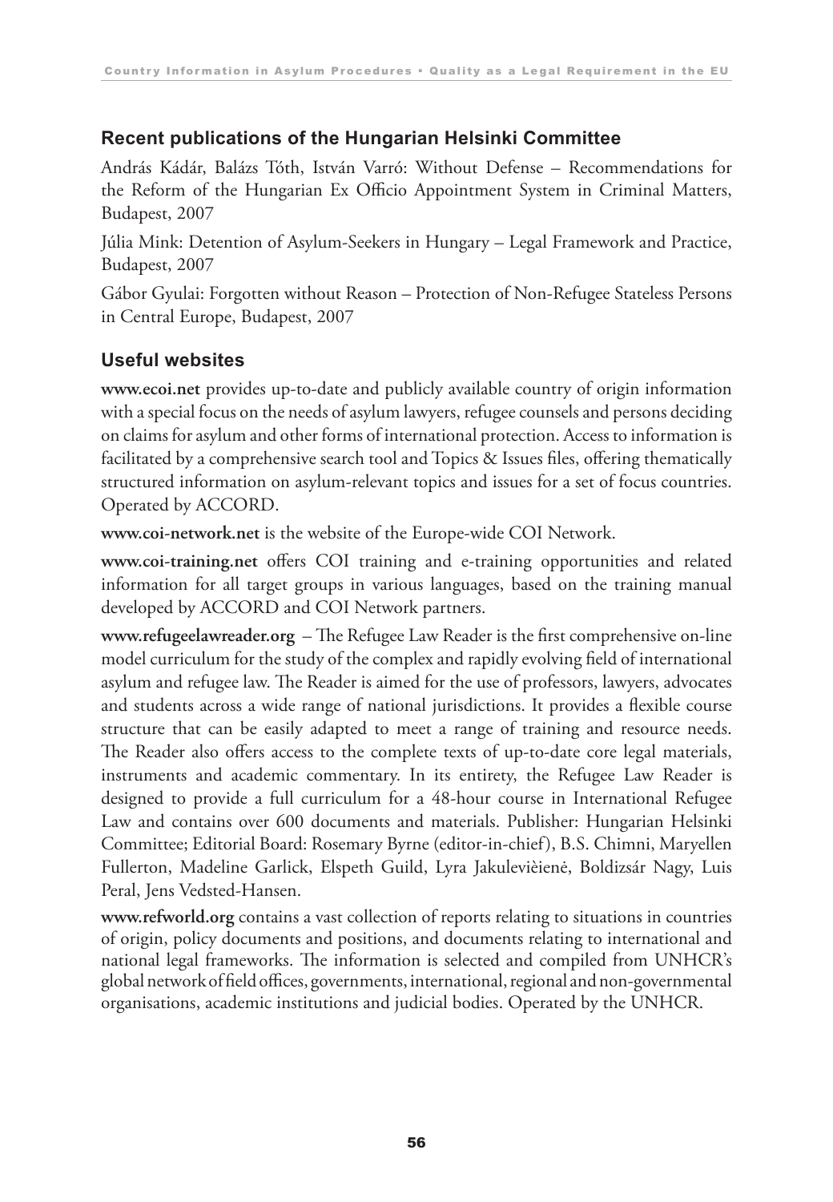## Recent publications of the Hungarian Helsinki Committee

András Kádár, Balázs Tóth, István Varró: Without Defense – Recommendations for the Reform of the Hungarian Ex Officio Appointment System in Criminal Matters, Budapest, 2007

Júlia Mink: Detention of Asylum-Seekers in Hungary – Legal Framework and Practice, Budapest, 2007

Gábor Gyulai: Forgotten without Reason – Protection of Non-Refugee Stateless Persons in Central Europe, Budapest, 2007

## Useful websites

**www.ecoi.net** provides up-to-date and publicly available country of origin information with a special focus on the needs of asylum lawyers, refugee counsels and persons deciding on claims for asylum and other forms of international protection. Access to information is facilitated by a comprehensive search tool and Topics & Issues files, offering thematically structured information on asylum-relevant topics and issues for a set of focus countries. Operated by ACCORD.

**www.coi-network.net** is the website of the Europe-wide COI Network.

**www.coi-training.net** offers COI training and e-training opportunities and related information for all target groups in various languages, based on the training manual developed by ACCORD and COI Network partners.

**www.refugeelawreader.org** – The Refugee Law Reader is the first comprehensive on-line model curriculum for the study of the complex and rapidly evolving field of international asylum and refugee law. The Reader is aimed for the use of professors, lawyers, advocates and students across a wide range of national jurisdictions. It provides a flexible course structure that can be easily adapted to meet a range of training and resource needs. The Reader also offers access to the complete texts of up-to-date core legal materials, instruments and academic commentary. In its entirety, the Refugee Law Reader is designed to provide a full curriculum for a 48-hour course in International Refugee Law and contains over 600 documents and materials. Publisher: Hungarian Helsinki Committee; Editorial Board: Rosemary Byrne (editor-in-chief), B.S. Chimni, Maryellen Fullerton, Madeline Garlick, Elspeth Guild, Lyra Jakulevièienė, Boldizsár Nagy, Luis Peral, Jens Vedsted-Hansen.

**www.refworld.org** contains a vast collection of reports relating to situations in countries of origin, policy documents and positions, and documents relating to international and national legal frameworks. The information is selected and compiled from UNHCR's global network of field offices, governments, international, regional and non-governmental organisations, academic institutions and judicial bodies. Operated by the UNHCR.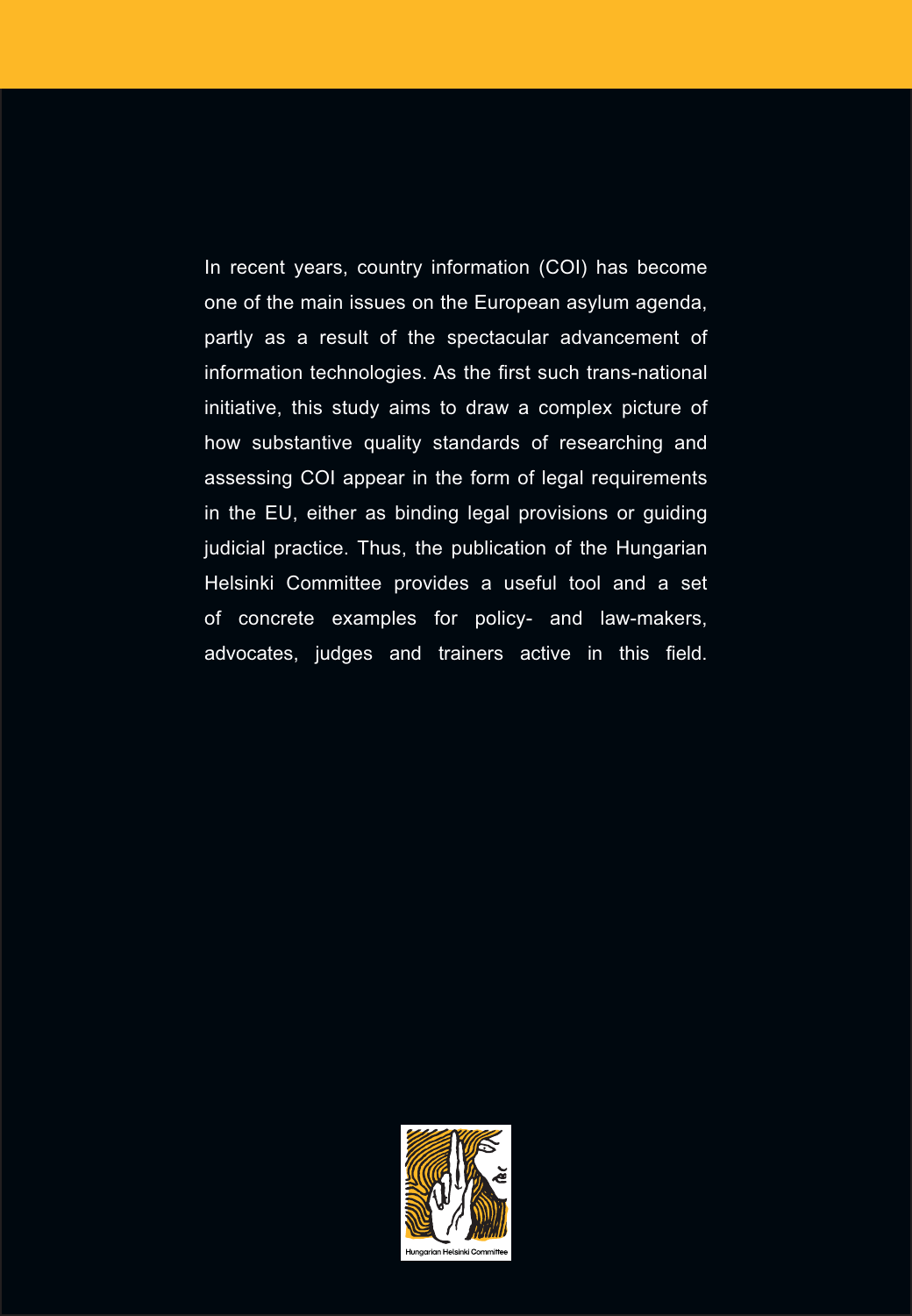In recent years, country information (COI) has become one of the main issues on the European asylum agenda, partly as a result of the spectacular advancement of information technologies. As the first such trans-national initiative, this study aims to draw a complex picture of how substantive quality standards of researching and assessing COI appear in the form of legal requirements in the EU, either as binding legal provisions or guiding judicial practice. Thus, the publication of the Hungarian Helsinki Committee provides a useful tool and a set of concrete examples for policy- and law-makers, advocates, judges and trainers active in this field.

Hungarian Helsinki Committee